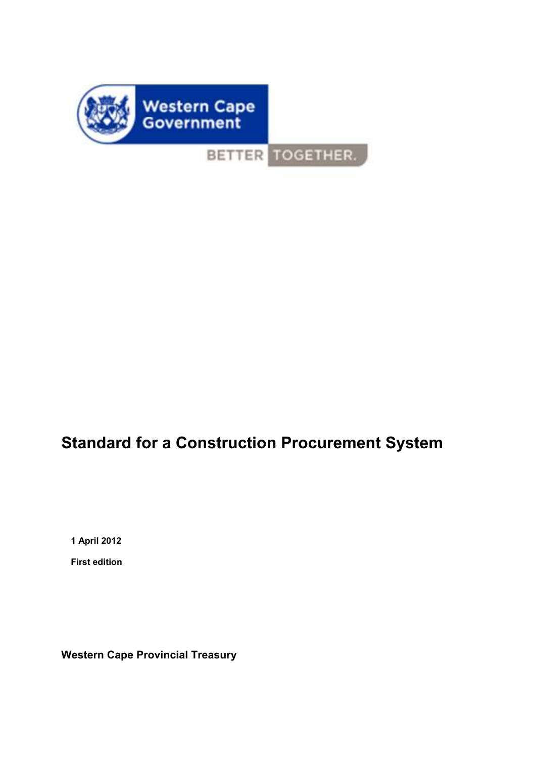# Standard for a Construction Procurement System

**1 April 2012**

**First edition**

**Western Cape Provincial Treasury**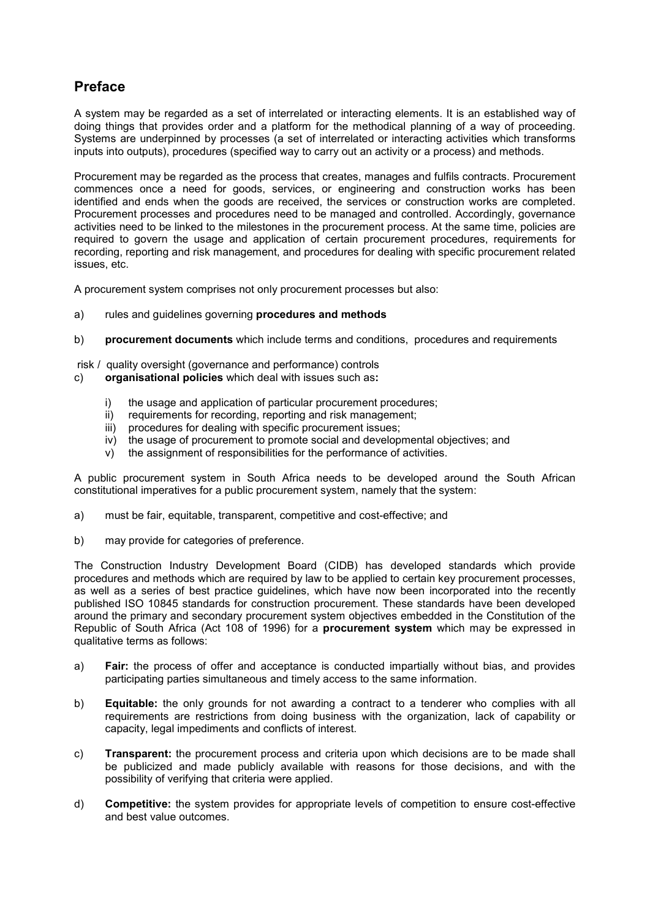## Preface

A system may be regarded as a set of interrelated or interacting elements. It is an established way of doing things that provides order and a platform for the methodical planning of a way of proceeding. Systems are underpinned by processes (a set of interrelated or interacting activities which transforms inputs into outputs), procedures (specified way to carry out an activity or a process) and methods.

Procurement may be regarded as the process that creates, manages and fulfils contracts. Procurement commences once a need for goods, services, or engineering and construction works has been identified and ends when the goods are received, the services or construction works are completed. Procurement processes and procedures need to be managed and controlled. Accordingly, governance activities need to be linked to the milestones in the procurement process. At the same time, policies are required to govern the usage and application of certain procurement procedures, requirements for recording, reporting and risk management, and procedures for dealing with specific procurement related issues, etc.

A procurement system comprises not only procurement processes but also:

a) rules and guidelines governing **procedures and methods**

b) **procurement documents** which include terms and conditions, procedures and requirements

risk / quality oversight (governance and performance) controls

c) **organisational policies** which deal with issues such as**:**

   i) the usage and application of particular procurement procedures;
   ii) requirements for recording, reporting and risk management;
   iii) procedures for dealing with specific procurement issues;
   iv) the usage of procurement to promote social and developmental objectives; and
   v) the assignment of responsibilities for the performance of activities.

A public procurement system in South Africa needs to be developed around the South African constitutional imperatives for a public procurement system, namely that the system:

a) must be fair, equitable, transparent, competitive and cost-effective; and

b) may provide for categories of preference.

The Construction Industry Development Board (CIDB) has developed standards which provide procedures and methods which are required by law to be applied to certain key procurement processes, as well as a series of best practice guidelines, which have now been incorporated into the recently published ISO 10845 standards for construction procurement. These standards have been developed around the primary and secondary procurement system objectives embedded in the Constitution of the Republic of South Africa (Act 108 of 1996) for a **procurement system** which may be expressed in qualitative terms as follows:

a) **Fair:** the process of offer and acceptance is conducted impartially without bias, and provides participating parties simultaneous and timely access to the same information.

b) **Equitable:** the only grounds for not awarding a contract to a tenderer who complies with all requirements are restrictions from doing business with the organization, lack of capability or capacity, legal impediments and conflicts of interest.

c) **Transparent:** the procurement process and criteria upon which decisions are to be made shall be publicized and made publicly available with reasons for those decisions, and with the possibility of verifying that criteria were applied.

d) **Competitive:** the system provides for appropriate levels of competition to ensure cost-effective and best value outcomes.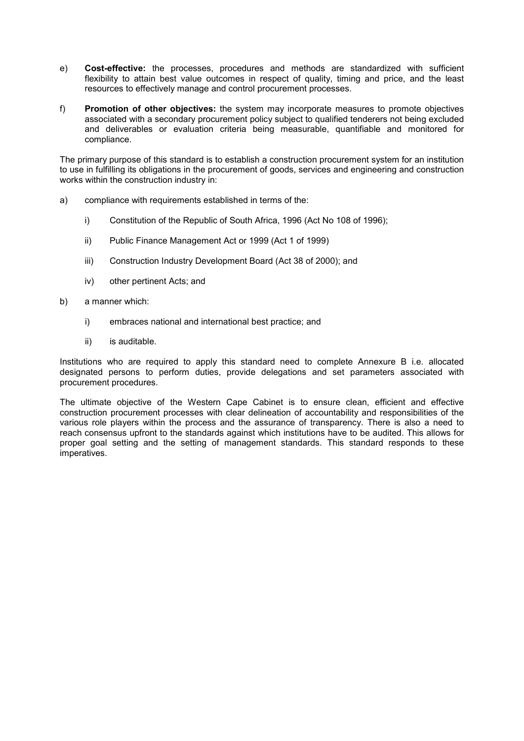e) **Cost-effective:** the processes, procedures and methods are standardized with sufficient flexibility to attain best value outcomes in respect of quality, timing and price, and the least resources to effectively manage and control procurement processes.

f) **Promotion of other objectives:** the system may incorporate measures to promote objectives associated with a secondary procurement policy subject to qualified tenderers not being excluded and deliverables or evaluation criteria being measurable, quantifiable and monitored for compliance.

The primary purpose of this standard is to establish a construction procurement system for an institution to use in fulfilling its obligations in the procurement of goods, services and engineering and construction works within the construction industry in:

a) compliance with requirements established in terms of the:

   i) Constitution of the Republic of South Africa, 1996 (Act No 108 of 1996);

   ii) Public Finance Management Act or 1999 (Act 1 of 1999)

   iii) Construction Industry Development Board (Act 38 of 2000); and

   iv) other pertinent Acts; and

b) a manner which:

   i) embraces national and international best practice; and

   ii) is auditable.

Institutions who are required to apply this standard need to complete Annexure B i.e. allocated designated persons to perform duties, provide delegations and set parameters associated with procurement procedures.

The ultimate objective of the Western Cape Cabinet is to ensure clean, efficient and effective construction procurement processes with clear delineation of accountability and responsibilities of the various role players within the process and the assurance of transparency. There is also a need to reach consensus upfront to the standards against which institutions have to be audited. This allows for proper goal setting and the setting of management standards. This standard responds to these imperatives.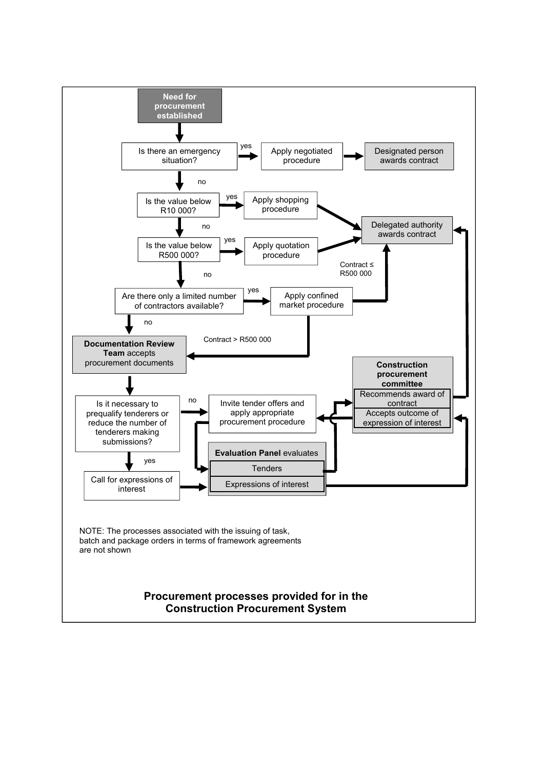**Need for procurement established**

Is there an emergency situation? — yes → Apply negotiated procedure → Designated person awards contract

no ↓

Is the value below R10 000? — yes → Apply shopping procedure → Delegated authority awards contract

no ↓

Is the value below R500 000? — yes → Apply quotation procedure → Delegated authority awards contract

no ↓

Are there only a limited number of contractors available? — yes → Apply confined market procedure

- Contract ≤ R500 000 → Delegated authority awards contract
- Contract > R500 000 → Documentation Review Team accepts procurement documents

no ↓

**Documentation Review Team** accepts procurement documents

↓

Is it necessary to prequalify tenderers or reduce the number of tenderers making submissions?

- no → Invite tender offers and apply appropriate procurement procedure → Evaluation Panel evaluates Tenders
- yes → Call for expressions of interest → Evaluation Panel evaluates Expressions of interest

**Evaluation Panel** evaluates

- Tenders → Construction procurement committee: Recommends award of contract → Delegated authority awards contract
- Expressions of interest → Construction procurement committee: Accepts outcome of expression of interest → Invite tender offers and apply appropriate procurement procedure

**Construction procurement committee**

- Recommends award of contract
- Accepts outcome of expression of interest

NOTE: The processes associated with the issuing of task, batch and package orders in terms of framework agreements are not shown

**Procurement processes provided for in the Construction Procurement System**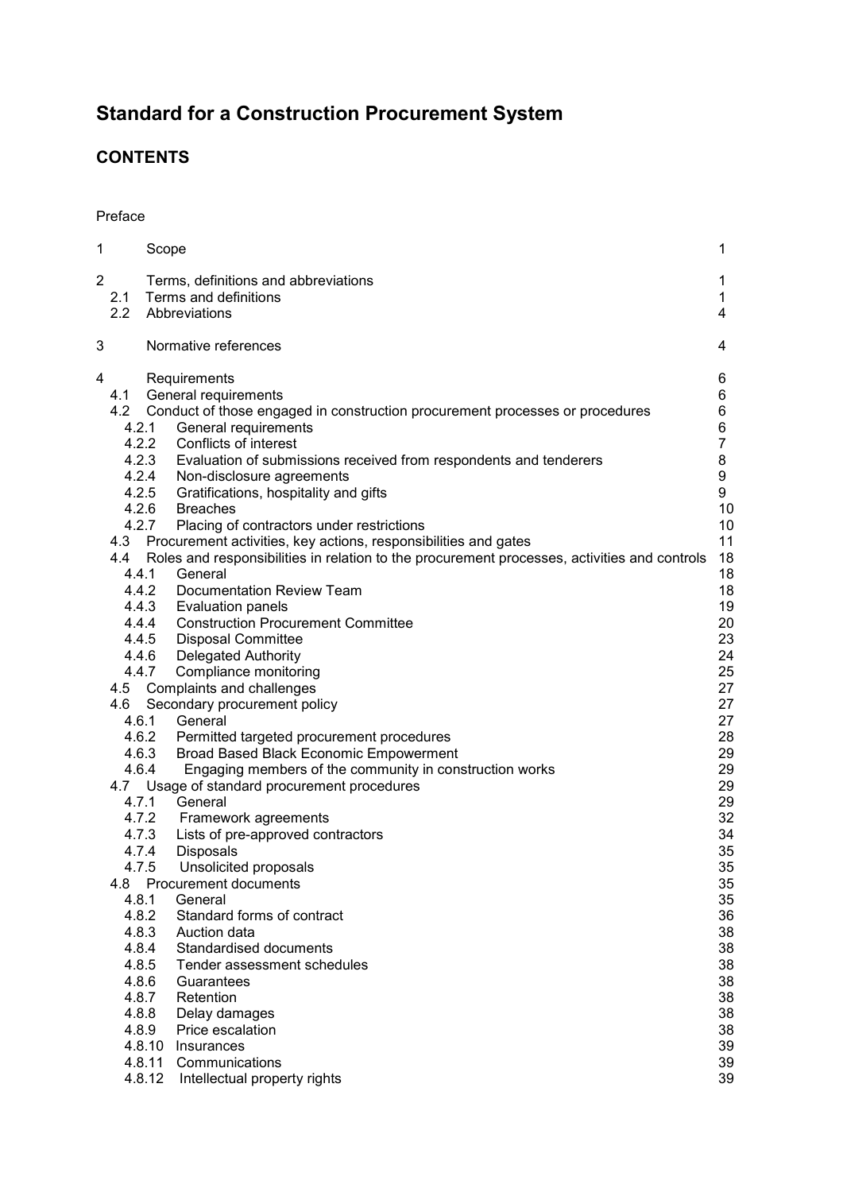# Standard for a Construction Procurement System

## CONTENTS

Preface

| | | |
|---|---|---|
| 1 | Scope | 1 |
| 2 | Terms, definitions and abbreviations | 1 |
| 2.1 | Terms and definitions | 1 |
| 2.2 | Abbreviations | 4 |
| 3 | Normative references | 4 |
| 4 | Requirements | 6 |
| 4.1 | General requirements | 6 |
| 4.2 | Conduct of those engaged in construction procurement processes or procedures | 6 |
| 4.2.1 | General requirements | 6 |
| 4.2.2 | Conflicts of interest | 7 |
| 4.2.3 | Evaluation of submissions received from respondents and tenderers | 8 |
| 4.2.4 | Non-disclosure agreements | 9 |
| 4.2.5 | Gratifications, hospitality and gifts | 9 |
| 4.2.6 | Breaches | 10 |
| 4.2.7 | Placing of contractors under restrictions | 10 |
| 4.3 | Procurement activities, key actions, responsibilities and gates | 11 |
| 4.4 | Roles and responsibilities in relation to the procurement processes, activities and controls | 18 |
| 4.4.1 | General | 18 |
| 4.4.2 | Documentation Review Team | 18 |
| 4.4.3 | Evaluation panels | 19 |
| 4.4.4 | Construction Procurement Committee | 20 |
| 4.4.5 | Disposal Committee | 23 |
| 4.4.6 | Delegated Authority | 24 |
| 4.4.7 | Compliance monitoring | 25 |
| 4.5 | Complaints and challenges | 27 |
| 4.6 | Secondary procurement policy | 27 |
| 4.6.1 | General | 27 |
| 4.6.2 | Permitted targeted procurement procedures | 28 |
| 4.6.3 | Broad Based Black Economic Empowerment | 29 |
| 4.6.4 | Engaging members of the community in construction works | 29 |
| 4.7 | Usage of standard procurement procedures | 29 |
| 4.7.1 | General | 29 |
| 4.7.2 | Framework agreements | 32 |
| 4.7.3 | Lists of pre-approved contractors | 34 |
| 4.7.4 | Disposals | 35 |
| 4.7.5 | Unsolicited proposals | 35 |
| 4.8 | Procurement documents | 35 |
| 4.8.1 | General | 35 |
| 4.8.2 | Standard forms of contract | 36 |
| 4.8.3 | Auction data | 38 |
| 4.8.4 | Standardised documents | 38 |
| 4.8.5 | Tender assessment schedules | 38 |
| 4.8.6 | Guarantees | 38 |
| 4.8.7 | Retention | 38 |
| 4.8.8 | Delay damages | 38 |
| 4.8.9 | Price escalation | 38 |
| 4.8.10 | Insurances | 39 |
| 4.8.11 | Communications | 39 |
| 4.8.12 | Intellectual property rights | 39 |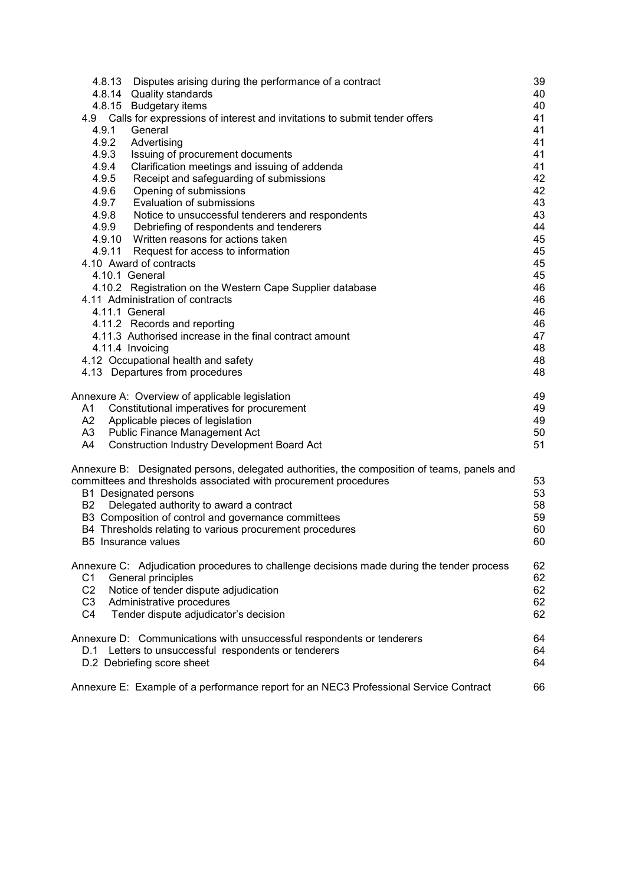| | |
|---|---|
| 4.8.13 Disputes arising during the performance of a contract | 39 |
| 4.8.14 Quality standards | 40 |
| 4.8.15 Budgetary items | 40 |
| 4.9 Calls for expressions of interest and invitations to submit tender offers | 41 |
| 4.9.1 General | 41 |
| 4.9.2 Advertising | 41 |
| 4.9.3 Issuing of procurement documents | 41 |
| 4.9.4 Clarification meetings and issuing of addenda | 41 |
| 4.9.5 Receipt and safeguarding of submissions | 42 |
| 4.9.6 Opening of submissions | 42 |
| 4.9.7 Evaluation of submissions | 43 |
| 4.9.8 Notice to unsuccessful tenderers and respondents | 43 |
| 4.9.9 Debriefing of respondents and tenderers | 44 |
| 4.9.10 Written reasons for actions taken | 45 |
| 4.9.11 Request for access to information | 45 |
| 4.10 Award of contracts | 45 |
| 4.10.1 General | 45 |
| 4.10.2 Registration on the Western Cape Supplier database | 46 |
| 4.11 Administration of contracts | 46 |
| 4.11.1 General | 46 |
| 4.11.2 Records and reporting | 46 |
| 4.11.3 Authorised increase in the final contract amount | 47 |
| 4.11.4 Invoicing | 48 |
| 4.12 Occupational health and safety | 48 |
| 4.13 Departures from procedures | 48 |
| | |
| Annexure A: Overview of applicable legislation | 49 |
| A1 Constitutional imperatives for procurement | 49 |
| A2 Applicable pieces of legislation | 49 |
| A3 Public Finance Management Act | 50 |
| A4 Construction Industry Development Board Act | 51 |
| | |
| Annexure B: Designated persons, delegated authorities, the composition of teams, panels and committees and thresholds associated with procurement procedures | 53 |
| B1 Designated persons | 53 |
| B2 Delegated authority to award a contract | 58 |
| B3 Composition of control and governance committees | 59 |
| B4 Thresholds relating to various procurement procedures | 60 |
| B5 Insurance values | 60 |
| | |
| Annexure C: Adjudication procedures to challenge decisions made during the tender process | 62 |
| C1 General principles | 62 |
| C2 Notice of tender dispute adjudication | 62 |
| C3 Administrative procedures | 62 |
| C4 Tender dispute adjudicator's decision | 62 |
| | |
| Annexure D: Communications with unsuccessful respondents or tenderers | 64 |
| D.1 Letters to unsuccessful respondents or tenderers | 64 |
| D.2 Debriefing score sheet | 64 |
| | |
| Annexure E: Example of a performance report for an NEC3 Professional Service Contract | 66 |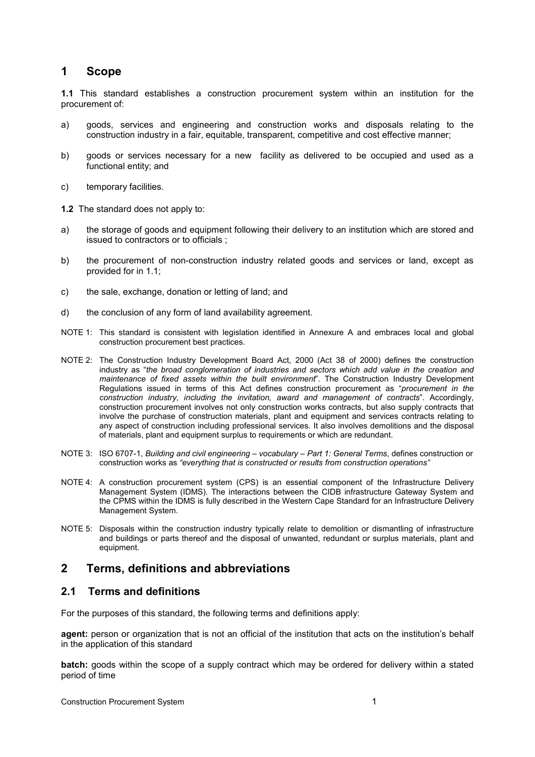# 1 Scope

**1.1** This standard establishes a construction procurement system within an institution for the procurement of:

a) goods, services and engineering and construction works and disposals relating to the construction industry in a fair, equitable, transparent, competitive and cost effective manner;

b) goods or services necessary for a new facility as delivered to be occupied and used as a functional entity; and

c) temporary facilities.

**1.2** The standard does not apply to:

a) the storage of goods and equipment following their delivery to an institution which are stored and issued to contractors or to officials ;

b) the procurement of non-construction industry related goods and services or land, except as provided for in 1.1;

c) the sale, exchange, donation or letting of land; and

d) the conclusion of any form of land availability agreement.

NOTE 1: This standard is consistent with legislation identified in Annexure A and embraces local and global construction procurement best practices.

NOTE 2: The Construction Industry Development Board Act, 2000 (Act 38 of 2000) defines the construction industry as "*the broad conglomeration of industries and sectors which add value in the creation and maintenance of fixed assets within the built environment*". The Construction Industry Development Regulations issued in terms of this Act defines construction procurement as "*procurement in the construction industry, including the invitation, award and management of contracts*". Accordingly, construction procurement involves not only construction works contracts, but also supply contracts that involve the purchase of construction materials, plant and equipment and services contracts relating to any aspect of construction including professional services. It also involves demolitions and the disposal of materials, plant and equipment surplus to requirements or which are redundant.

NOTE 3: ISO 6707-1, *Building and civil engineering – vocabulary – Part 1: General Terms*, defines construction or construction works as *"everything that is constructed or results from construction operations"*

NOTE 4: A construction procurement system (CPS) is an essential component of the Infrastructure Delivery Management System (IDMS). The interactions between the CIDB infrastructure Gateway System and the CPMS within the IDMS is fully described in the Western Cape Standard for an Infrastructure Delivery Management System.

NOTE 5: Disposals within the construction industry typically relate to demolition or dismantling of infrastructure and buildings or parts thereof and the disposal of unwanted, redundant or surplus materials, plant and equipment.

# 2 Terms, definitions and abbreviations

## 2.1 Terms and definitions

For the purposes of this standard, the following terms and definitions apply:

**agent:** person or organization that is not an official of the institution that acts on the institution's behalf in the application of this standard

**batch:** goods within the scope of a supply contract which may be ordered for delivery within a stated period of time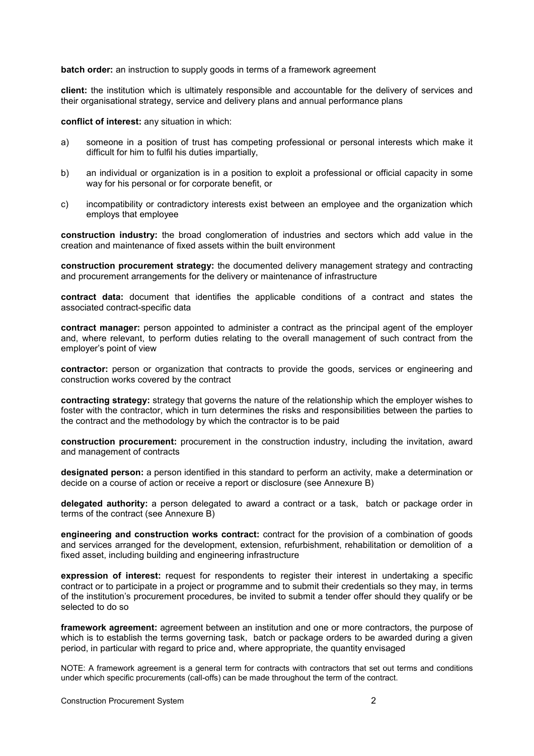**batch order:** an instruction to supply goods in terms of a framework agreement

**client:** the institution which is ultimately responsible and accountable for the delivery of services and their organisational strategy, service and delivery plans and annual performance plans

**conflict of interest:** any situation in which:

a) someone in a position of trust has competing professional or personal interests which make it difficult for him to fulfil his duties impartially,

b) an individual or organization is in a position to exploit a professional or official capacity in some way for his personal or for corporate benefit, or

c) incompatibility or contradictory interests exist between an employee and the organization which employs that employee

**construction industry:** the broad conglomeration of industries and sectors which add value in the creation and maintenance of fixed assets within the built environment

**construction procurement strategy:** the documented delivery management strategy and contracting and procurement arrangements for the delivery or maintenance of infrastructure

**contract data:** document that identifies the applicable conditions of a contract and states the associated contract-specific data

**contract manager:** person appointed to administer a contract as the principal agent of the employer and, where relevant, to perform duties relating to the overall management of such contract from the employer's point of view

**contractor:** person or organization that contracts to provide the goods, services or engineering and construction works covered by the contract

**contracting strategy:** strategy that governs the nature of the relationship which the employer wishes to foster with the contractor, which in turn determines the risks and responsibilities between the parties to the contract and the methodology by which the contractor is to be paid

**construction procurement:** procurement in the construction industry, including the invitation, award and management of contracts

**designated person:** a person identified in this standard to perform an activity, make a determination or decide on a course of action or receive a report or disclosure (see Annexure B)

**delegated authority:** a person delegated to award a contract or a task, batch or package order in terms of the contract (see Annexure B)

**engineering and construction works contract:** contract for the provision of a combination of goods and services arranged for the development, extension, refurbishment, rehabilitation or demolition of a fixed asset, including building and engineering infrastructure

**expression of interest:** request for respondents to register their interest in undertaking a specific contract or to participate in a project or programme and to submit their credentials so they may, in terms of the institution's procurement procedures, be invited to submit a tender offer should they qualify or be selected to do so

**framework agreement:** agreement between an institution and one or more contractors, the purpose of which is to establish the terms governing task, batch or package orders to be awarded during a given period, in particular with regard to price and, where appropriate, the quantity envisaged

NOTE: A framework agreement is a general term for contracts with contractors that set out terms and conditions under which specific procurements (call-offs) can be made throughout the term of the contract.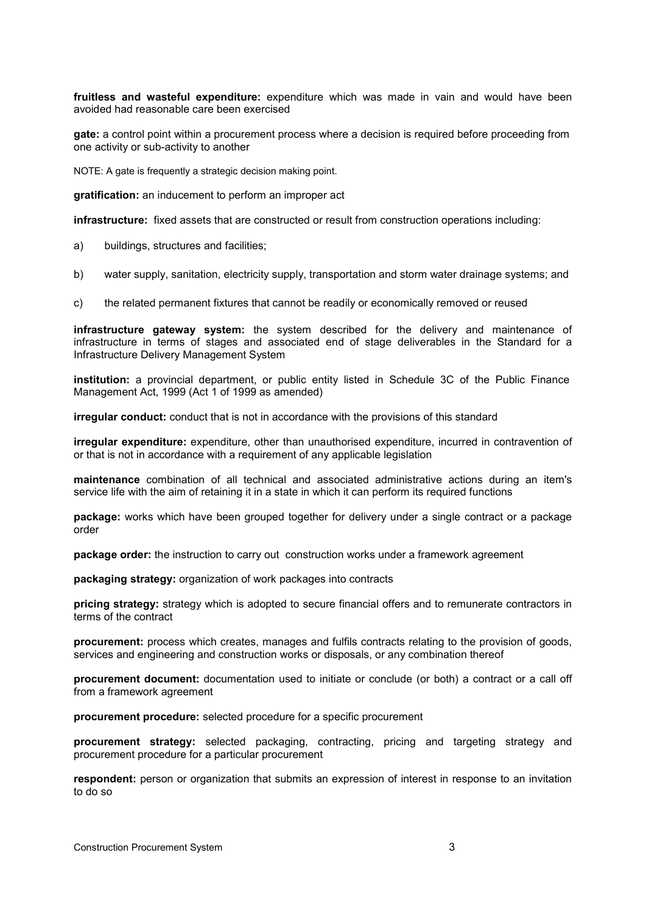**fruitless and wasteful expenditure:** expenditure which was made in vain and would have been avoided had reasonable care been exercised

**gate:** a control point within a procurement process where a decision is required before proceeding from one activity or sub-activity to another

NOTE: A gate is frequently a strategic decision making point.

**gratification:** an inducement to perform an improper act

**infrastructure:** fixed assets that are constructed or result from construction operations including:

a) buildings, structures and facilities;

b) water supply, sanitation, electricity supply, transportation and storm water drainage systems; and

c) the related permanent fixtures that cannot be readily or economically removed or reused

**infrastructure gateway system:** the system described for the delivery and maintenance of infrastructure in terms of stages and associated end of stage deliverables in the Standard for a Infrastructure Delivery Management System

**institution:** a provincial department, or public entity listed in Schedule 3C of the Public Finance Management Act, 1999 (Act 1 of 1999 as amended)

**irregular conduct:** conduct that is not in accordance with the provisions of this standard

**irregular expenditure:** expenditure, other than unauthorised expenditure, incurred in contravention of or that is not in accordance with a requirement of any applicable legislation

**maintenance** combination of all technical and associated administrative actions during an item's service life with the aim of retaining it in a state in which it can perform its required functions

**package:** works which have been grouped together for delivery under a single contract or a package order

**package order:** the instruction to carry out construction works under a framework agreement

**packaging strategy:** organization of work packages into contracts

**pricing strategy:** strategy which is adopted to secure financial offers and to remunerate contractors in terms of the contract

**procurement:** process which creates, manages and fulfils contracts relating to the provision of goods, services and engineering and construction works or disposals, or any combination thereof

**procurement document:** documentation used to initiate or conclude (or both) a contract or a call off from a framework agreement

**procurement procedure:** selected procedure for a specific procurement

**procurement strategy:** selected packaging, contracting, pricing and targeting strategy and procurement procedure for a particular procurement

**respondent:** person or organization that submits an expression of interest in response to an invitation to do so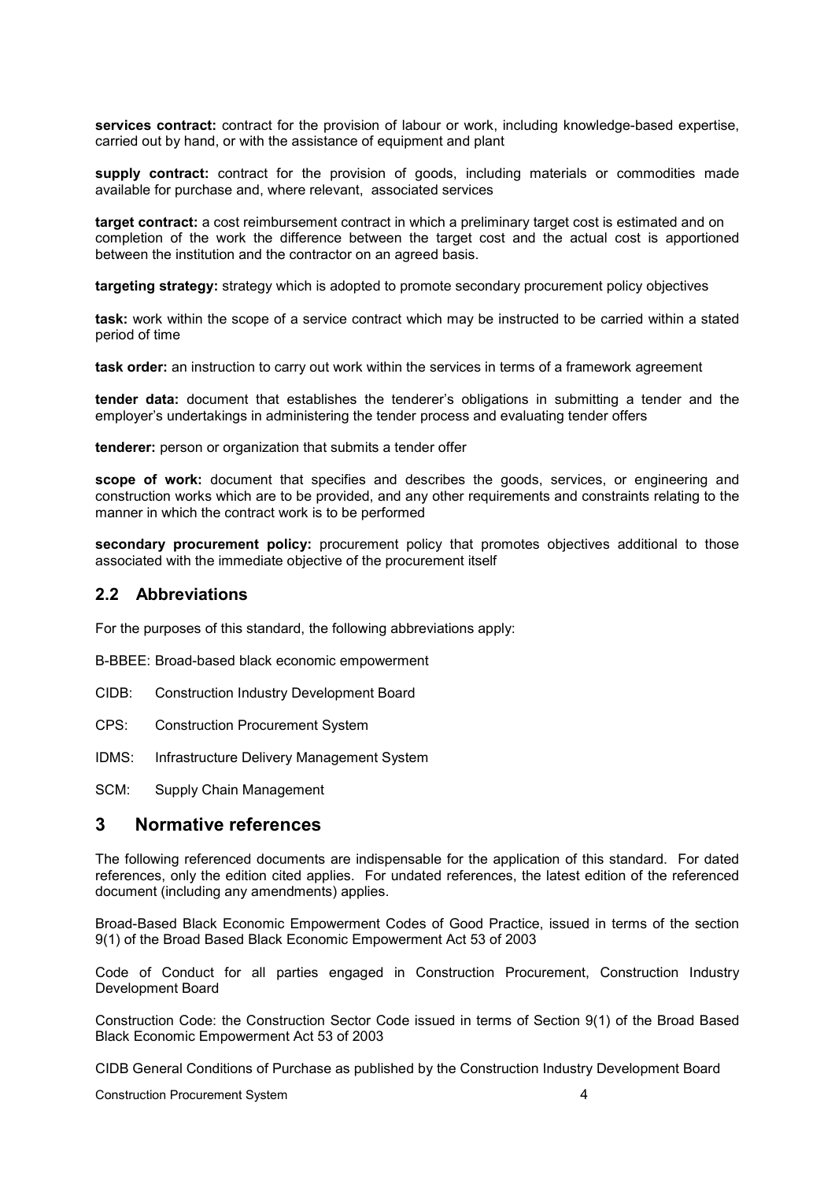**services contract:** contract for the provision of labour or work, including knowledge-based expertise, carried out by hand, or with the assistance of equipment and plant

**supply contract:** contract for the provision of goods, including materials or commodities made available for purchase and, where relevant, associated services

**target contract:** a cost reimbursement contract in which a preliminary target cost is estimated and on completion of the work the difference between the target cost and the actual cost is apportioned between the institution and the contractor on an agreed basis.

**targeting strategy:** strategy which is adopted to promote secondary procurement policy objectives

**task:** work within the scope of a service contract which may be instructed to be carried within a stated period of time

**task order:** an instruction to carry out work within the services in terms of a framework agreement

**tender data:** document that establishes the tenderer's obligations in submitting a tender and the employer's undertakings in administering the tender process and evaluating tender offers

**tenderer:** person or organization that submits a tender offer

**scope of work:** document that specifies and describes the goods, services, or engineering and construction works which are to be provided, and any other requirements and constraints relating to the manner in which the contract work is to be performed

**secondary procurement policy:** procurement policy that promotes objectives additional to those associated with the immediate objective of the procurement itself

## 2.2 Abbreviations

For the purposes of this standard, the following abbreviations apply:

B-BBEE: Broad-based black economic empowerment

CIDB: Construction Industry Development Board

CPS: Construction Procurement System

IDMS: Infrastructure Delivery Management System

SCM: Supply Chain Management

# 3 Normative references

The following referenced documents are indispensable for the application of this standard. For dated references, only the edition cited applies. For undated references, the latest edition of the referenced document (including any amendments) applies.

Broad-Based Black Economic Empowerment Codes of Good Practice, issued in terms of the section 9(1) of the Broad Based Black Economic Empowerment Act 53 of 2003

Code of Conduct for all parties engaged in Construction Procurement, Construction Industry Development Board

Construction Code: the Construction Sector Code issued in terms of Section 9(1) of the Broad Based Black Economic Empowerment Act 53 of 2003

CIDB General Conditions of Purchase as published by the Construction Industry Development Board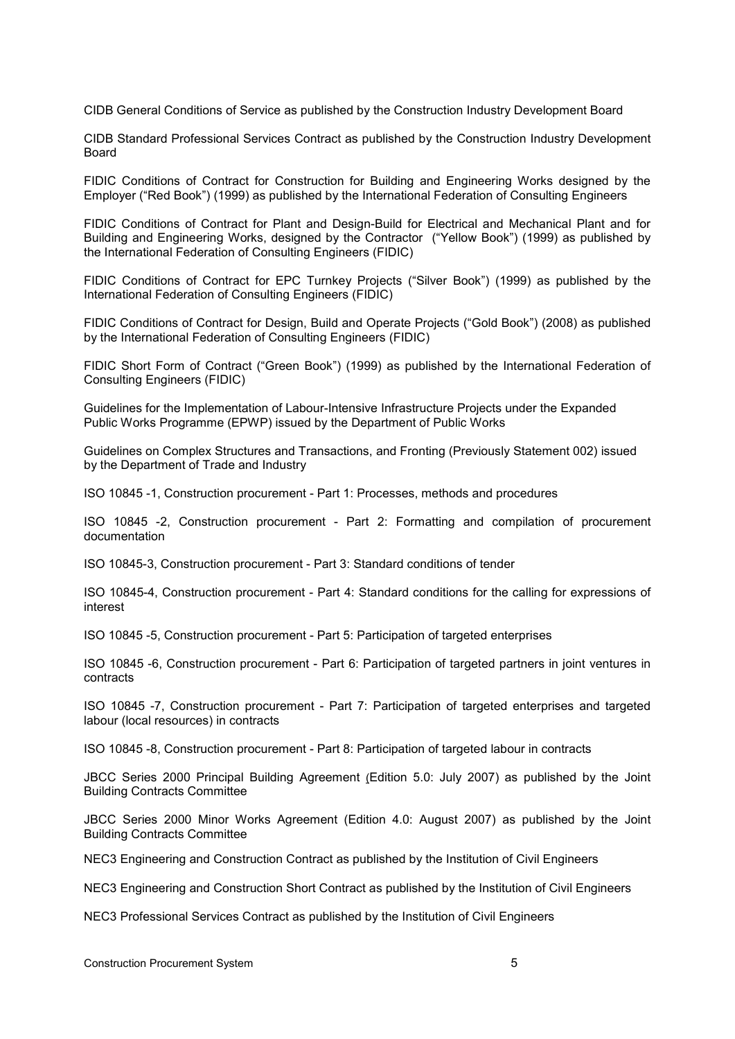CIDB General Conditions of Service as published by the Construction Industry Development Board

CIDB Standard Professional Services Contract as published by the Construction Industry Development Board

FIDIC Conditions of Contract for Construction for Building and Engineering Works designed by the Employer ("Red Book") (1999) as published by the International Federation of Consulting Engineers

FIDIC Conditions of Contract for Plant and Design-Build for Electrical and Mechanical Plant and for Building and Engineering Works, designed by the Contractor ("Yellow Book") (1999) as published by the International Federation of Consulting Engineers (FIDIC)

FIDIC Conditions of Contract for EPC Turnkey Projects ("Silver Book") (1999) as published by the International Federation of Consulting Engineers (FIDIC)

FIDIC Conditions of Contract for Design, Build and Operate Projects ("Gold Book") (2008) as published by the International Federation of Consulting Engineers (FIDIC)

FIDIC Short Form of Contract ("Green Book") (1999) as published by the International Federation of Consulting Engineers (FIDIC)

Guidelines for the Implementation of Labour-Intensive Infrastructure Projects under the Expanded Public Works Programme (EPWP) issued by the Department of Public Works

Guidelines on Complex Structures and Transactions, and Fronting (Previously Statement 002) issued by the Department of Trade and Industry

ISO 10845 -1, Construction procurement - Part 1: Processes, methods and procedures

ISO 10845 -2, Construction procurement - Part 2: Formatting and compilation of procurement documentation

ISO 10845-3, Construction procurement - Part 3: Standard conditions of tender

ISO 10845-4, Construction procurement - Part 4: Standard conditions for the calling for expressions of interest

ISO 10845 -5, Construction procurement - Part 5: Participation of targeted enterprises

ISO 10845 -6, Construction procurement - Part 6: Participation of targeted partners in joint ventures in contracts

ISO 10845 -7, Construction procurement - Part 7: Participation of targeted enterprises and targeted labour (local resources) in contracts

ISO 10845 -8, Construction procurement - Part 8: Participation of targeted labour in contracts

JBCC Series 2000 Principal Building Agreement (Edition 5.0: July 2007) as published by the Joint Building Contracts Committee

JBCC Series 2000 Minor Works Agreement (Edition 4.0: August 2007) as published by the Joint Building Contracts Committee

NEC3 Engineering and Construction Contract as published by the Institution of Civil Engineers

NEC3 Engineering and Construction Short Contract as published by the Institution of Civil Engineers

NEC3 Professional Services Contract as published by the Institution of Civil Engineers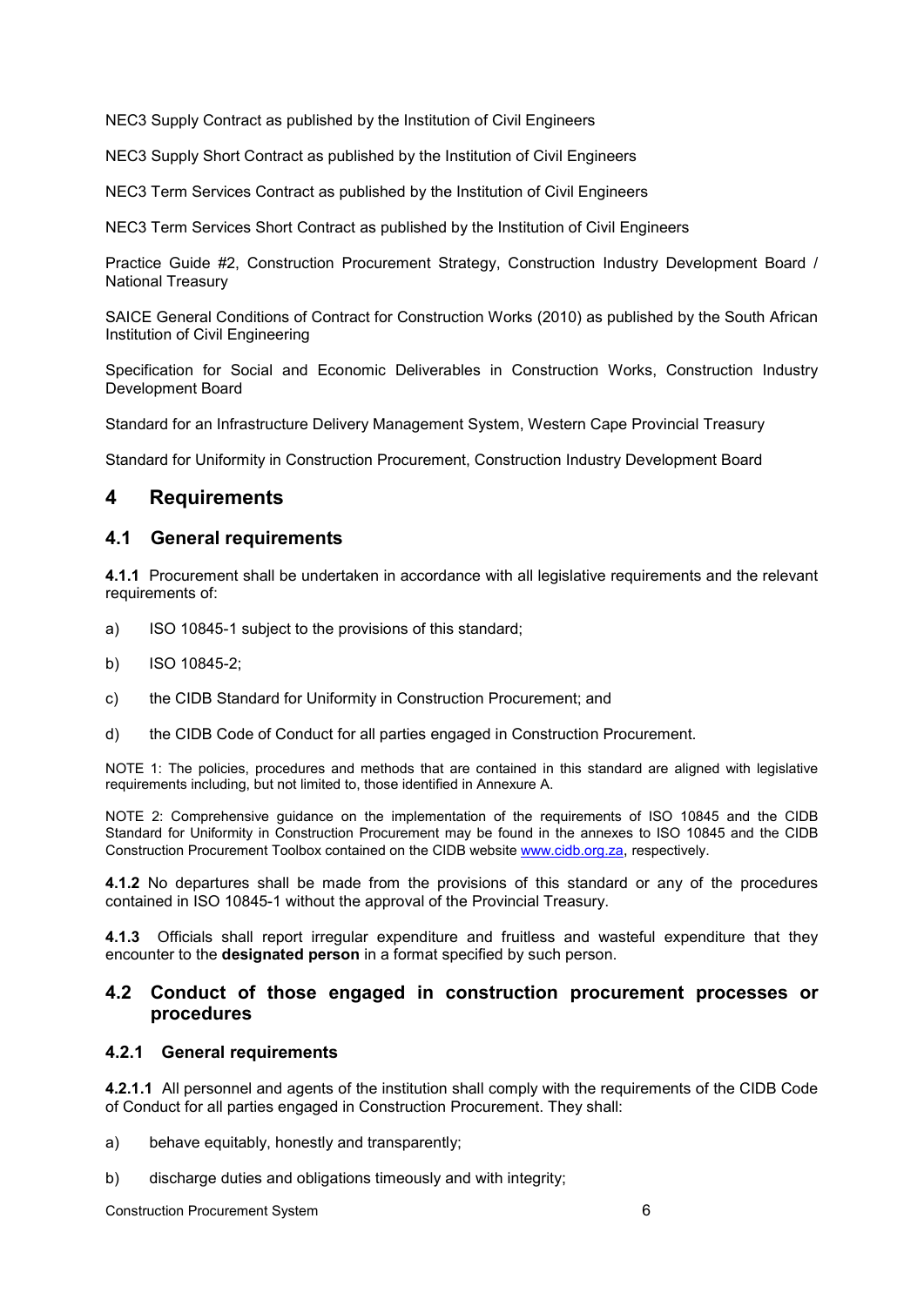NEC3 Supply Contract as published by the Institution of Civil Engineers

NEC3 Supply Short Contract as published by the Institution of Civil Engineers

NEC3 Term Services Contract as published by the Institution of Civil Engineers

NEC3 Term Services Short Contract as published by the Institution of Civil Engineers

Practice Guide #2, Construction Procurement Strategy, Construction Industry Development Board / National Treasury

SAICE General Conditions of Contract for Construction Works (2010) as published by the South African Institution of Civil Engineering

Specification for Social and Economic Deliverables in Construction Works, Construction Industry Development Board

Standard for an Infrastructure Delivery Management System, Western Cape Provincial Treasury

Standard for Uniformity in Construction Procurement, Construction Industry Development Board

# 4 Requirements

## 4.1 General requirements

**4.1.1** Procurement shall be undertaken in accordance with all legislative requirements and the relevant requirements of:

a) ISO 10845-1 subject to the provisions of this standard;

b) ISO 10845-2;

c) the CIDB Standard for Uniformity in Construction Procurement; and

d) the CIDB Code of Conduct for all parties engaged in Construction Procurement.

NOTE 1: The policies, procedures and methods that are contained in this standard are aligned with legislative requirements including, but not limited to, those identified in Annexure A.

NOTE 2: Comprehensive guidance on the implementation of the requirements of ISO 10845 and the CIDB Standard for Uniformity in Construction Procurement may be found in the annexes to ISO 10845 and the CIDB Construction Procurement Toolbox contained on the CIDB website www.cidb.org.za, respectively.

**4.1.2** No departures shall be made from the provisions of this standard or any of the procedures contained in ISO 10845-1 without the approval of the Provincial Treasury.

**4.1.3** Officials shall report irregular expenditure and fruitless and wasteful expenditure that they encounter to the **designated person** in a format specified by such person.

## 4.2 Conduct of those engaged in construction procurement processes or procedures

### 4.2.1 General requirements

**4.2.1.1** All personnel and agents of the institution shall comply with the requirements of the CIDB Code of Conduct for all parties engaged in Construction Procurement. They shall:

a) behave equitably, honestly and transparently;

b) discharge duties and obligations timeously and with integrity;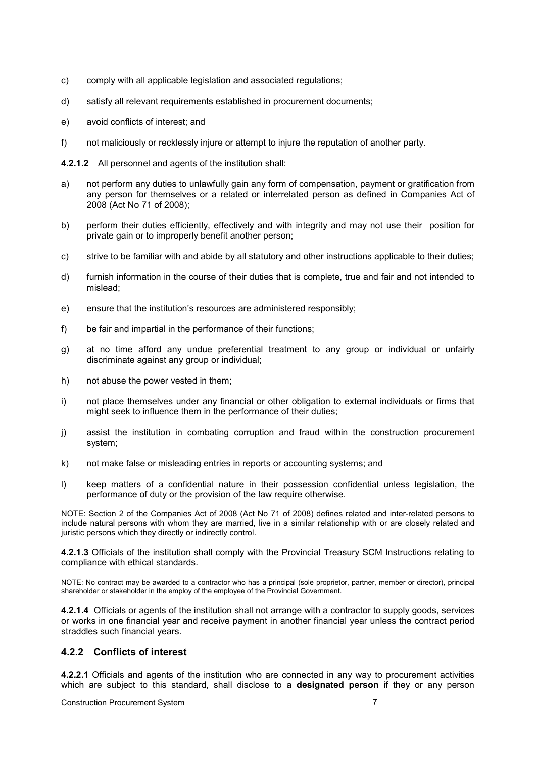c) comply with all applicable legislation and associated regulations;

d) satisfy all relevant requirements established in procurement documents;

e) avoid conflicts of interest; and

f) not maliciously or recklessly injure or attempt to injure the reputation of another party.

**4.2.1.2** All personnel and agents of the institution shall:

a) not perform any duties to unlawfully gain any form of compensation, payment or gratification from any person for themselves or a related or interrelated person as defined in Companies Act of 2008 (Act No 71 of 2008);

b) perform their duties efficiently, effectively and with integrity and may not use their position for private gain or to improperly benefit another person;

c) strive to be familiar with and abide by all statutory and other instructions applicable to their duties;

d) furnish information in the course of their duties that is complete, true and fair and not intended to mislead;

e) ensure that the institution's resources are administered responsibly;

f) be fair and impartial in the performance of their functions;

g) at no time afford any undue preferential treatment to any group or individual or unfairly discriminate against any group or individual;

h) not abuse the power vested in them;

i) not place themselves under any financial or other obligation to external individuals or firms that might seek to influence them in the performance of their duties;

j) assist the institution in combating corruption and fraud within the construction procurement system;

k) not make false or misleading entries in reports or accounting systems; and

l) keep matters of a confidential nature in their possession confidential unless legislation, the performance of duty or the provision of the law require otherwise.

NOTE: Section 2 of the Companies Act of 2008 (Act No 71 of 2008) defines related and inter-related persons to include natural persons with whom they are married, live in a similar relationship with or are closely related and juristic persons which they directly or indirectly control.

**4.2.1.3** Officials of the institution shall comply with the Provincial Treasury SCM Instructions relating to compliance with ethical standards.

NOTE: No contract may be awarded to a contractor who has a principal (sole proprietor, partner, member or director), principal shareholder or stakeholder in the employ of the employee of the Provincial Government.

**4.2.1.4** Officials or agents of the institution shall not arrange with a contractor to supply goods, services or works in one financial year and receive payment in another financial year unless the contract period straddles such financial years.

### 4.2.2 Conflicts of interest

**4.2.2.1** Officials and agents of the institution who are connected in any way to procurement activities which are subject to this standard, shall disclose to a **designated person** if they or any person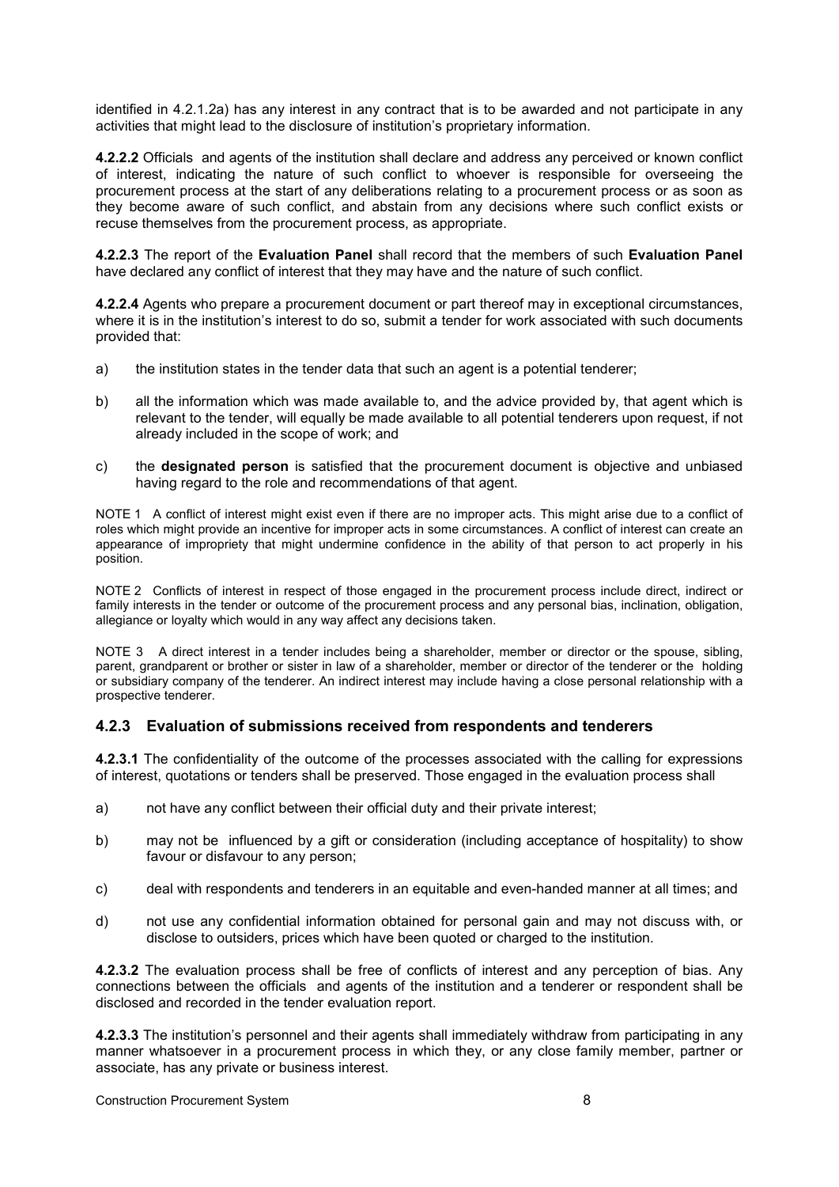identified in 4.2.1.2a) has any interest in any contract that is to be awarded and not participate in any activities that might lead to the disclosure of institution's proprietary information.

**4.2.2.2** Officials and agents of the institution shall declare and address any perceived or known conflict of interest, indicating the nature of such conflict to whoever is responsible for overseeing the procurement process at the start of any deliberations relating to a procurement process or as soon as they become aware of such conflict, and abstain from any decisions where such conflict exists or recuse themselves from the procurement process, as appropriate.

**4.2.2.3** The report of the **Evaluation Panel** shall record that the members of such **Evaluation Panel** have declared any conflict of interest that they may have and the nature of such conflict.

**4.2.2.4** Agents who prepare a procurement document or part thereof may in exceptional circumstances, where it is in the institution's interest to do so, submit a tender for work associated with such documents provided that:

a) the institution states in the tender data that such an agent is a potential tenderer;

b) all the information which was made available to, and the advice provided by, that agent which is relevant to the tender, will equally be made available to all potential tenderers upon request, if not already included in the scope of work; and

c) the **designated person** is satisfied that the procurement document is objective and unbiased having regard to the role and recommendations of that agent.

NOTE 1 A conflict of interest might exist even if there are no improper acts. This might arise due to a conflict of roles which might provide an incentive for improper acts in some circumstances. A conflict of interest can create an appearance of impropriety that might undermine confidence in the ability of that person to act properly in his position.

NOTE 2 Conflicts of interest in respect of those engaged in the procurement process include direct, indirect or family interests in the tender or outcome of the procurement process and any personal bias, inclination, obligation, allegiance or loyalty which would in any way affect any decisions taken.

NOTE 3 A direct interest in a tender includes being a shareholder, member or director or the spouse, sibling, parent, grandparent or brother or sister in law of a shareholder, member or director of the tenderer or the holding or subsidiary company of the tenderer. An indirect interest may include having a close personal relationship with a prospective tenderer.

### 4.2.3 Evaluation of submissions received from respondents and tenderers

**4.2.3.1** The confidentiality of the outcome of the processes associated with the calling for expressions of interest, quotations or tenders shall be preserved. Those engaged in the evaluation process shall

a) not have any conflict between their official duty and their private interest;

b) may not be influenced by a gift or consideration (including acceptance of hospitality) to show favour or disfavour to any person;

c) deal with respondents and tenderers in an equitable and even-handed manner at all times; and

d) not use any confidential information obtained for personal gain and may not discuss with, or disclose to outsiders, prices which have been quoted or charged to the institution.

**4.2.3.2** The evaluation process shall be free of conflicts of interest and any perception of bias. Any connections between the officials and agents of the institution and a tenderer or respondent shall be disclosed and recorded in the tender evaluation report.

**4.2.3.3** The institution's personnel and their agents shall immediately withdraw from participating in any manner whatsoever in a procurement process in which they, or any close family member, partner or associate, has any private or business interest.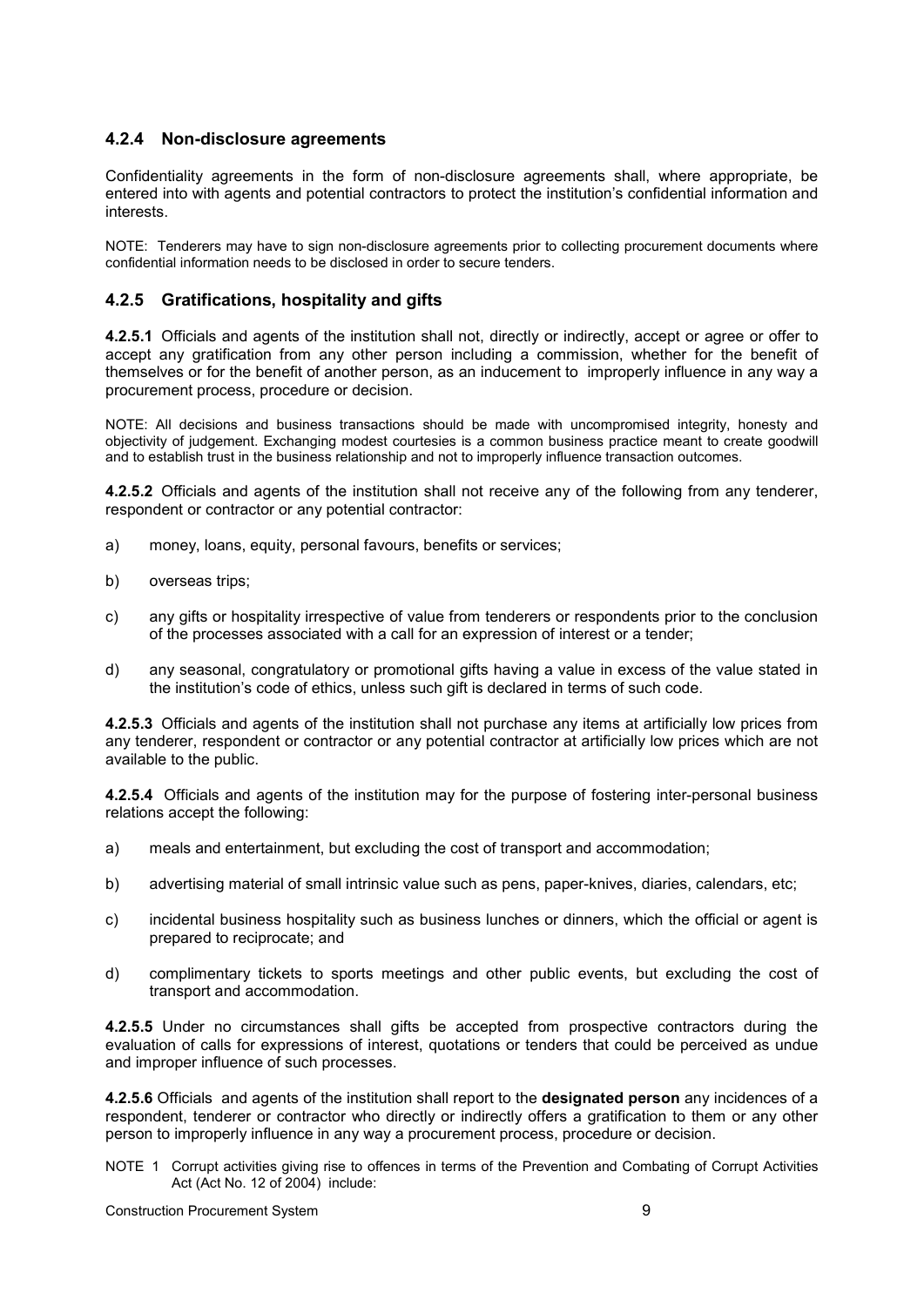### 4.2.4 Non-disclosure agreements

Confidentiality agreements in the form of non-disclosure agreements shall, where appropriate, be entered into with agents and potential contractors to protect the institution's confidential information and interests.

NOTE: Tenderers may have to sign non-disclosure agreements prior to collecting procurement documents where confidential information needs to be disclosed in order to secure tenders.

### 4.2.5 Gratifications, hospitality and gifts

**4.2.5.1** Officials and agents of the institution shall not, directly or indirectly, accept or agree or offer to accept any gratification from any other person including a commission, whether for the benefit of themselves or for the benefit of another person, as an inducement to improperly influence in any way a procurement process, procedure or decision.

NOTE: All decisions and business transactions should be made with uncompromised integrity, honesty and objectivity of judgement. Exchanging modest courtesies is a common business practice meant to create goodwill and to establish trust in the business relationship and not to improperly influence transaction outcomes.

**4.2.5.2** Officials and agents of the institution shall not receive any of the following from any tenderer, respondent or contractor or any potential contractor:

a) money, loans, equity, personal favours, benefits or services;

b) overseas trips;

c) any gifts or hospitality irrespective of value from tenderers or respondents prior to the conclusion of the processes associated with a call for an expression of interest or a tender;

d) any seasonal, congratulatory or promotional gifts having a value in excess of the value stated in the institution's code of ethics, unless such gift is declared in terms of such code.

**4.2.5.3** Officials and agents of the institution shall not purchase any items at artificially low prices from any tenderer, respondent or contractor or any potential contractor at artificially low prices which are not available to the public.

**4.2.5.4** Officials and agents of the institution may for the purpose of fostering inter-personal business relations accept the following:

a) meals and entertainment, but excluding the cost of transport and accommodation;

b) advertising material of small intrinsic value such as pens, paper-knives, diaries, calendars, etc;

c) incidental business hospitality such as business lunches or dinners, which the official or agent is prepared to reciprocate; and

d) complimentary tickets to sports meetings and other public events, but excluding the cost of transport and accommodation.

**4.2.5.5** Under no circumstances shall gifts be accepted from prospective contractors during the evaluation of calls for expressions of interest, quotations or tenders that could be perceived as undue and improper influence of such processes.

**4.2.5.6** Officials and agents of the institution shall report to the **designated person** any incidences of a respondent, tenderer or contractor who directly or indirectly offers a gratification to them or any other person to improperly influence in any way a procurement process, procedure or decision.

NOTE 1 Corrupt activities giving rise to offences in terms of the Prevention and Combating of Corrupt Activities Act (Act No. 12 of 2004) include: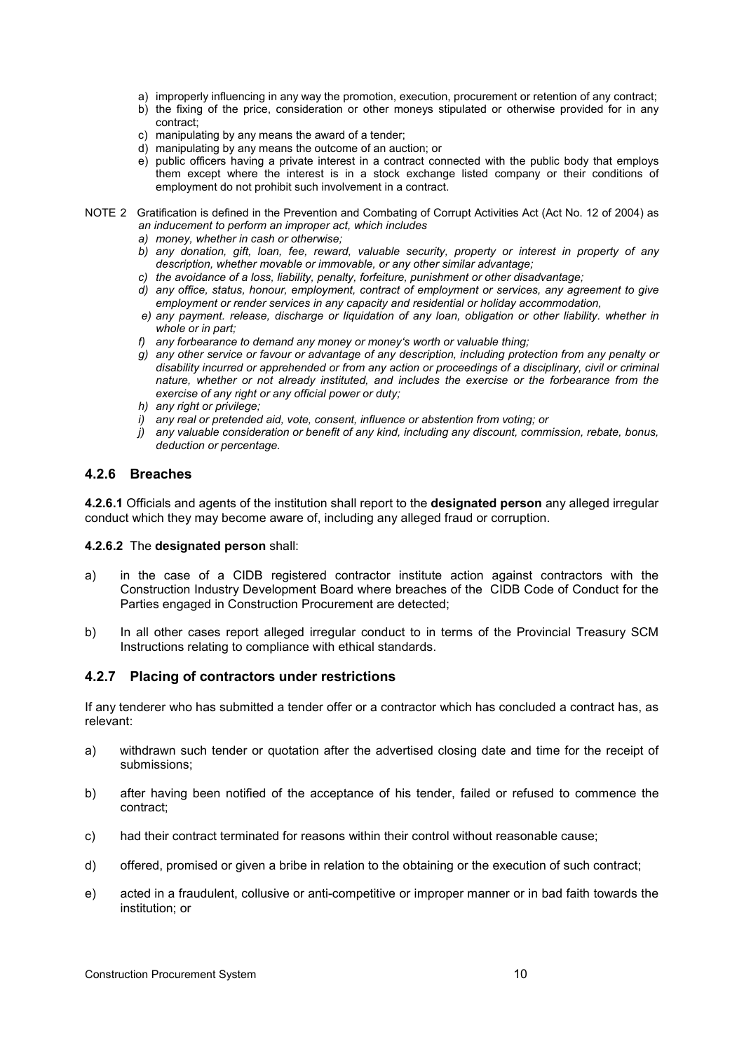a) improperly influencing in any way the promotion, execution, procurement or retention of any contract;
b) the fixing of the price, consideration or other moneys stipulated or otherwise provided for in any contract;
c) manipulating by any means the award of a tender;
d) manipulating by any means the outcome of an auction; or
e) public officers having a private interest in a contract connected with the public body that employs them except where the interest is in a stock exchange listed company or their conditions of employment do not prohibit such involvement in a contract.

NOTE 2 Gratification is defined in the Prevention and Combating of Corrupt Activities Act (Act No. 12 of 2004) as *an inducement to perform an improper act, which includes*

*a) money, whether in cash or otherwise;*
*b) any donation, gift, loan, fee, reward, valuable security, property or interest in property of any description, whether movable or immovable, or any other similar advantage;*
*c) the avoidance of a loss, liability, penalty, forfeiture, punishment or other disadvantage;*
*d) any office, status, honour, employment, contract of employment or services, any agreement to give employment or render services in any capacity and residential or holiday accommodation,*
*e) any payment. release, discharge or liquidation of any loan, obligation or other liability. whether in whole or in part;*
*f) any forbearance to demand any money or money's worth or valuable thing;*
*g) any other service or favour or advantage of any description, including protection from any penalty or disability incurred or apprehended or from any action or proceedings of a disciplinary, civil or criminal nature, whether or not already instituted, and includes the exercise or the forbearance from the exercise of any right or any official power or duty;*
*h) any right or privilege;*
*i) any real or pretended aid, vote, consent, influence or abstention from voting; or*
*j) any valuable consideration or benefit of any kind, including any discount, commission, rebate, bonus, deduction or percentage.*

### 4.2.6 Breaches

**4.2.6.1** Officials and agents of the institution shall report to the **designated person** any alleged irregular conduct which they may become aware of, including any alleged fraud or corruption.

**4.2.6.2** The **designated person** shall:

a) in the case of a CIDB registered contractor institute action against contractors with the Construction Industry Development Board where breaches of the CIDB Code of Conduct for the Parties engaged in Construction Procurement are detected;

b) In all other cases report alleged irregular conduct to in terms of the Provincial Treasury SCM Instructions relating to compliance with ethical standards.

### 4.2.7 Placing of contractors under restrictions

If any tenderer who has submitted a tender offer or a contractor which has concluded a contract has, as relevant:

a) withdrawn such tender or quotation after the advertised closing date and time for the receipt of submissions;

b) after having been notified of the acceptance of his tender, failed or refused to commence the contract;

c) had their contract terminated for reasons within their control without reasonable cause;

d) offered, promised or given a bribe in relation to the obtaining or the execution of such contract;

e) acted in a fraudulent, collusive or anti-competitive or improper manner or in bad faith towards the institution; or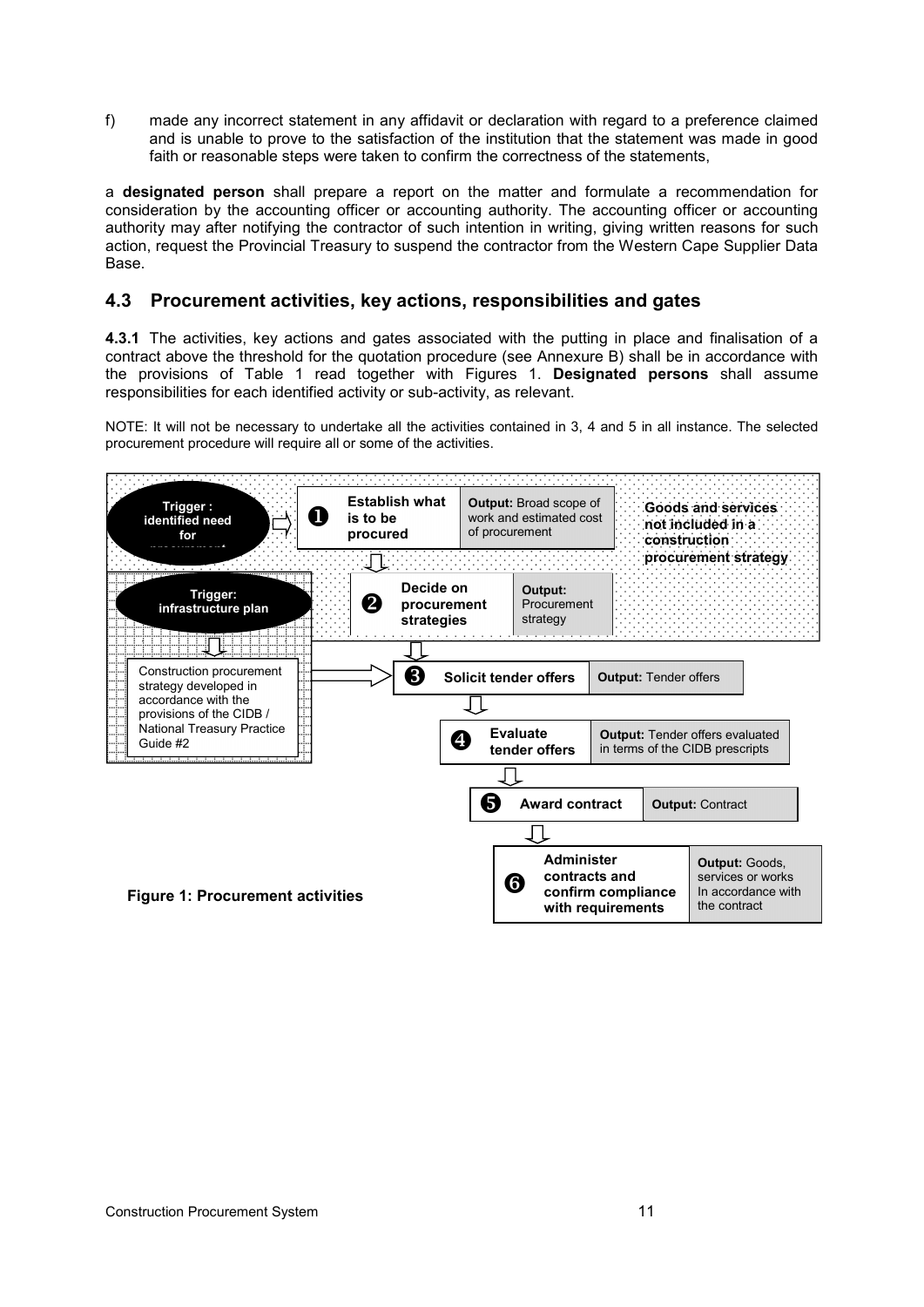f) made any incorrect statement in any affidavit or declaration with regard to a preference claimed and is unable to prove to the satisfaction of the institution that the statement was made in good faith or reasonable steps were taken to confirm the correctness of the statements,

a **designated person** shall prepare a report on the matter and formulate a recommendation for consideration by the accounting officer or accounting authority. The accounting officer or accounting authority may after notifying the contractor of such intention in writing, giving written reasons for such action, request the Provincial Treasury to suspend the contractor from the Western Cape Supplier Data Base.

## 4.3 Procurement activities, key actions, responsibilities and gates

**4.3.1** The activities, key actions and gates associated with the putting in place and finalisation of a contract above the threshold for the quotation procedure (see Annexure B) shall be in accordance with the provisions of Table 1 read together with Figures 1. **Designated persons** shall assume responsibilities for each identified activity or sub-activity, as relevant.

NOTE: It will not be necessary to undertake all the activities contained in 3, 4 and 5 in all instance. The selected procurement procedure will require all or some of the activities.

Trigger : identified need for procurement → ❶ **Establish what is to be procured** — **Output:** Broad scope of work and estimated cost of procurement

**Goods and services not included in a construction procurement strategy**

❷ **Decide on procurement strategies** — **Output:** Procurement strategy

Trigger: infrastructure plan → Construction procurement strategy developed in accordance with the provisions of the CIDB / National Treasury Practice Guide #2

❸ **Solicit tender offers** — **Output:** Tender offers

❹ **Evaluate tender offers** — **Output:** Tender offers evaluated in terms of the CIDB prescripts

❺ **Award contract** — **Output:** Contract

❻ **Administer contracts and confirm compliance with requirements** — **Output:** Goods, services or works In accordance with the contract

**Figure 1: Procurement activities**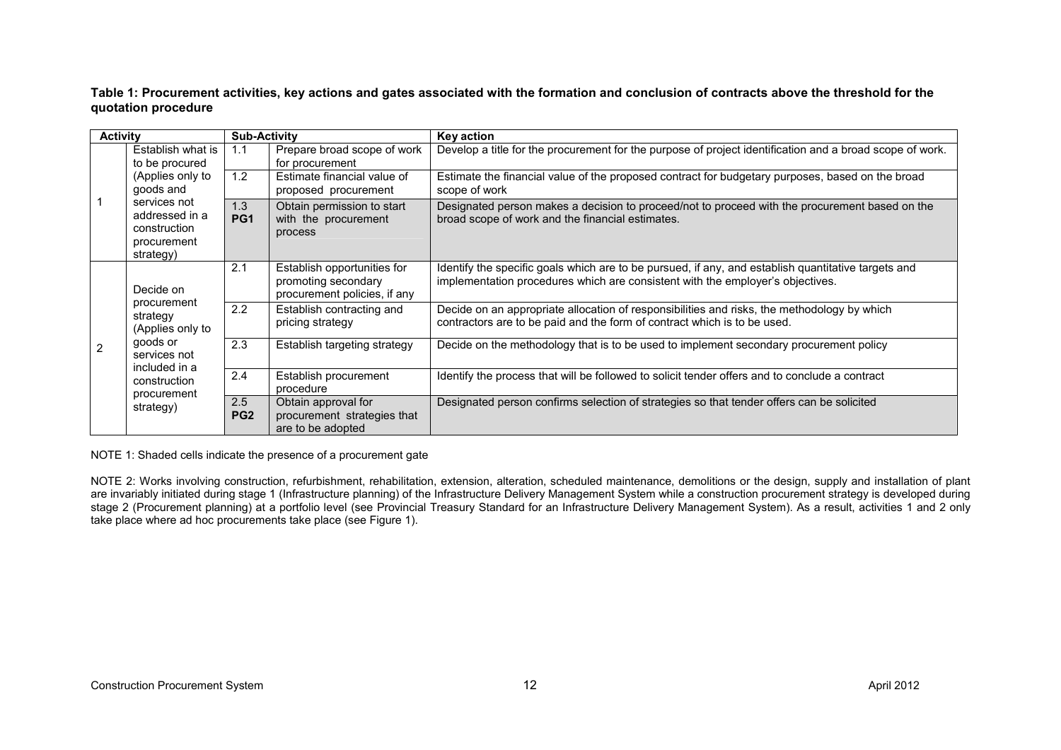**Table 1: Procurement activities, key actions and gates associated with the formation and conclusion of contracts above the threshold for the quotation procedure**

| Activity | | Sub-Activity | | Key action |
|---|---|---|---|---|
| 1 | Establish what is to be procured (Applies only to goods and services not addressed in a construction procurement strategy) | 1.1 | Prepare broad scope of work for procurement | Develop a title for the procurement for the purpose of project identification and a broad scope of work. |
| | | 1.2 | Estimate financial value of proposed procurement | Estimate the financial value of the proposed contract for budgetary purposes, based on the broad scope of work |
| | | 1.3 **PG1** | Obtain permission to start with the procurement process | Designated person makes a decision to proceed/not to proceed with the procurement based on the broad scope of work and the financial estimates. |
| 2 | Decide on procurement strategy (Applies only to goods or services not included in a construction procurement strategy) | 2.1 | Establish opportunities for promoting secondary procurement policies, if any | Identify the specific goals which are to be pursued, if any, and establish quantitative targets and implementation procedures which are consistent with the employer's objectives. |
| | | 2.2 | Establish contracting and pricing strategy | Decide on an appropriate allocation of responsibilities and risks, the methodology by which contractors are to be paid and the form of contract which is to be used. |
| | | 2.3 | Establish targeting strategy | Decide on the methodology that is to be used to implement secondary procurement policy |
| | | 2.4 | Establish procurement procedure | Identify the process that will be followed to solicit tender offers and to conclude a contract |
| | | 2.5 **PG2** | Obtain approval for procurement strategies that are to be adopted | Designated person confirms selection of strategies so that tender offers can be solicited |

NOTE 1: Shaded cells indicate the presence of a procurement gate

NOTE 2: Works involving construction, refurbishment, rehabilitation, extension, alteration, scheduled maintenance, demolitions or the design, supply and installation of plant are invariably initiated during stage 1 (Infrastructure planning) of the Infrastructure Delivery Management System while a construction procurement strategy is developed during stage 2 (Procurement planning) at a portfolio level (see Provincial Treasury Standard for an Infrastructure Delivery Management System). As a result, activities 1 and 2 only take place where ad hoc procurements take place (see Figure 1).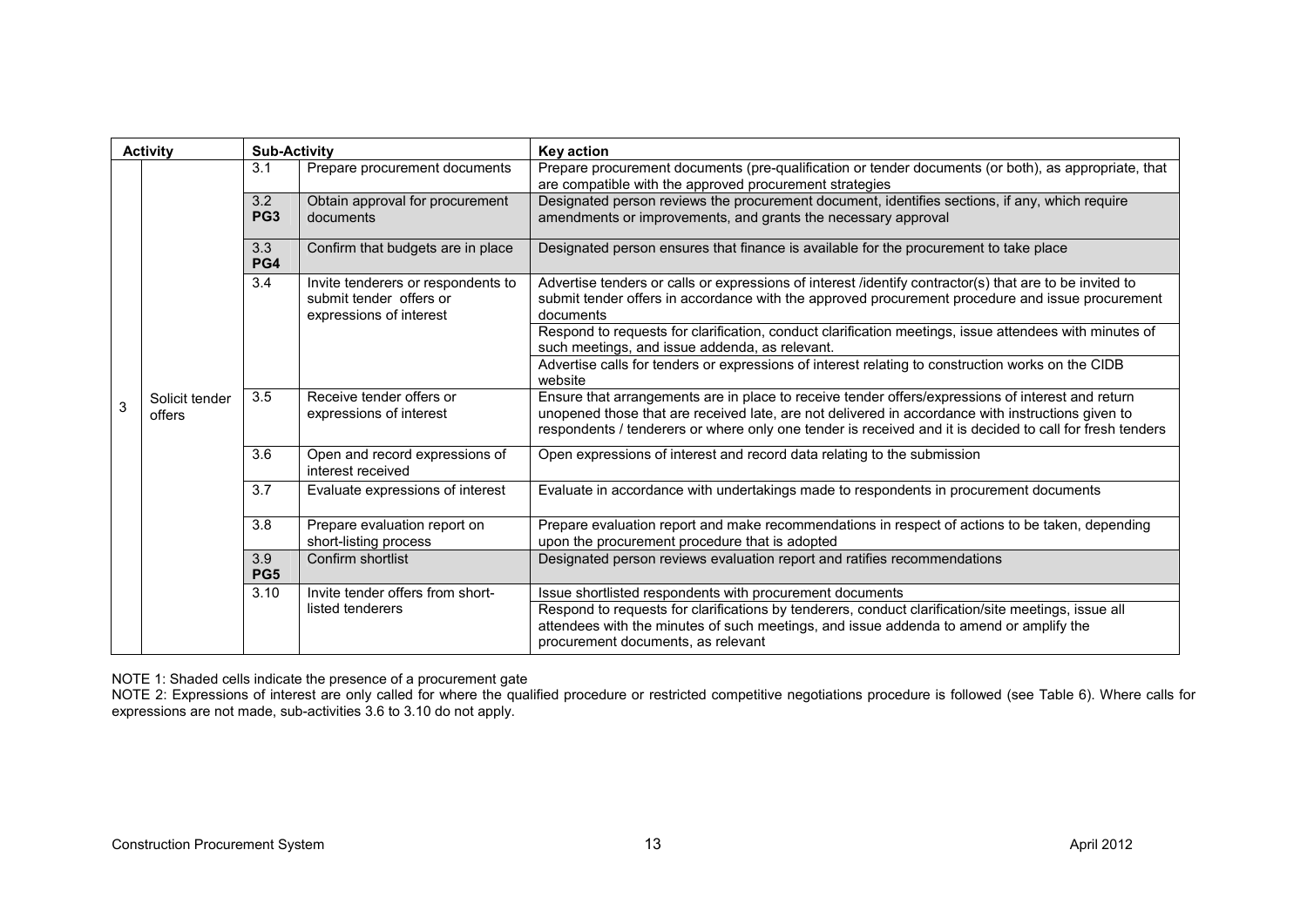| Activity | | Sub-Activity | | Key action |
|---|---|---|---|---|
| 3 | Solicit tender offers | 3.1 | Prepare procurement documents | Prepare procurement documents (pre-qualification or tender documents (or both), as appropriate, that are compatible with the approved procurement strategies |
| | | 3.2 **PG3** | Obtain approval for procurement documents | Designated person reviews the procurement document, identifies sections, if any, which require amendments or improvements, and grants the necessary approval |
| | | 3.3 **PG4** | Confirm that budgets are in place | Designated person ensures that finance is available for the procurement to take place |
| | | 3.4 | Invite tenderers or respondents to submit tender offers or expressions of interest | Advertise tenders or calls or expressions of interest /identify contractor(s) that are to be invited to submit tender offers in accordance with the approved procurement procedure and issue procurement documents |
| | | | | Respond to requests for clarification, conduct clarification meetings, issue attendees with minutes of such meetings, and issue addenda, as relevant. |
| | | | | Advertise calls for tenders or expressions of interest relating to construction works on the CIDB website |
| | | 3.5 | Receive tender offers or expressions of interest | Ensure that arrangements are in place to receive tender offers/expressions of interest and return unopened those that are received late, are not delivered in accordance with instructions given to respondents / tenderers or where only one tender is received and it is decided to call for fresh tenders |
| | | 3.6 | Open and record expressions of interest received | Open expressions of interest and record data relating to the submission |
| | | 3.7 | Evaluate expressions of interest | Evaluate in accordance with undertakings made to respondents in procurement documents |
| | | 3.8 | Prepare evaluation report on short-listing process | Prepare evaluation report and make recommendations in respect of actions to be taken, depending upon the procurement procedure that is adopted |
| | | 3.9 **PG5** | Confirm shortlist | Designated person reviews evaluation report and ratifies recommendations |
| | | 3.10 | Invite tender offers from short-listed tenderers | Issue shortlisted respondents with procurement documents |
| | | | | Respond to requests for clarifications by tenderers, conduct clarification/site meetings, issue all attendees with the minutes of such meetings, and issue addenda to amend or amplify the procurement documents, as relevant |

NOTE 1: Shaded cells indicate the presence of a procurement gate

NOTE 2: Expressions of interest are only called for where the qualified procedure or restricted competitive negotiations procedure is followed (see Table 6). Where calls for expressions are not made, sub-activities 3.6 to 3.10 do not apply.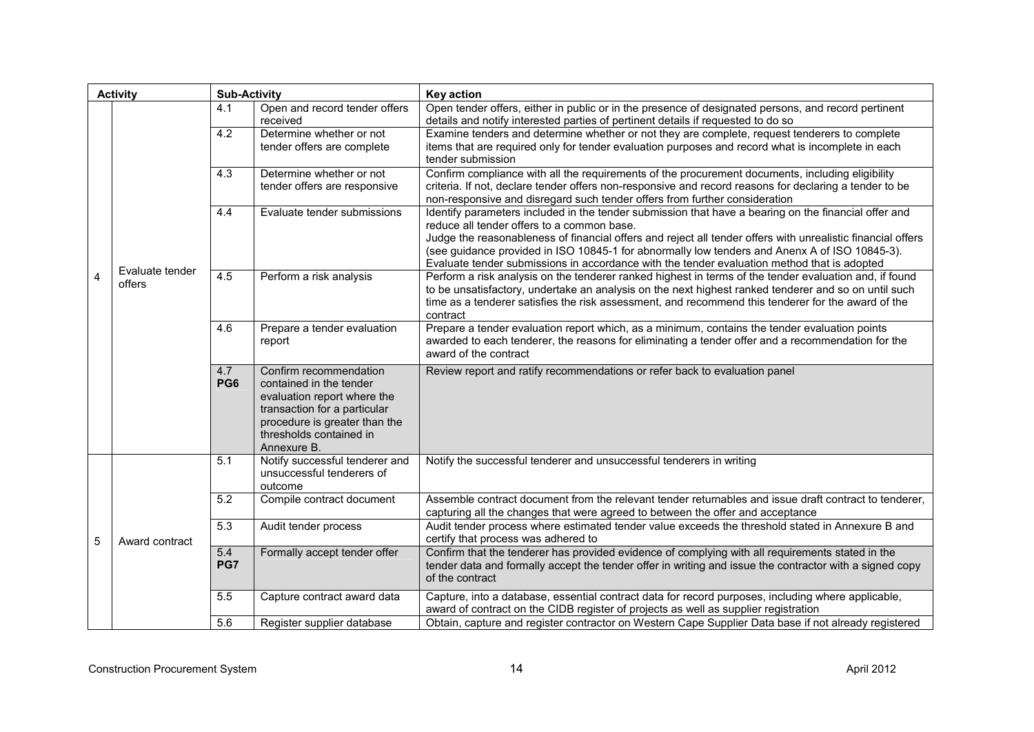| Activity | | Sub-Activity | | Key action |
|---|---|---|---|---|
| 4 | Evaluate tender offers | 4.1 | Open and record tender offers received | Open tender offers, either in public or in the presence of designated persons, and record pertinent details and notify interested parties of pertinent details if requested to do so |
| | | 4.2 | Determine whether or not tender offers are complete | Examine tenders and determine whether or not they are complete, request tenderers to complete items that are required only for tender evaluation purposes and record what is incomplete in each tender submission |
| | | 4.3 | Determine whether or not tender offers are responsive | Confirm compliance with all the requirements of the procurement documents, including eligibility criteria. If not, declare tender offers non-responsive and record reasons for declaring a tender to be non-responsive and disregard such tender offers from further consideration |
| | | 4.4 | Evaluate tender submissions | Identify parameters included in the tender submission that have a bearing on the financial offer and reduce all tender offers to a common base.<br>Judge the reasonableness of financial offers and reject all tender offers with unrealistic financial offers (see guidance provided in ISO 10845-1 for abnormally low tenders and Anenx A of ISO 10845-3).<br>Evaluate tender submissions in accordance with the tender evaluation method that is adopted |
| | | 4.5 | Perform a risk analysis | Perform a risk analysis on the tenderer ranked highest in terms of the tender evaluation and, if found to be unsatisfactory, undertake an analysis on the next highest ranked tenderer and so on until such time as a tenderer satisfies the risk assessment, and recommend this tenderer for the award of the contract |
| | | 4.6 | Prepare a tender evaluation report | Prepare a tender evaluation report which, as a minimum, contains the tender evaluation points awarded to each tenderer, the reasons for eliminating a tender offer and a recommendation for the award of the contract |
| | | 4.7 **PG6** | Confirm recommendation contained in the tender evaluation report where the transaction for a particular procedure is greater than the thresholds contained in Annexure B. | Review report and ratify recommendations or refer back to evaluation panel |
| 5 | Award contract | 5.1 | Notify successful tenderer and unsuccessful tenderers of outcome | Notify the successful tenderer and unsuccessful tenderers in writing |
| | | 5.2 | Compile contract document | Assemble contract document from the relevant tender returnables and issue draft contract to tenderer, capturing all the changes that were agreed to between the offer and acceptance |
| | | 5.3 | Audit tender process | Audit tender process where estimated tender value exceeds the threshold stated in Annexure B and certify that process was adhered to |
| | | 5.4 **PG7** | Formally accept tender offer | Confirm that the tenderer has provided evidence of complying with all requirements stated in the tender data and formally accept the tender offer in writing and issue the contractor with a signed copy of the contract |
| | | 5.5 | Capture contract award data | Capture, into a database, essential contract data for record purposes, including where applicable, award of contract on the CIDB register of projects as well as supplier registration |
| | | 5.6 | Register supplier database | Obtain, capture and register contractor on Western Cape Supplier Data base if not already registered |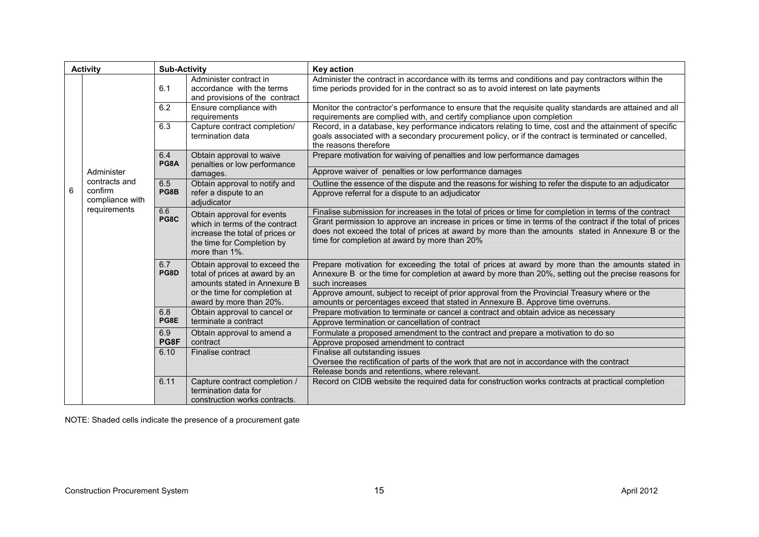| Activity | | Sub-Activity | | Key action |
|---|---|---|---|---|
| 6 | Administer contracts and confirm compliance with requirements | 6.1 | Administer contract in accordance with the terms and provisions of the contract | Administer the contract in accordance with its terms and conditions and pay contractors within the time periods provided for in the contract so as to avoid interest on late payments |
| | | 6.2 | Ensure compliance with requirements | Monitor the contractor's performance to ensure that the requisite quality standards are attained and all requirements are complied with, and certify compliance upon completion |
| | | 6.3 | Capture contract completion/ termination data | Record, in a database, key performance indicators relating to time, cost and the attainment of specific goals associated with a secondary procurement policy, or if the contract is terminated or cancelled, the reasons therefore |
| | | 6.4 **PG8A** | Obtain approval to waive penalties or low performance damages. | Prepare motivation for waiving of penalties and low performance damages |
| | | | | Approve waiver of penalties or low performance damages |
| | | 6.5 **PG8B** | Obtain approval to notify and refer a dispute to an adjudicator | Outline the essence of the dispute and the reasons for wishing to refer the dispute to an adjudicator |
| | | | | Approve referral for a dispute to an adjudicator |
| | | 6.6 **PG8C** | Obtain approval for events which in terms of the contract increase the total of prices or the time for Completion by more than 1%. | Finalise submission for increases in the total of prices or time for completion in terms of the contract |
| | | | | Grant permission to approve an increase in prices or time in terms of the contract if the total of prices does not exceed the total of prices at award by more than the amounts stated in Annexure B or the time for completion at award by more than 20% |
| | | 6.7 **PG8D** | Obtain approval to exceed the total of prices at award by an amounts stated in Annexure B or the time for completion at award by more than 20%. | Prepare motivation for exceeding the total of prices at award by more than the amounts stated in Annexure B or the time for completion at award by more than 20%, setting out the precise reasons for such increases |
| | | | | Approve amount, subject to receipt of prior approval from the Provincial Treasury where or the amounts or percentages exceed that stated in Annexure B. Approve time overruns. |
| | | 6.8 **PG8E** | Obtain approval to cancel or terminate a contract | Prepare motivation to terminate or cancel a contract and obtain advice as necessary |
| | | | | Approve termination or cancellation of contract |
| | | 6.9 **PG8F** | Obtain approval to amend a contract | Formulate a proposed amendment to the contract and prepare a motivation to do so |
| | | | | Approve proposed amendment to contract |
| | | 6.10 | Finalise contract | Finalise all outstanding issues<br>Oversee the rectification of parts of the work that are not in accordance with the contract |
| | | | | Release bonds and retentions, where relevant. |
| | | 6.11 | Capture contract completion / termination data for construction works contracts. | Record on CIDB website the required data for construction works contracts at practical completion |

NOTE: Shaded cells indicate the presence of a procurement gate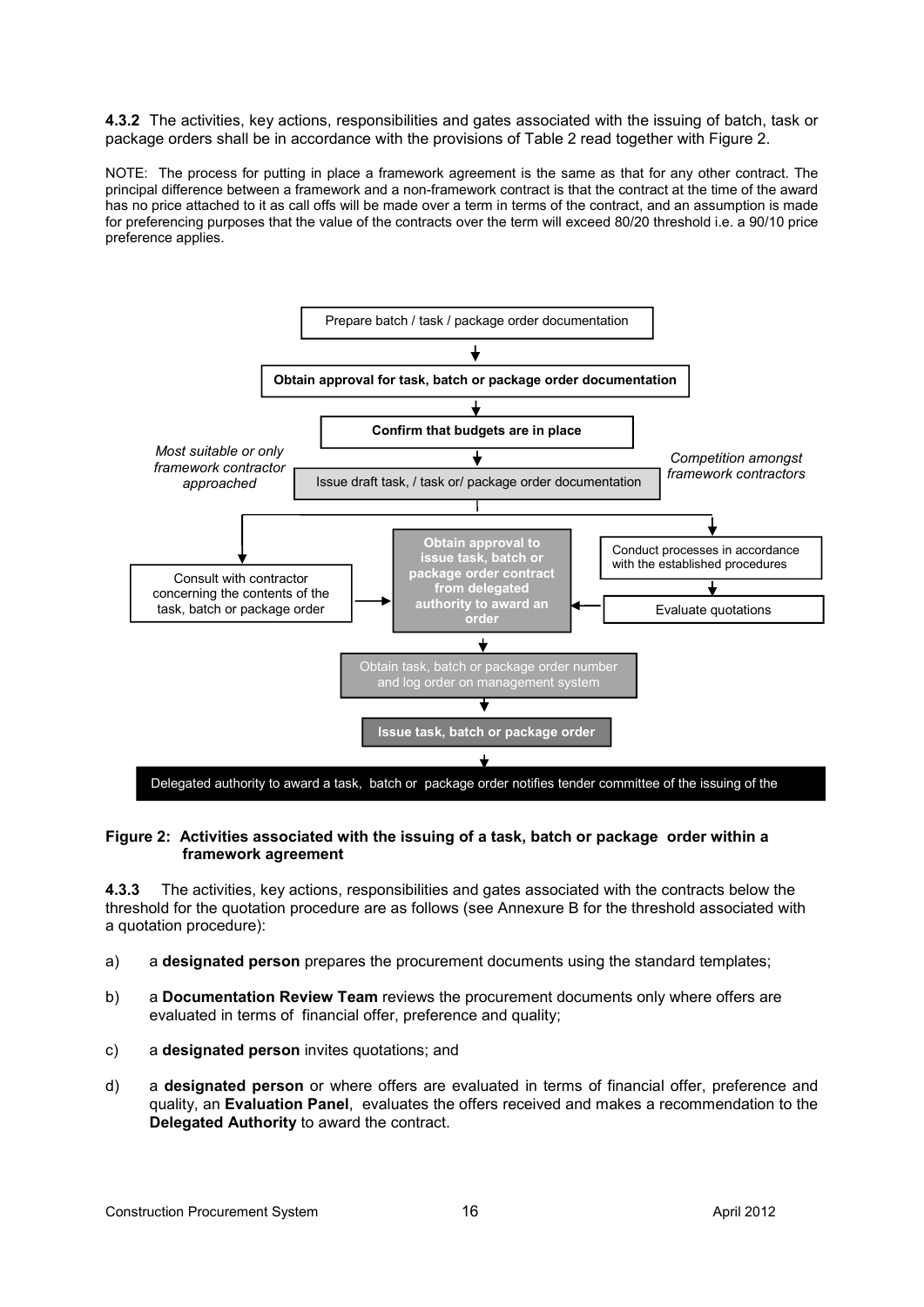**4.3.2** The activities, key actions, responsibilities and gates associated with the issuing of batch, task or package orders shall be in accordance with the provisions of Table 2 read together with Figure 2.

NOTE: The process for putting in place a framework agreement is the same as that for any other contract. The principal difference between a framework and a non-framework contract is that the contract at the time of the award has no price attached to it as call offs will be made over a term in terms of the contract, and an assumption is made for preferencing purposes that the value of the contracts over the term will exceed 80/20 threshold i.e. a 90/10 price preference applies.

Prepare batch / task / package order documentation

↓

**Obtain approval for task, batch or package order documentation**

↓

**Confirm that budgets are in place**

↓

Issue draft task, / task or/ package order documentation

*Most suitable or only framework contractor approached* → Consult with contractor concerning the contents of the task, batch or package order → **Obtain approval to issue task, batch or package order contract from delegated authority to award an order**

*Competition amongst framework contractors* → Conduct processes in accordance with the established procedures → Evaluate quotations → **Obtain approval to issue task, batch or package order contract from delegated authority to award an order**

↓

Obtain task, batch or package order number and log order on management system

↓

**Issue task, batch or package order**

↓

Delegated authority to award a task, batch or package order notifies tender committee of the issuing of the

**Figure 2: Activities associated with the issuing of a task, batch or package order within a framework agreement**

**4.3.3** The activities, key actions, responsibilities and gates associated with the contracts below the threshold for the quotation procedure are as follows (see Annexure B for the threshold associated with a quotation procedure):

a) a **designated person** prepares the procurement documents using the standard templates;

b) a **Documentation Review Team** reviews the procurement documents only where offers are evaluated in terms of financial offer, preference and quality;

c) a **designated person** invites quotations; and

d) a **designated person** or where offers are evaluated in terms of financial offer, preference and quality, an **Evaluation Panel**, evaluates the offers received and makes a recommendation to the **Delegated Authority** to award the contract.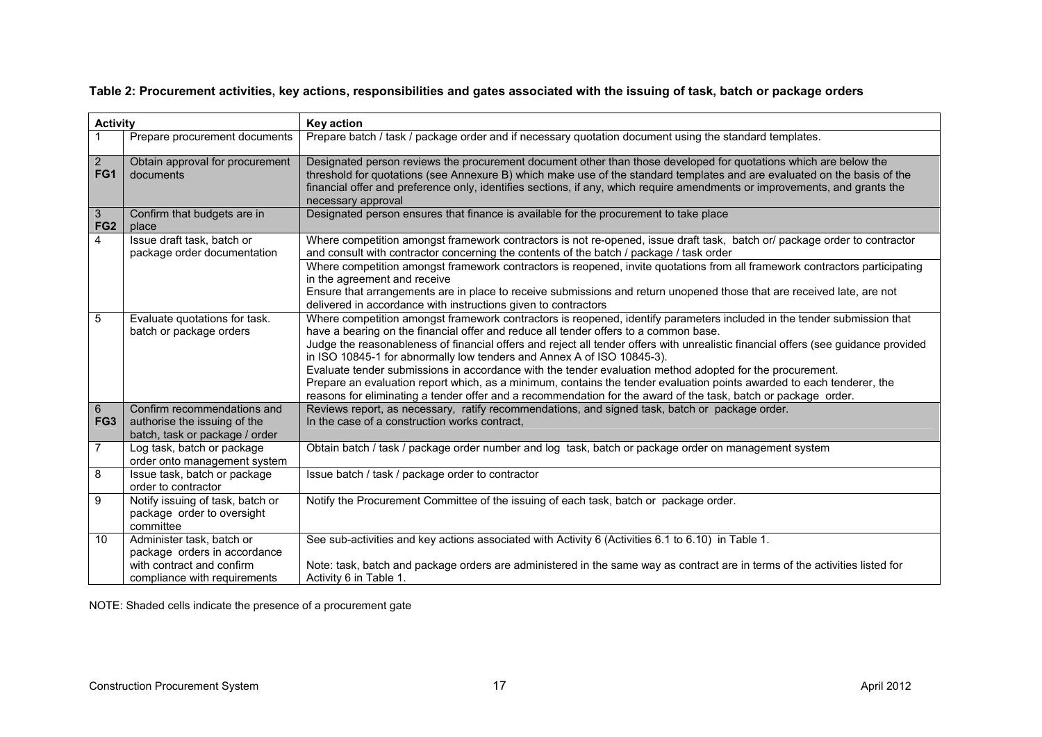**Table 2: Procurement activities, key actions, responsibilities and gates associated with the issuing of task, batch or package orders**

| Activity | | Key action |
|---|---|---|
| 1 | Prepare procurement documents | Prepare batch / task / package order and if necessary quotation document using the standard templates. |
| 2 **FG1** | Obtain approval for procurement documents | Designated person reviews the procurement document other than those developed for quotations which are below the threshold for quotations (see Annexure B) which make use of the standard templates and are evaluated on the basis of the financial offer and preference only, identifies sections, if any, which require amendments or improvements, and grants the necessary approval |
| 3 **FG2** | Confirm that budgets are in place | Designated person ensures that finance is available for the procurement to take place |
| 4 | Issue draft task, batch or package order documentation | Where competition amongst framework contractors is not re-opened, issue draft task, batch or/ package order to contractor and consult with contractor concerning the contents of the batch / package / task order |
| | | Where competition amongst framework contractors is reopened, invite quotations from all framework contractors participating in the agreement and receive<br>Ensure that arrangements are in place to receive submissions and return unopened those that are received late, are not delivered in accordance with instructions given to contractors |
| 5 | Evaluate quotations for task. batch or package orders | Where competition amongst framework contractors is reopened, identify parameters included in the tender submission that have a bearing on the financial offer and reduce all tender offers to a common base.<br>Judge the reasonableness of financial offers and reject all tender offers with unrealistic financial offers (see guidance provided in ISO 10845-1 for abnormally low tenders and Annex A of ISO 10845-3).<br>Evaluate tender submissions in accordance with the tender evaluation method adopted for the procurement.<br>Prepare an evaluation report which, as a minimum, contains the tender evaluation points awarded to each tenderer, the reasons for eliminating a tender offer and a recommendation for the award of the task, batch or package order. |
| 6 **FG3** | Confirm recommendations and authorise the issuing of the batch, task or package / order | Reviews report, as necessary, ratify recommendations, and signed task, batch or package order.<br>In the case of a construction works contract, |
| 7 | Log task, batch or package order onto management system | Obtain batch / task / package order number and log task, batch or package order on management system |
| 8 | Issue task, batch or package order to contractor | Issue batch / task / package order to contractor |
| 9 | Notify issuing of task, batch or package order to oversight committee | Notify the Procurement Committee of the issuing of each task, batch or package order. |
| 10 | Administer task, batch or package orders in accordance with contract and confirm compliance with requirements | See sub-activities and key actions associated with Activity 6 (Activities 6.1 to 6.10) in Table 1.<br><br>Note: task, batch and package orders are administered in the same way as contract are in terms of the activities listed for Activity 6 in Table 1. |

NOTE: Shaded cells indicate the presence of a procurement gate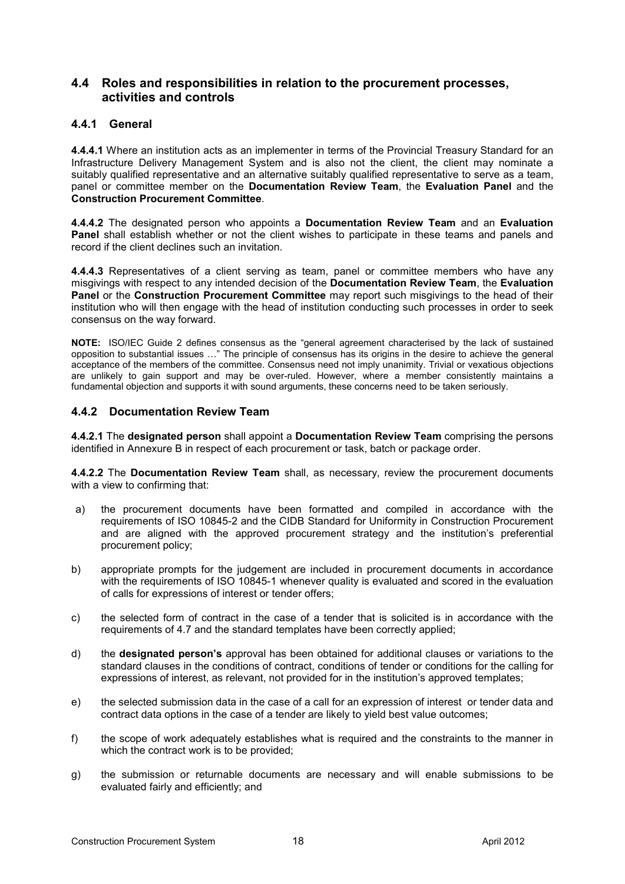## 4.4 Roles and responsibilities in relation to the procurement processes, activities and controls

### 4.4.1 General

**4.4.4.1** Where an institution acts as an implementer in terms of the Provincial Treasury Standard for an Infrastructure Delivery Management System and is also not the client, the client may nominate a suitably qualified representative and an alternative suitably qualified representative to serve as a team, panel or committee member on the **Documentation Review Team**, the **Evaluation Panel** and the **Construction Procurement Committee**.

**4.4.4.2** The designated person who appoints a **Documentation Review Team** and an **Evaluation Panel** shall establish whether or not the client wishes to participate in these teams and panels and record if the client declines such an invitation.

**4.4.4.3** Representatives of a client serving as team, panel or committee members who have any misgivings with respect to any intended decision of the **Documentation Review Team**, the **Evaluation Panel** or the **Construction Procurement Committee** may report such misgivings to the head of their institution who will then engage with the head of institution conducting such processes in order to seek consensus on the way forward.

**NOTE:** ISO/IEC Guide 2 defines consensus as the "general agreement characterised by the lack of sustained opposition to substantial issues …" The principle of consensus has its origins in the desire to achieve the general acceptance of the members of the committee. Consensus need not imply unanimity. Trivial or vexatious objections are unlikely to gain support and may be over-ruled. However, where a member consistently maintains a fundamental objection and supports it with sound arguments, these concerns need to be taken seriously.

### 4.4.2 Documentation Review Team

**4.4.2.1** The **designated person** shall appoint a **Documentation Review Team** comprising the persons identified in Annexure B in respect of each procurement or task, batch or package order.

**4.4.2.2** The **Documentation Review Team** shall, as necessary, review the procurement documents with a view to confirming that:

a) the procurement documents have been formatted and compiled in accordance with the requirements of ISO 10845-2 and the CIDB Standard for Uniformity in Construction Procurement and are aligned with the approved procurement strategy and the institution's preferential procurement policy;

b) appropriate prompts for the judgement are included in procurement documents in accordance with the requirements of ISO 10845-1 whenever quality is evaluated and scored in the evaluation of calls for expressions of interest or tender offers;

c) the selected form of contract in the case of a tender that is solicited is in accordance with the requirements of 4.7 and the standard templates have been correctly applied;

d) the **designated person's** approval has been obtained for additional clauses or variations to the standard clauses in the conditions of contract, conditions of tender or conditions for the calling for expressions of interest, as relevant, not provided for in the institution's approved templates;

e) the selected submission data in the case of a call for an expression of interest or tender data and contract data options in the case of a tender are likely to yield best value outcomes;

f) the scope of work adequately establishes what is required and the constraints to the manner in which the contract work is to be provided;

g) the submission or returnable documents are necessary and will enable submissions to be evaluated fairly and efficiently; and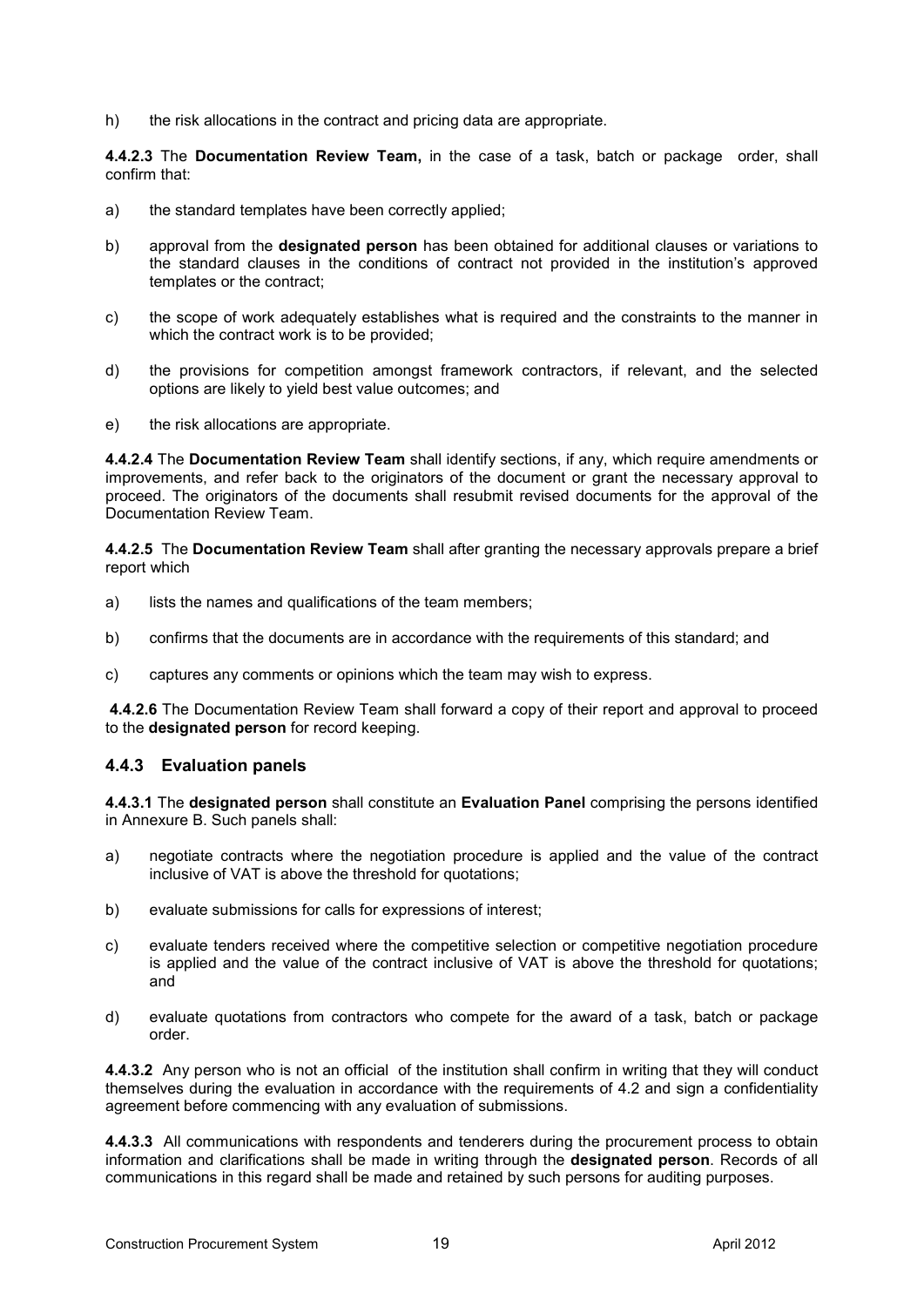h) the risk allocations in the contract and pricing data are appropriate.

**4.4.2.3** The **Documentation Review Team,** in the case of a task, batch or package order, shall confirm that:

a) the standard templates have been correctly applied;

b) approval from the **designated person** has been obtained for additional clauses or variations to the standard clauses in the conditions of contract not provided in the institution's approved templates or the contract;

c) the scope of work adequately establishes what is required and the constraints to the manner in which the contract work is to be provided;

d) the provisions for competition amongst framework contractors, if relevant, and the selected options are likely to yield best value outcomes; and

e) the risk allocations are appropriate.

**4.4.2.4** The **Documentation Review Team** shall identify sections, if any, which require amendments or improvements, and refer back to the originators of the document or grant the necessary approval to proceed. The originators of the documents shall resubmit revised documents for the approval of the Documentation Review Team.

**4.4.2.5** The **Documentation Review Team** shall after granting the necessary approvals prepare a brief report which

a) lists the names and qualifications of the team members;

b) confirms that the documents are in accordance with the requirements of this standard; and

c) captures any comments or opinions which the team may wish to express.

**4.4.2.6** The Documentation Review Team shall forward a copy of their report and approval to proceed to the **designated person** for record keeping.

### 4.4.3 Evaluation panels

**4.4.3.1** The **designated person** shall constitute an **Evaluation Panel** comprising the persons identified in Annexure B. Such panels shall:

a) negotiate contracts where the negotiation procedure is applied and the value of the contract inclusive of VAT is above the threshold for quotations;

b) evaluate submissions for calls for expressions of interest;

c) evaluate tenders received where the competitive selection or competitive negotiation procedure is applied and the value of the contract inclusive of VAT is above the threshold for quotations; and

d) evaluate quotations from contractors who compete for the award of a task, batch or package order.

**4.4.3.2** Any person who is not an official of the institution shall confirm in writing that they will conduct themselves during the evaluation in accordance with the requirements of 4.2 and sign a confidentiality agreement before commencing with any evaluation of submissions.

**4.4.3.3** All communications with respondents and tenderers during the procurement process to obtain information and clarifications shall be made in writing through the **designated person**. Records of all communications in this regard shall be made and retained by such persons for auditing purposes.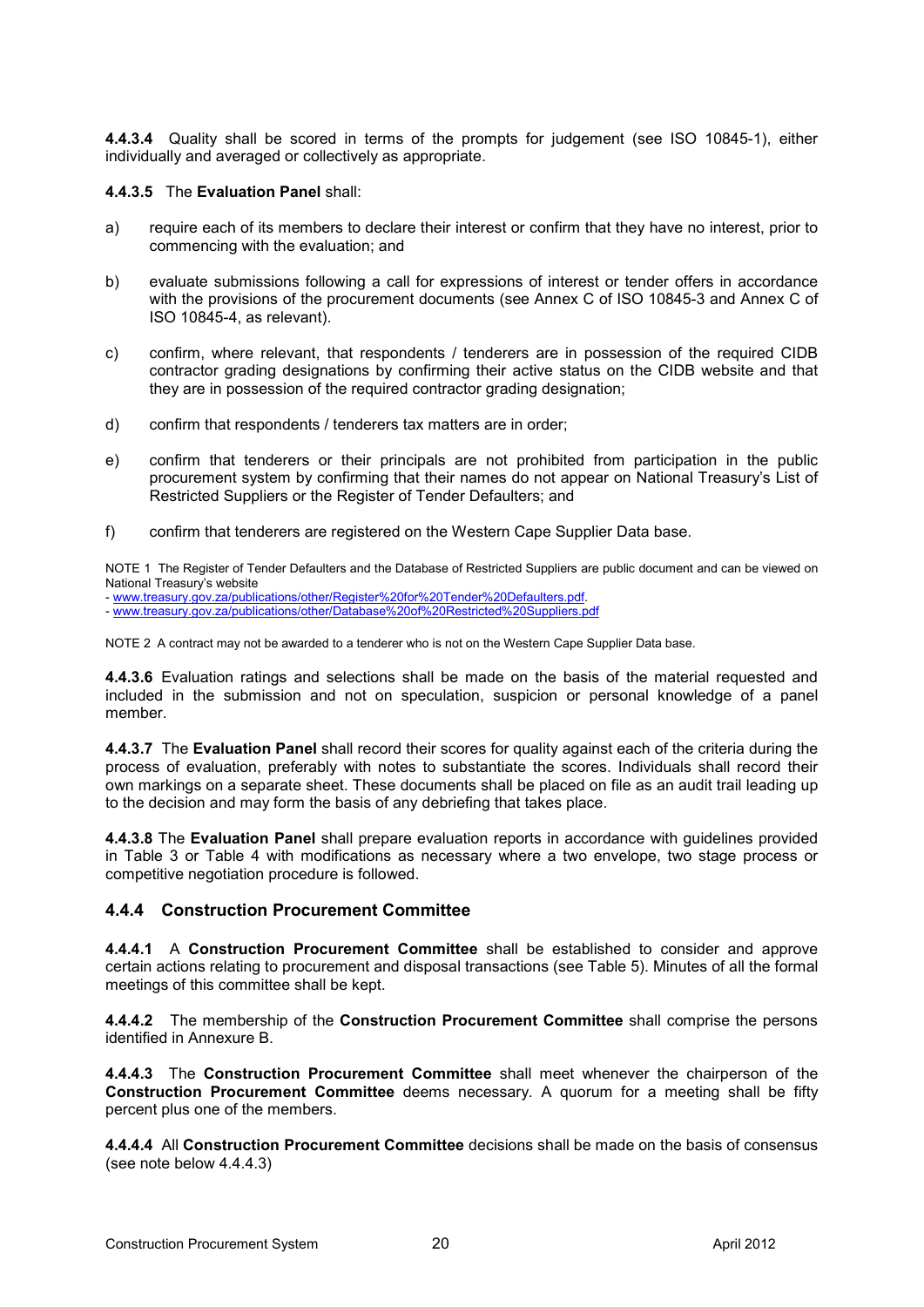**4.4.3.4** Quality shall be scored in terms of the prompts for judgement (see ISO 10845-1), either individually and averaged or collectively as appropriate.

**4.4.3.5** The **Evaluation Panel** shall:

a) require each of its members to declare their interest or confirm that they have no interest, prior to commencing with the evaluation; and

b) evaluate submissions following a call for expressions of interest or tender offers in accordance with the provisions of the procurement documents (see Annex C of ISO 10845-3 and Annex C of ISO 10845-4, as relevant).

c) confirm, where relevant, that respondents / tenderers are in possession of the required CIDB contractor grading designations by confirming their active status on the CIDB website and that they are in possession of the required contractor grading designation;

d) confirm that respondents / tenderers tax matters are in order;

e) confirm that tenderers or their principals are not prohibited from participation in the public procurement system by confirming that their names do not appear on National Treasury's List of Restricted Suppliers or the Register of Tender Defaulters; and

f) confirm that tenderers are registered on the Western Cape Supplier Data base.

NOTE 1 The Register of Tender Defaulters and the Database of Restricted Suppliers are public document and can be viewed on National Treasury's website
- www.treasury.gov.za/publications/other/Register%20for%20Tender%20Defaulters.pdf.
- www.treasury.gov.za/publications/other/Database%20of%20Restricted%20Suppliers.pdf

NOTE 2 A contract may not be awarded to a tenderer who is not on the Western Cape Supplier Data base.

**4.4.3.6** Evaluation ratings and selections shall be made on the basis of the material requested and included in the submission and not on speculation, suspicion or personal knowledge of a panel member.

**4.4.3.7** The **Evaluation Panel** shall record their scores for quality against each of the criteria during the process of evaluation, preferably with notes to substantiate the scores. Individuals shall record their own markings on a separate sheet. These documents shall be placed on file as an audit trail leading up to the decision and may form the basis of any debriefing that takes place.

**4.4.3.8** The **Evaluation Panel** shall prepare evaluation reports in accordance with guidelines provided in Table 3 or Table 4 with modifications as necessary where a two envelope, two stage process or competitive negotiation procedure is followed.

### 4.4.4 Construction Procurement Committee

**4.4.4.1** A **Construction Procurement Committee** shall be established to consider and approve certain actions relating to procurement and disposal transactions (see Table 5). Minutes of all the formal meetings of this committee shall be kept.

**4.4.4.2** The membership of the **Construction Procurement Committee** shall comprise the persons identified in Annexure B.

**4.4.4.3** The **Construction Procurement Committee** shall meet whenever the chairperson of the **Construction Procurement Committee** deems necessary. A quorum for a meeting shall be fifty percent plus one of the members.

**4.4.4.4** All **Construction Procurement Committee** decisions shall be made on the basis of consensus (see note below 4.4.4.3)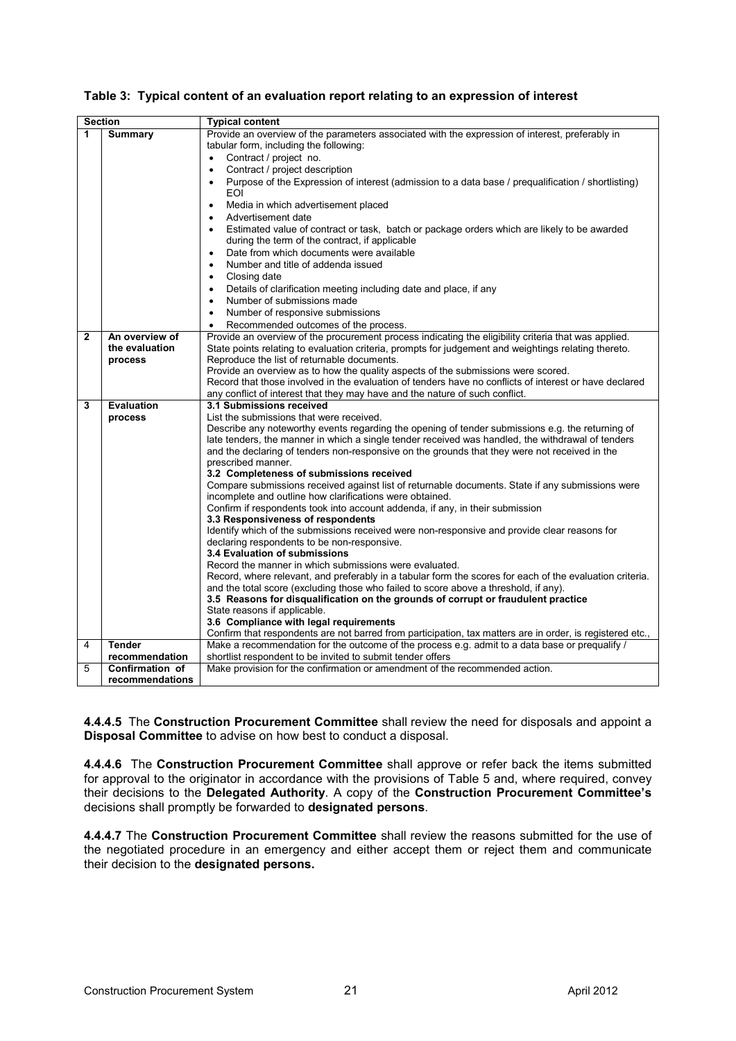**Table 3: Typical content of an evaluation report relating to an expression of interest**

| Section | | Typical content |
|---|---|---|
| 1 | **Summary** | Provide an overview of the parameters associated with the expression of interest, preferably in tabular form, including the following:<br>• Contract / project no.<br>• Contract / project description<br>• Purpose of the Expression of interest (admission to a data base / prequalification / shortlisting) EOI<br>• Media in which advertisement placed<br>• Advertisement date<br>• Estimated value of contract or task, batch or package orders which are likely to be awarded during the term of the contract, if applicable<br>• Date from which documents were available<br>• Number and title of addenda issued<br>• Closing date<br>• Details of clarification meeting including date and place, if any<br>• Number of submissions made<br>• Number of responsive submissions<br>• Recommended outcomes of the process. |
| 2 | **An overview of the evaluation process** | Provide an overview of the procurement process indicating the eligibility criteria that was applied.<br>State points relating to evaluation criteria, prompts for judgement and weightings relating thereto.<br>Reproduce the list of returnable documents.<br>Provide an overview as to how the quality aspects of the submissions were scored.<br>Record that those involved in the evaluation of tenders have no conflicts of interest or have declared any conflict of interest that they may have and the nature of such conflict. |
| 3 | **Evaluation process** | **3.1 Submissions received**<br>List the submissions that were received.<br>Describe any noteworthy events regarding the opening of tender submissions e.g. the returning of late tenders, the manner in which a single tender received was handled, the withdrawal of tenders and the declaring of tenders non-responsive on the grounds that they were not received in the prescribed manner.<br>**3.2 Completeness of submissions received**<br>Compare submissions received against list of returnable documents. State if any submissions were incomplete and outline how clarifications were obtained.<br>Confirm if respondents took into account addenda, if any, in their submission<br>**3.3 Responsiveness of respondents**<br>Identify which of the submissions received were non-responsive and provide clear reasons for declaring respondents to be non-responsive.<br>**3.4 Evaluation of submissions**<br>Record the manner in which submissions were evaluated.<br>Record, where relevant, and preferably in a tabular form the scores for each of the evaluation criteria. and the total score (excluding those who failed to score above a threshold, if any).<br>**3.5 Reasons for disqualification on the grounds of corrupt or fraudulent practice**<br>State reasons if applicable.<br>**3.6 Compliance with legal requirements**<br>Confirm that respondents are not barred from participation, tax matters are in order, is registered etc., |
| 4 | **Tender recommendation** | Make a recommendation for the outcome of the process e.g. admit to a data base or prequalify / shortlist respondent to be invited to submit tender offers |
| 5 | **Confirmation of recommendations** | Make provision for the confirmation or amendment of the recommended action. |

**4.4.4.5** The **Construction Procurement Committee** shall review the need for disposals and appoint a **Disposal Committee** to advise on how best to conduct a disposal.

**4.4.4.6** The **Construction Procurement Committee** shall approve or refer back the items submitted for approval to the originator in accordance with the provisions of Table 5 and, where required, convey their decisions to the **Delegated Authority**. A copy of the **Construction Procurement Committee's** decisions shall promptly be forwarded to **designated persons**.

**4.4.4.7** The **Construction Procurement Committee** shall review the reasons submitted for the use of the negotiated procedure in an emergency and either accept them or reject them and communicate their decision to the **designated persons.**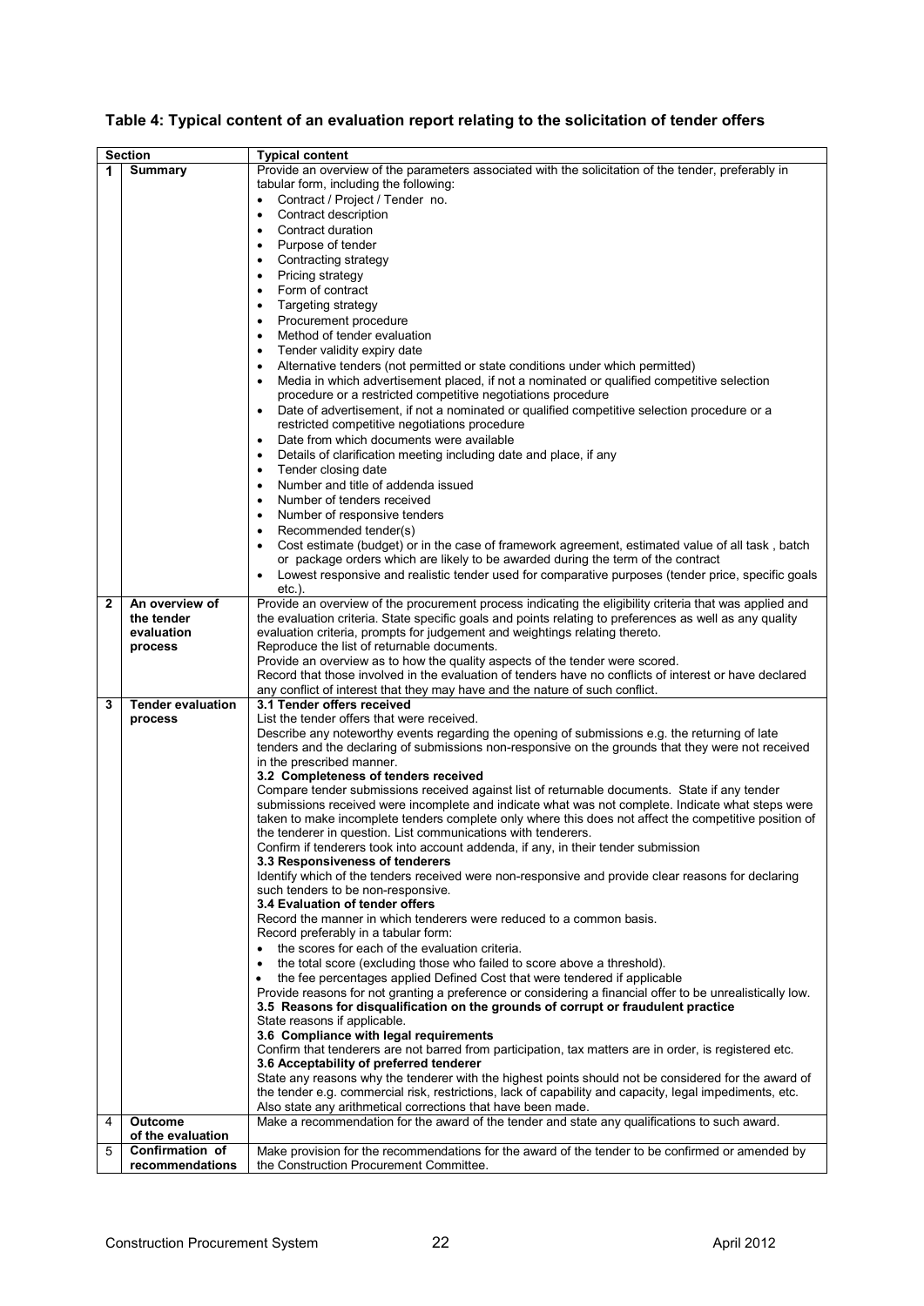**Table 4: Typical content of an evaluation report relating to the solicitation of tender offers**

| | Section | Typical content |
|---|---|---|
| 1 | **Summary** | Provide an overview of the parameters associated with the solicitation of the tender, preferably in tabular form, including the following:<br>• Contract / Project / Tender no.<br>• Contract description<br>• Contract duration<br>• Purpose of tender<br>• Contracting strategy<br>• Pricing strategy<br>• Form of contract<br>• Targeting strategy<br>• Procurement procedure<br>• Method of tender evaluation<br>• Tender validity expiry date<br>• Alternative tenders (not permitted or state conditions under which permitted)<br>• Media in which advertisement placed, if not a nominated or qualified competitive selection procedure or a restricted competitive negotiations procedure<br>• Date of advertisement, if not a nominated or qualified competitive selection procedure or a restricted competitive negotiations procedure<br>• Date from which documents were available<br>• Details of clarification meeting including date and place, if any<br>• Tender closing date<br>• Number and title of addenda issued<br>• Number of tenders received<br>• Number of responsive tenders<br>• Recommended tender(s)<br>• Cost estimate (budget) or in the case of framework agreement, estimated value of all task , batch or package orders which are likely to be awarded during the term of the contract<br>• Lowest responsive and realistic tender used for comparative purposes (tender price, specific goals etc.). |
| 2 | **An overview of the tender evaluation process** | Provide an overview of the procurement process indicating the eligibility criteria that was applied and the evaluation criteria. State specific goals and points relating to preferences as well as any quality evaluation criteria, prompts for judgement and weightings relating thereto.<br>Reproduce the list of returnable documents.<br>Provide an overview as to how the quality aspects of the tender were scored.<br>Record that those involved in the evaluation of tenders have no conflicts of interest or have declared any conflict of interest that they may have and the nature of such conflict. |
| 3 | **Tender evaluation process** | **3.1 Tender offers received**<br>List the tender offers that were received.<br>Describe any noteworthy events regarding the opening of submissions e.g. the returning of late tenders and the declaring of submissions non-responsive on the grounds that they were not received in the prescribed manner.<br>**3.2 Completeness of tenders received**<br>Compare tender submissions received against list of returnable documents. State if any tender submissions received were incomplete and indicate what was not complete. Indicate what steps were taken to make incomplete tenders complete only where this does not affect the competitive position of the tenderer in question. List communications with tenderers.<br>Confirm if tenderers took into account addenda, if any, in their tender submission<br>**3.3 Responsiveness of tenderers**<br>Identify which of the tenders received were non-responsive and provide clear reasons for declaring such tenders to be non-responsive.<br>**3.4 Evaluation of tender offers**<br>Record the manner in which tenderers were reduced to a common basis.<br>Record preferably in a tabular form:<br>• the scores for each of the evaluation criteria.<br>• the total score (excluding those who failed to score above a threshold).<br>• the fee percentages applied Defined Cost that were tendered if applicable<br>Provide reasons for not granting a preference or considering a financial offer to be unrealistically low.<br>**3.5 Reasons for disqualification on the grounds of corrupt or fraudulent practice**<br>State reasons if applicable.<br>**3.6 Compliance with legal requirements**<br>Confirm that tenderers are not barred from participation, tax matters are in order, is registered etc.<br>**3.6 Acceptability of preferred tenderer**<br>State any reasons why the tenderer with the highest points should not be considered for the award of the tender e.g. commercial risk, restrictions, lack of capability and capacity, legal impediments, etc.<br>Also state any arithmetical corrections that have been made. |
| 4 | **Outcome of the evaluation** | Make a recommendation for the award of the tender and state any qualifications to such award. |
| 5 | **Confirmation of recommendations** | Make provision for the recommendations for the award of the tender to be confirmed or amended by the Construction Procurement Committee. |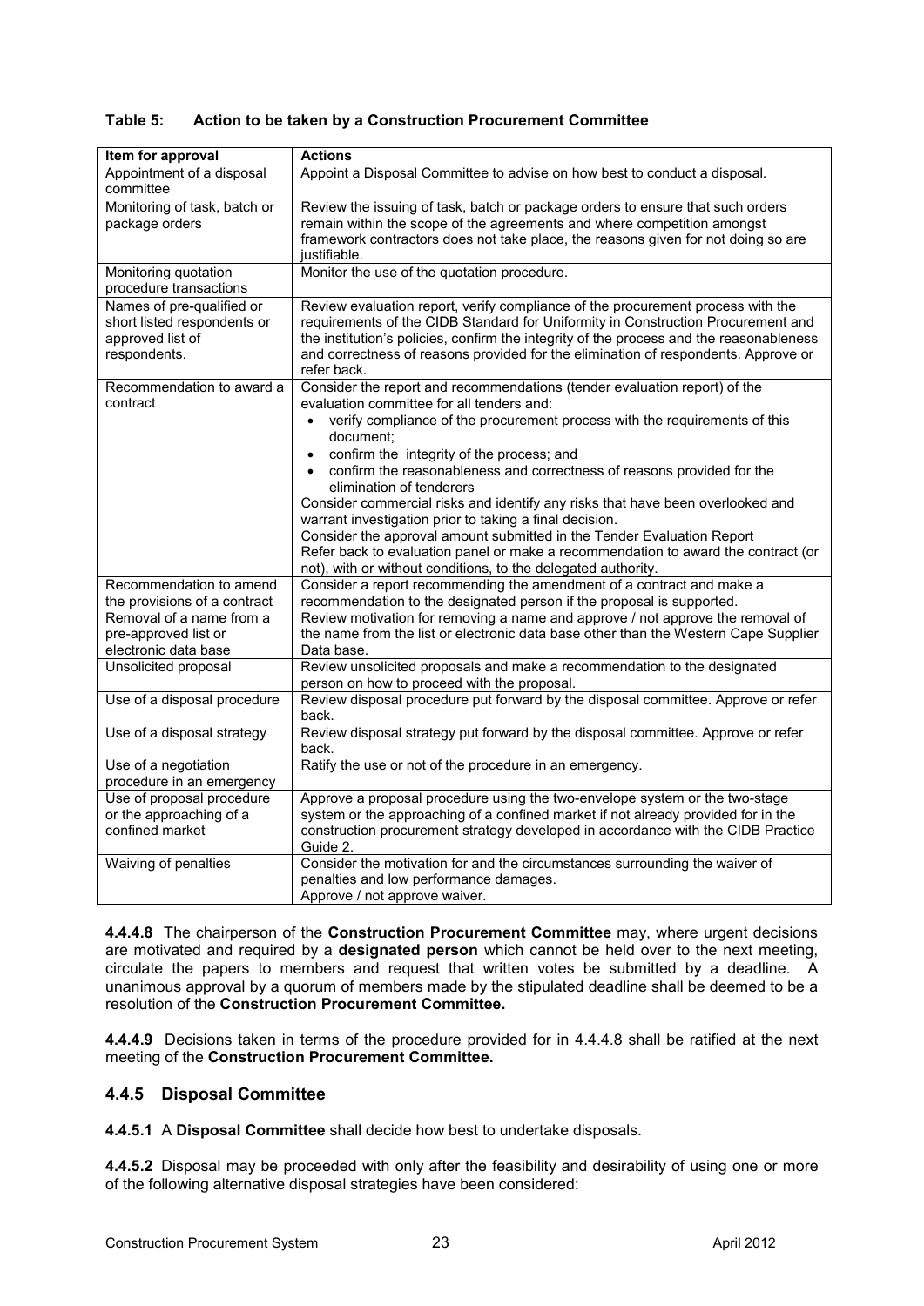**Table 5: Action to be taken by a Construction Procurement Committee**

| Item for approval | Actions |
|---|---|
| Appointment of a disposal committee | Appoint a Disposal Committee to advise on how best to conduct a disposal. |
| Monitoring of task, batch or package orders | Review the issuing of task, batch or package orders to ensure that such orders remain within the scope of the agreements and where competition amongst framework contractors does not take place, the reasons given for not doing so are justifiable. |
| Monitoring quotation procedure transactions | Monitor the use of the quotation procedure. |
| Names of pre-qualified or short listed respondents or approved list of respondents. | Review evaluation report, verify compliance of the procurement process with the requirements of the CIDB Standard for Uniformity in Construction Procurement and the institution's policies, confirm the integrity of the process and the reasonableness and correctness of reasons provided for the elimination of respondents. Approve or refer back. |
| Recommendation to award a contract | Consider the report and recommendations (tender evaluation report) of the evaluation committee for all tenders and:<br>• verify compliance of the procurement process with the requirements of this document;<br>• confirm the integrity of the process; and<br>• confirm the reasonableness and correctness of reasons provided for the elimination of tenderers<br>Consider commercial risks and identify any risks that have been overlooked and warrant investigation prior to taking a final decision.<br>Consider the approval amount submitted in the Tender Evaluation Report<br>Refer back to evaluation panel or make a recommendation to award the contract (or not), with or without conditions, to the delegated authority. |
| Recommendation to amend the provisions of a contract | Consider a report recommending the amendment of a contract and make a recommendation to the designated person if the proposal is supported. |
| Removal of a name from a pre-approved list or electronic data base | Review motivation for removing a name and approve / not approve the removal of the name from the list or electronic data base other than the Western Cape Supplier Data base. |
| Unsolicited proposal | Review unsolicited proposals and make a recommendation to the designated person on how to proceed with the proposal. |
| Use of a disposal procedure | Review disposal procedure put forward by the disposal committee. Approve or refer back. |
| Use of a disposal strategy | Review disposal strategy put forward by the disposal committee. Approve or refer back. |
| Use of a negotiation procedure in an emergency | Ratify the use or not of the procedure in an emergency. |
| Use of proposal procedure or the approaching of a confined market | Approve a proposal procedure using the two-envelope system or the two-stage system or the approaching of a confined market if not already provided for in the construction procurement strategy developed in accordance with the CIDB Practice Guide 2. |
| Waiving of penalties | Consider the motivation for and the circumstances surrounding the waiver of penalties and low performance damages.<br>Approve / not approve waiver. |

**4.4.4.8** The chairperson of the **Construction Procurement Committee** may, where urgent decisions are motivated and required by a **designated person** which cannot be held over to the next meeting, circulate the papers to members and request that written votes be submitted by a deadline. A unanimous approval by a quorum of members made by the stipulated deadline shall be deemed to be a resolution of the **Construction Procurement Committee.**

**4.4.4.9** Decisions taken in terms of the procedure provided for in 4.4.4.8 shall be ratified at the next meeting of the **Construction Procurement Committee.**

### 4.4.5 Disposal Committee

**4.4.5.1** A **Disposal Committee** shall decide how best to undertake disposals.

**4.4.5.2** Disposal may be proceeded with only after the feasibility and desirability of using one or more of the following alternative disposal strategies have been considered: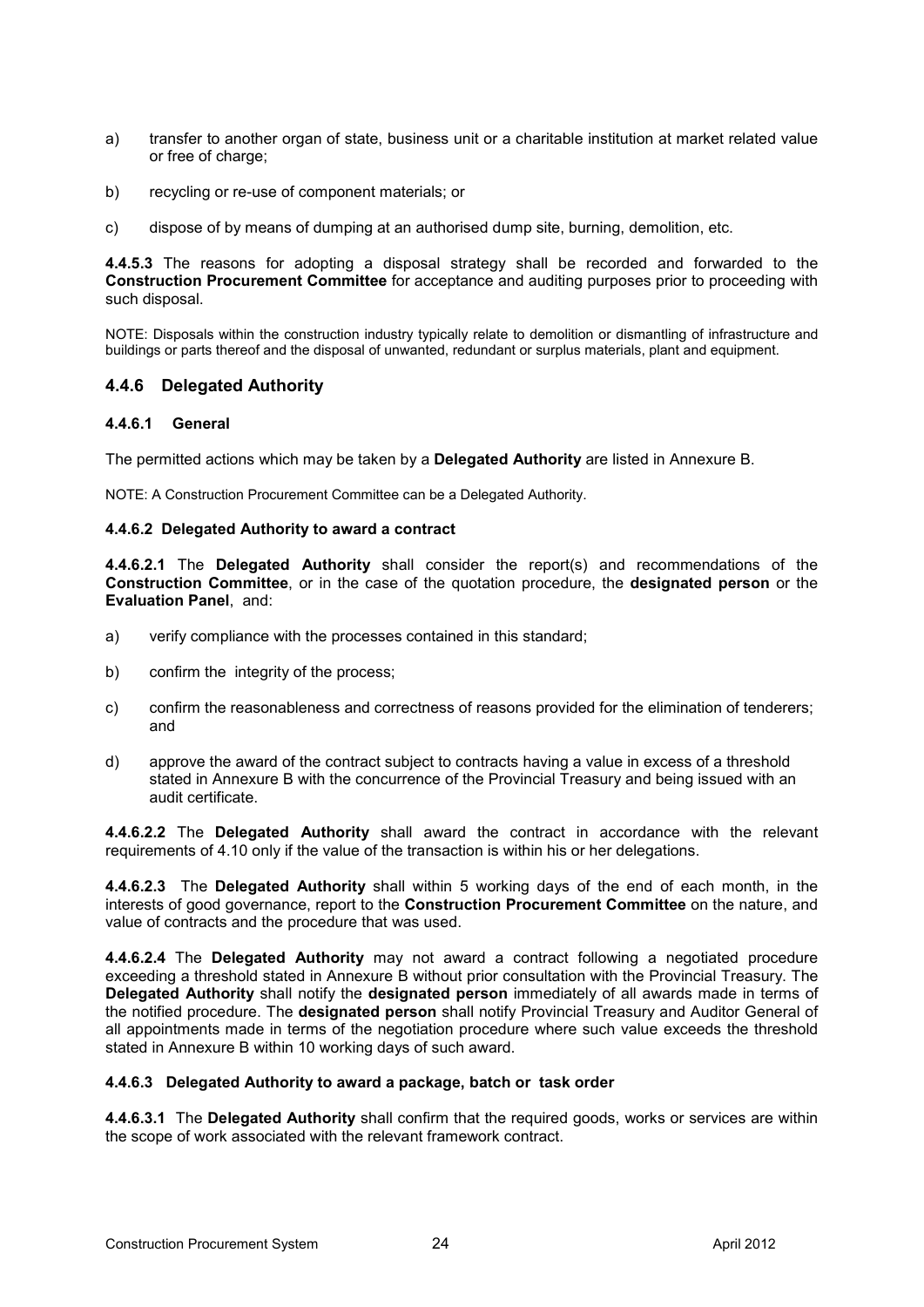a) transfer to another organ of state, business unit or a charitable institution at market related value or free of charge;

b) recycling or re-use of component materials; or

c) dispose of by means of dumping at an authorised dump site, burning, demolition, etc.

**4.4.5.3** The reasons for adopting a disposal strategy shall be recorded and forwarded to the **Construction Procurement Committee** for acceptance and auditing purposes prior to proceeding with such disposal.

NOTE: Disposals within the construction industry typically relate to demolition or dismantling of infrastructure and buildings or parts thereof and the disposal of unwanted, redundant or surplus materials, plant and equipment.

## 4.4.6 Delegated Authority

### 4.4.6.1 General

The permitted actions which may be taken by a **Delegated Authority** are listed in Annexure B.

NOTE: A Construction Procurement Committee can be a Delegated Authority.

### 4.4.6.2 Delegated Authority to award a contract

**4.4.6.2.1** The **Delegated Authority** shall consider the report(s) and recommendations of the **Construction Committee**, or in the case of the quotation procedure, the **designated person** or the **Evaluation Panel**, and:

a) verify compliance with the processes contained in this standard;

b) confirm the integrity of the process;

c) confirm the reasonableness and correctness of reasons provided for the elimination of tenderers; and

d) approve the award of the contract subject to contracts having a value in excess of a threshold stated in Annexure B with the concurrence of the Provincial Treasury and being issued with an audit certificate.

**4.4.6.2.2** The **Delegated Authority** shall award the contract in accordance with the relevant requirements of 4.10 only if the value of the transaction is within his or her delegations.

**4.4.6.2.3** The **Delegated Authority** shall within 5 working days of the end of each month, in the interests of good governance, report to the **Construction Procurement Committee** on the nature, and value of contracts and the procedure that was used.

**4.4.6.2.4** The **Delegated Authority** may not award a contract following a negotiated procedure exceeding a threshold stated in Annexure B without prior consultation with the Provincial Treasury. The **Delegated Authority** shall notify the **designated person** immediately of all awards made in terms of the notified procedure. The **designated person** shall notify Provincial Treasury and Auditor General of all appointments made in terms of the negotiation procedure where such value exceeds the threshold stated in Annexure B within 10 working days of such award.

### 4.4.6.3 Delegated Authority to award a package, batch or task order

**4.4.6.3.1** The **Delegated Authority** shall confirm that the required goods, works or services are within the scope of work associated with the relevant framework contract.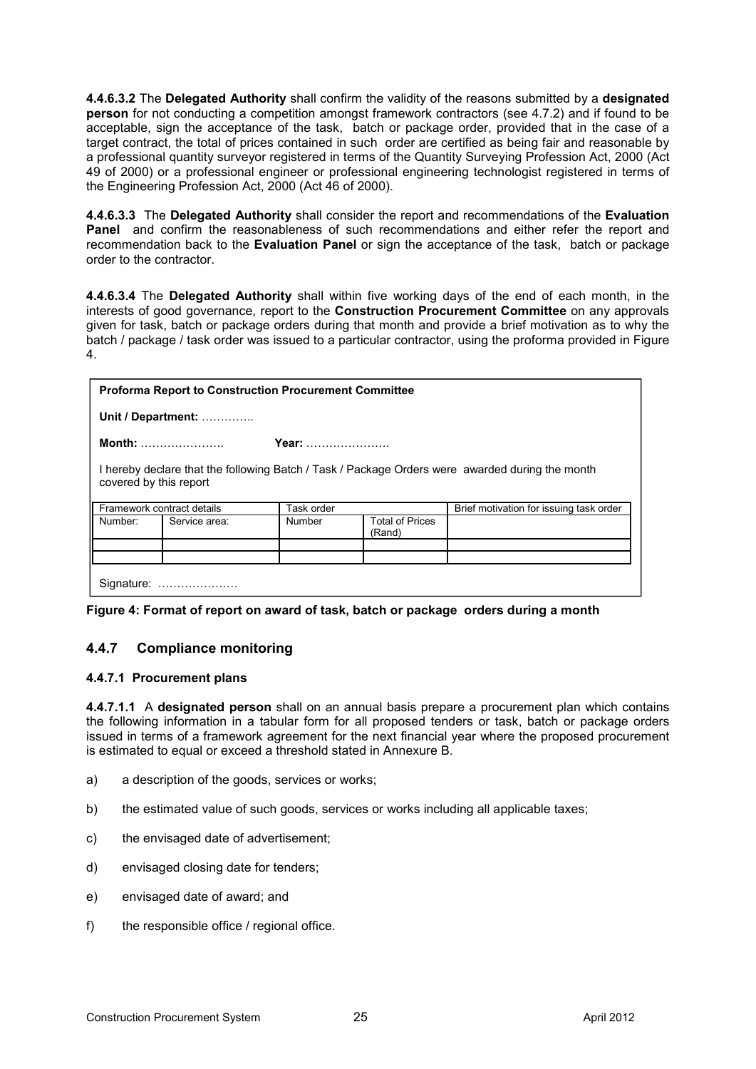**4.4.6.3.2** The **Delegated Authority** shall confirm the validity of the reasons submitted by a **designated person** for not conducting a competition amongst framework contractors (see 4.7.2) and if found to be acceptable, sign the acceptance of the task, batch or package order, provided that in the case of a target contract, the total of prices contained in such order are certified as being fair and reasonable by a professional quantity surveyor registered in terms of the Quantity Surveying Profession Act, 2000 (Act 49 of 2000) or a professional engineer or professional engineering technologist registered in terms of the Engineering Profession Act, 2000 (Act 46 of 2000).

**4.4.6.3.3** The **Delegated Authority** shall consider the report and recommendations of the **Evaluation Panel** and confirm the reasonableness of such recommendations and either refer the report and recommendation back to the **Evaluation Panel** or sign the acceptance of the task, batch or package order to the contractor.

**4.4.6.3.4** The **Delegated Authority** shall within five working days of the end of each month, in the interests of good governance, report to the **Construction Procurement Committee** on any approvals given for task, batch or package orders during that month and provide a brief motivation as to why the batch / package / task order was issued to a particular contractor, using the proforma provided in Figure 4.

**Proforma Report to Construction Procurement Committee**

**Unit / Department:** …………..

**Month:** …………………. **Year:** ………………….

I hereby declare that the following Batch / Task / Package Orders were awarded during the month covered by this report

| Framework contract details | | Task order | | Brief motivation for issuing task order |
|---|---|---|---|---|
| Number: | Service area: | Number | Total of Prices (Rand) | |
| | | | | |
| | | | | |

Signature: …………………

**Figure 4: Format of report on award of task, batch or package orders during a month**

### 4.4.7 Compliance monitoring

#### 4.4.7.1 Procurement plans

**4.4.7.1.1** A **designated person** shall on an annual basis prepare a procurement plan which contains the following information in a tabular form for all proposed tenders or task, batch or package orders issued in terms of a framework agreement for the next financial year where the proposed procurement is estimated to equal or exceed a threshold stated in Annexure B.

a) a description of the goods, services or works;

b) the estimated value of such goods, services or works including all applicable taxes;

c) the envisaged date of advertisement;

d) envisaged closing date for tenders;

e) envisaged date of award; and

f) the responsible office / regional office.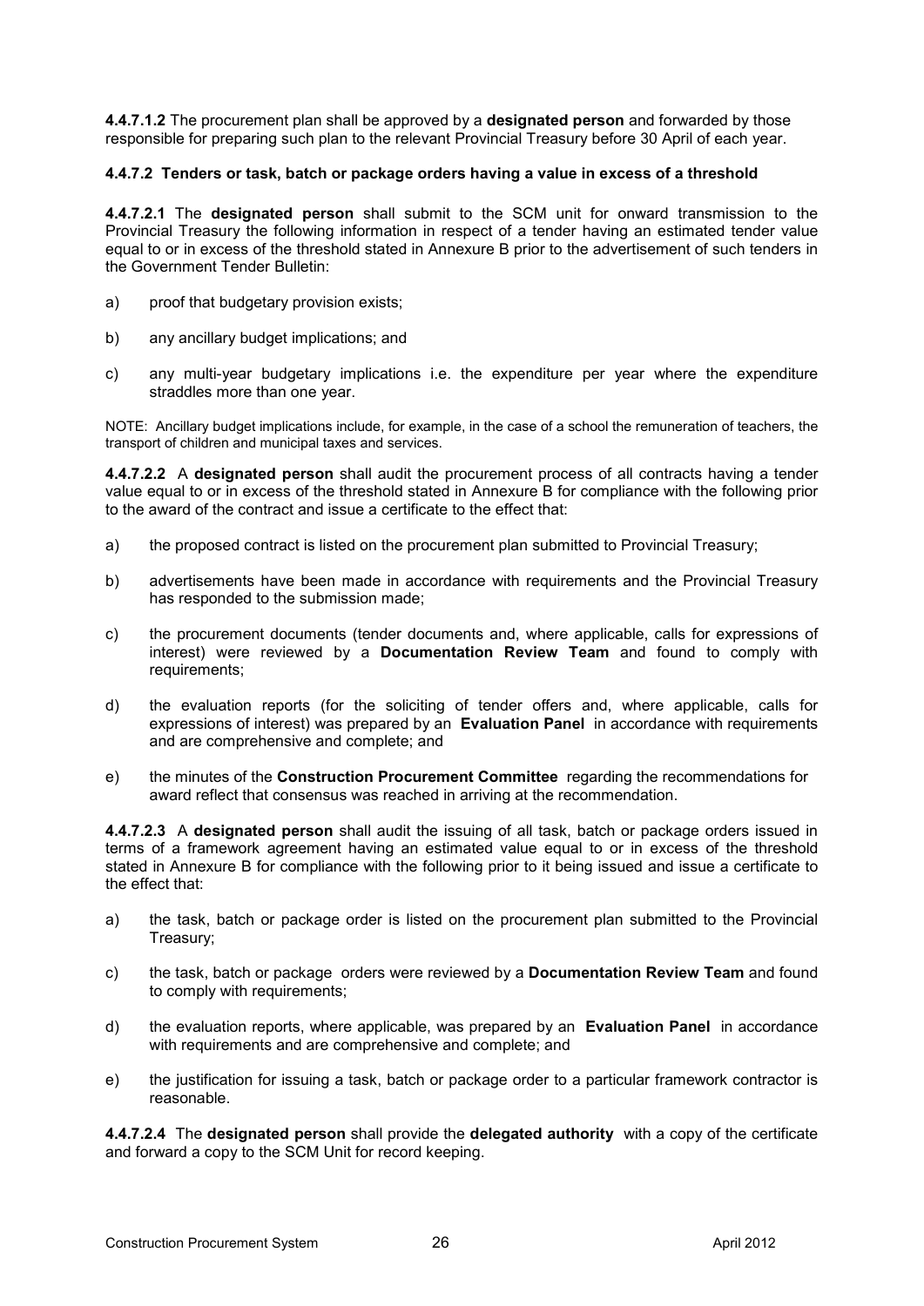**4.4.7.1.2** The procurement plan shall be approved by a **designated person** and forwarded by those responsible for preparing such plan to the relevant Provincial Treasury before 30 April of each year.

#### 4.4.7.2 Tenders or task, batch or package orders having a value in excess of a threshold

**4.4.7.2.1** The **designated person** shall submit to the SCM unit for onward transmission to the Provincial Treasury the following information in respect of a tender having an estimated tender value equal to or in excess of the threshold stated in Annexure B prior to the advertisement of such tenders in the Government Tender Bulletin:

a) proof that budgetary provision exists;

b) any ancillary budget implications; and

c) any multi-year budgetary implications i.e. the expenditure per year where the expenditure straddles more than one year.

NOTE: Ancillary budget implications include, for example, in the case of a school the remuneration of teachers, the transport of children and municipal taxes and services.

**4.4.7.2.2** A **designated person** shall audit the procurement process of all contracts having a tender value equal to or in excess of the threshold stated in Annexure B for compliance with the following prior to the award of the contract and issue a certificate to the effect that:

a) the proposed contract is listed on the procurement plan submitted to Provincial Treasury;

b) advertisements have been made in accordance with requirements and the Provincial Treasury has responded to the submission made;

c) the procurement documents (tender documents and, where applicable, calls for expressions of interest) were reviewed by a **Documentation Review Team** and found to comply with requirements;

d) the evaluation reports (for the soliciting of tender offers and, where applicable, calls for expressions of interest) was prepared by an **Evaluation Panel** in accordance with requirements and are comprehensive and complete; and

e) the minutes of the **Construction Procurement Committee** regarding the recommendations for award reflect that consensus was reached in arriving at the recommendation.

**4.4.7.2.3** A **designated person** shall audit the issuing of all task, batch or package orders issued in terms of a framework agreement having an estimated value equal to or in excess of the threshold stated in Annexure B for compliance with the following prior to it being issued and issue a certificate to the effect that:

a) the task, batch or package order is listed on the procurement plan submitted to the Provincial Treasury;

c) the task, batch or package orders were reviewed by a **Documentation Review Team** and found to comply with requirements;

d) the evaluation reports, where applicable, was prepared by an **Evaluation Panel** in accordance with requirements and are comprehensive and complete; and

e) the justification for issuing a task, batch or package order to a particular framework contractor is reasonable.

**4.4.7.2.4** The **designated person** shall provide the **delegated authority** with a copy of the certificate and forward a copy to the SCM Unit for record keeping.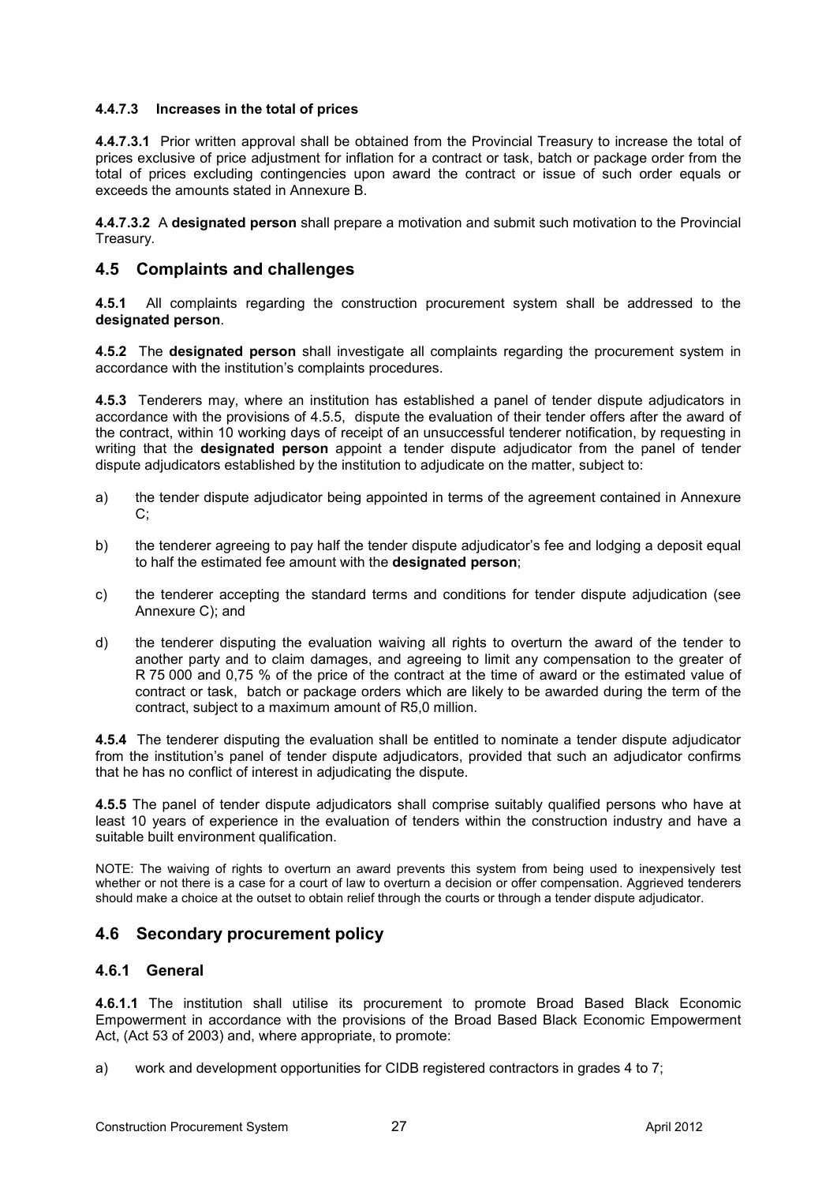#### 4.4.7.3 Increases in the total of prices

**4.4.7.3.1** Prior written approval shall be obtained from the Provincial Treasury to increase the total of prices exclusive of price adjustment for inflation for a contract or task, batch or package order from the total of prices excluding contingencies upon award the contract or issue of such order equals or exceeds the amounts stated in Annexure B.

**4.4.7.3.2** A **designated person** shall prepare a motivation and submit such motivation to the Provincial Treasury.

## 4.5 Complaints and challenges

**4.5.1** All complaints regarding the construction procurement system shall be addressed to the **designated person**.

**4.5.2** The **designated person** shall investigate all complaints regarding the procurement system in accordance with the institution's complaints procedures.

**4.5.3** Tenderers may, where an institution has established a panel of tender dispute adjudicators in accordance with the provisions of 4.5.5, dispute the evaluation of their tender offers after the award of the contract, within 10 working days of receipt of an unsuccessful tenderer notification, by requesting in writing that the **designated person** appoint a tender dispute adjudicator from the panel of tender dispute adjudicators established by the institution to adjudicate on the matter, subject to:

a) the tender dispute adjudicator being appointed in terms of the agreement contained in Annexure C;

b) the tenderer agreeing to pay half the tender dispute adjudicator's fee and lodging a deposit equal to half the estimated fee amount with the **designated person**;

c) the tenderer accepting the standard terms and conditions for tender dispute adjudication (see Annexure C); and

d) the tenderer disputing the evaluation waiving all rights to overturn the award of the tender to another party and to claim damages, and agreeing to limit any compensation to the greater of R 75 000 and 0,75 % of the price of the contract at the time of award or the estimated value of contract or task, batch or package orders which are likely to be awarded during the term of the contract, subject to a maximum amount of R5,0 million.

**4.5.4** The tenderer disputing the evaluation shall be entitled to nominate a tender dispute adjudicator from the institution's panel of tender dispute adjudicators, provided that such an adjudicator confirms that he has no conflict of interest in adjudicating the dispute.

**4.5.5** The panel of tender dispute adjudicators shall comprise suitably qualified persons who have at least 10 years of experience in the evaluation of tenders within the construction industry and have a suitable built environment qualification.

NOTE: The waiving of rights to overturn an award prevents this system from being used to inexpensively test whether or not there is a case for a court of law to overturn a decision or offer compensation. Aggrieved tenderers should make a choice at the outset to obtain relief through the courts or through a tender dispute adjudicator.

## 4.6 Secondary procurement policy

### 4.6.1 General

**4.6.1.1** The institution shall utilise its procurement to promote Broad Based Black Economic Empowerment in accordance with the provisions of the Broad Based Black Economic Empowerment Act, (Act 53 of 2003) and, where appropriate, to promote:

a) work and development opportunities for CIDB registered contractors in grades 4 to 7;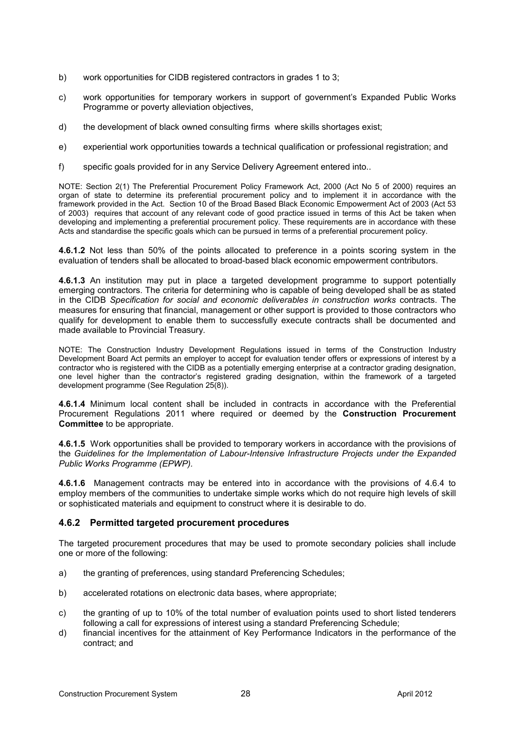b) work opportunities for CIDB registered contractors in grades 1 to 3;

c) work opportunities for temporary workers in support of government's Expanded Public Works Programme or poverty alleviation objectives,

d) the development of black owned consulting firms where skills shortages exist;

e) experiential work opportunities towards a technical qualification or professional registration; and

f) specific goals provided for in any Service Delivery Agreement entered into..

NOTE: Section 2(1) The Preferential Procurement Policy Framework Act, 2000 (Act No 5 of 2000) requires an organ of state to determine its preferential procurement policy and to implement it in accordance with the framework provided in the Act. Section 10 of the Broad Based Black Economic Empowerment Act of 2003 (Act 53 of 2003) requires that account of any relevant code of good practice issued in terms of this Act be taken when developing and implementing a preferential procurement policy. These requirements are in accordance with these Acts and standardise the specific goals which can be pursued in terms of a preferential procurement policy.

**4.6.1.2** Not less than 50% of the points allocated to preference in a points scoring system in the evaluation of tenders shall be allocated to broad-based black economic empowerment contributors.

**4.6.1.3** An institution may put in place a targeted development programme to support potentially emerging contractors. The criteria for determining who is capable of being developed shall be as stated in the CIDB *Specification for social and economic deliverables in construction works* contracts. The measures for ensuring that financial, management or other support is provided to those contractors who qualify for development to enable them to successfully execute contracts shall be documented and made available to Provincial Treasury.

NOTE: The Construction Industry Development Regulations issued in terms of the Construction Industry Development Board Act permits an employer to accept for evaluation tender offers or expressions of interest by a contractor who is registered with the CIDB as a potentially emerging enterprise at a contractor grading designation, one level higher than the contractor's registered grading designation, within the framework of a targeted development programme (See Regulation 25(8)).

**4.6.1.4** Minimum local content shall be included in contracts in accordance with the Preferential Procurement Regulations 2011 where required or deemed by the **Construction Procurement Committee** to be appropriate.

**4.6.1.5** Work opportunities shall be provided to temporary workers in accordance with the provisions of the *Guidelines for the Implementation of Labour-Intensive Infrastructure Projects under the Expanded Public Works Programme (EPWP).*

**4.6.1.6** Management contracts may be entered into in accordance with the provisions of 4.6.4 to employ members of the communities to undertake simple works which do not require high levels of skill or sophisticated materials and equipment to construct where it is desirable to do.

### 4.6.2 Permitted targeted procurement procedures

The targeted procurement procedures that may be used to promote secondary policies shall include one or more of the following:

a) the granting of preferences, using standard Preferencing Schedules;

b) accelerated rotations on electronic data bases, where appropriate;

c) the granting of up to 10% of the total number of evaluation points used to short listed tenderers following a call for expressions of interest using a standard Preferencing Schedule;

d) financial incentives for the attainment of Key Performance Indicators in the performance of the contract; and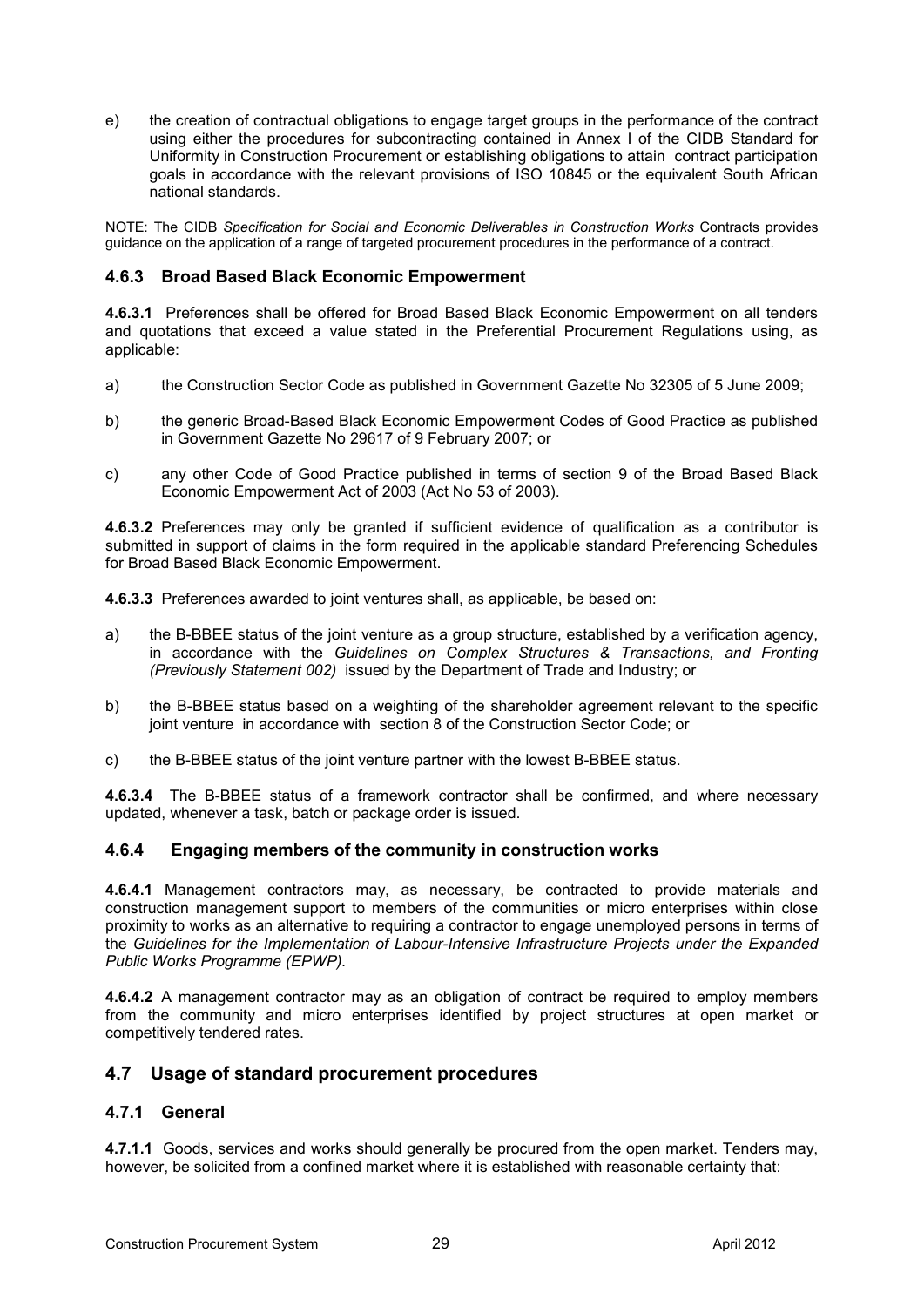e) the creation of contractual obligations to engage target groups in the performance of the contract using either the procedures for subcontracting contained in Annex I of the CIDB Standard for Uniformity in Construction Procurement or establishing obligations to attain contract participation goals in accordance with the relevant provisions of ISO 10845 or the equivalent South African national standards.

NOTE: The CIDB *Specification for Social and Economic Deliverables in Construction Works* Contracts provides guidance on the application of a range of targeted procurement procedures in the performance of a contract.

### 4.6.3 Broad Based Black Economic Empowerment

**4.6.3.1** Preferences shall be offered for Broad Based Black Economic Empowerment on all tenders and quotations that exceed a value stated in the Preferential Procurement Regulations using, as applicable:

a) the Construction Sector Code as published in Government Gazette No 32305 of 5 June 2009;

b) the generic Broad-Based Black Economic Empowerment Codes of Good Practice as published in Government Gazette No 29617 of 9 February 2007; or

c) any other Code of Good Practice published in terms of section 9 of the Broad Based Black Economic Empowerment Act of 2003 (Act No 53 of 2003).

**4.6.3.2** Preferences may only be granted if sufficient evidence of qualification as a contributor is submitted in support of claims in the form required in the applicable standard Preferencing Schedules for Broad Based Black Economic Empowerment.

**4.6.3.3** Preferences awarded to joint ventures shall, as applicable, be based on:

a) the B-BBEE status of the joint venture as a group structure, established by a verification agency, in accordance with the *Guidelines on Complex Structures & Transactions, and Fronting (Previously Statement 002)* issued by the Department of Trade and Industry; or

b) the B-BBEE status based on a weighting of the shareholder agreement relevant to the specific joint venture in accordance with section 8 of the Construction Sector Code; or

c) the B-BBEE status of the joint venture partner with the lowest B-BBEE status.

**4.6.3.4** The B-BBEE status of a framework contractor shall be confirmed, and where necessary updated, whenever a task, batch or package order is issued.

### 4.6.4 Engaging members of the community in construction works

**4.6.4.1** Management contractors may, as necessary, be contracted to provide materials and construction management support to members of the communities or micro enterprises within close proximity to works as an alternative to requiring a contractor to engage unemployed persons in terms of the *Guidelines for the Implementation of Labour-Intensive Infrastructure Projects under the Expanded Public Works Programme (EPWP).*

**4.6.4.2** A management contractor may as an obligation of contract be required to employ members from the community and micro enterprises identified by project structures at open market or competitively tendered rates.

## 4.7 Usage of standard procurement procedures

### 4.7.1 General

**4.7.1.1** Goods, services and works should generally be procured from the open market. Tenders may, however, be solicited from a confined market where it is established with reasonable certainty that: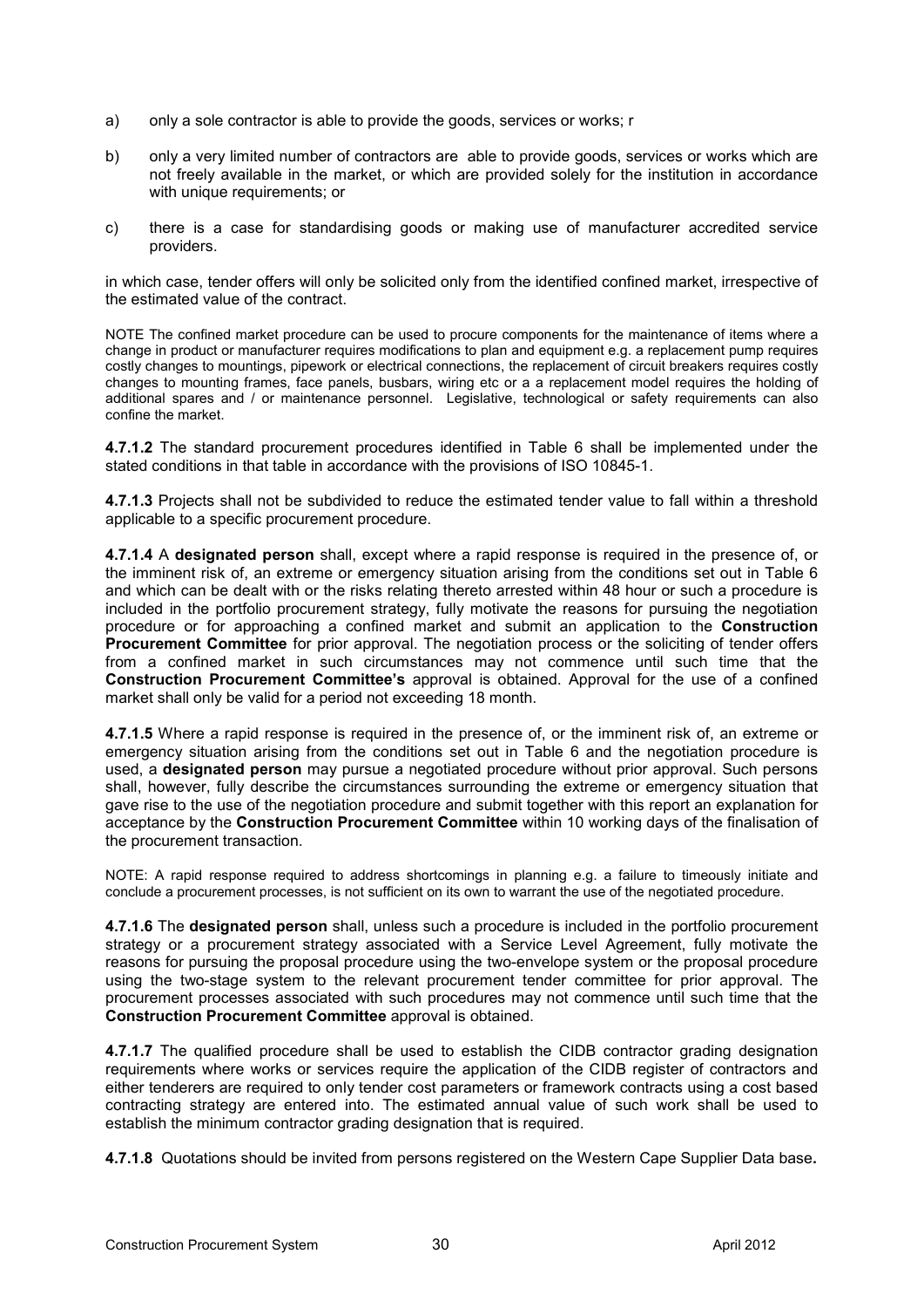a) only a sole contractor is able to provide the goods, services or works; r

b) only a very limited number of contractors are able to provide goods, services or works which are not freely available in the market, or which are provided solely for the institution in accordance with unique requirements; or

c) there is a case for standardising goods or making use of manufacturer accredited service providers.

in which case, tender offers will only be solicited only from the identified confined market, irrespective of the estimated value of the contract.

NOTE The confined market procedure can be used to procure components for the maintenance of items where a change in product or manufacturer requires modifications to plan and equipment e.g. a replacement pump requires costly changes to mountings, pipework or electrical connections, the replacement of circuit breakers requires costly changes to mounting frames, face panels, busbars, wiring etc or a a replacement model requires the holding of additional spares and / or maintenance personnel. Legislative, technological or safety requirements can also confine the market.

**4.7.1.2** The standard procurement procedures identified in Table 6 shall be implemented under the stated conditions in that table in accordance with the provisions of ISO 10845-1.

**4.7.1.3** Projects shall not be subdivided to reduce the estimated tender value to fall within a threshold applicable to a specific procurement procedure.

**4.7.1.4** A **designated person** shall, except where a rapid response is required in the presence of, or the imminent risk of, an extreme or emergency situation arising from the conditions set out in Table 6 and which can be dealt with or the risks relating thereto arrested within 48 hour or such a procedure is included in the portfolio procurement strategy, fully motivate the reasons for pursuing the negotiation procedure or for approaching a confined market and submit an application to the **Construction Procurement Committee** for prior approval. The negotiation process or the soliciting of tender offers from a confined market in such circumstances may not commence until such time that the **Construction Procurement Committee's** approval is obtained. Approval for the use of a confined market shall only be valid for a period not exceeding 18 month.

**4.7.1.5** Where a rapid response is required in the presence of, or the imminent risk of, an extreme or emergency situation arising from the conditions set out in Table 6 and the negotiation procedure is used, a **designated person** may pursue a negotiated procedure without prior approval. Such persons shall, however, fully describe the circumstances surrounding the extreme or emergency situation that gave rise to the use of the negotiation procedure and submit together with this report an explanation for acceptance by the **Construction Procurement Committee** within 10 working days of the finalisation of the procurement transaction.

NOTE: A rapid response required to address shortcomings in planning e.g. a failure to timeously initiate and conclude a procurement processes, is not sufficient on its own to warrant the use of the negotiated procedure.

**4.7.1.6** The **designated person** shall, unless such a procedure is included in the portfolio procurement strategy or a procurement strategy associated with a Service Level Agreement, fully motivate the reasons for pursuing the proposal procedure using the two-envelope system or the proposal procedure using the two-stage system to the relevant procurement tender committee for prior approval. The procurement processes associated with such procedures may not commence until such time that the **Construction Procurement Committee** approval is obtained.

**4.7.1.7** The qualified procedure shall be used to establish the CIDB contractor grading designation requirements where works or services require the application of the CIDB register of contractors and either tenderers are required to only tender cost parameters or framework contracts using a cost based contracting strategy are entered into. The estimated annual value of such work shall be used to establish the minimum contractor grading designation that is required.

**4.7.1.8** Quotations should be invited from persons registered on the Western Cape Supplier Data base**.**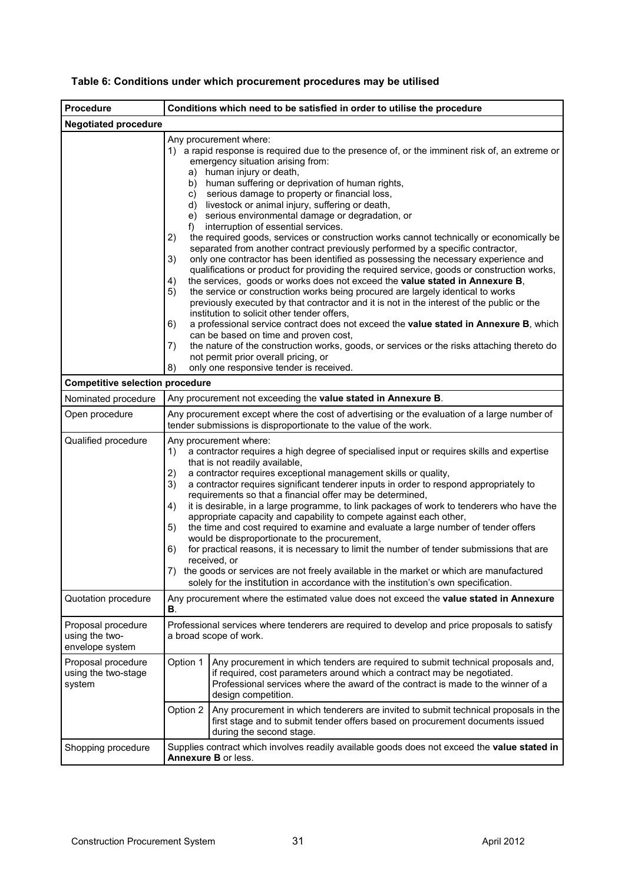**Table 6: Conditions under which procurement procedures may be utilised**

| Procedure | Conditions which need to be satisfied in order to utilise the procedure | |
|---|---|---|
| **Negotiated procedure** | | |
| | Any procurement where:<br>1) a rapid response is required due to the presence of, or the imminent risk of, an extreme or emergency situation arising from:<br>a) human injury or death,<br>b) human suffering or deprivation of human rights,<br>c) serious damage to property or financial loss,<br>d) livestock or animal injury, suffering or death,<br>e) serious environmental damage or degradation, or<br>f) interruption of essential services.<br>2) the required goods, services or construction works cannot technically or economically be separated from another contract previously performed by a specific contractor,<br>3) only one contractor has been identified as possessing the necessary experience and qualifications or product for providing the required service, goods or construction works,<br>4) the services, goods or works does not exceed the **value stated in Annexure B**,<br>5) the service or construction works being procured are largely identical to works previously executed by that contractor and it is not in the interest of the public or the institution to solicit other tender offers,<br>6) a professional service contract does not exceed the **value stated in Annexure B**, which can be based on time and proven cost,<br>7) the nature of the construction works, goods, or services or the risks attaching thereto do not permit prior overall pricing, or<br>8) only one responsive tender is received. | |
| **Competitive selection procedure** | | |
| Nominated procedure | Any procurement not exceeding the **value stated in Annexure B**. | |
| Open procedure | Any procurement except where the cost of advertising or the evaluation of a large number of tender submissions is disproportionate to the value of the work. | |
| Qualified procedure | Any procurement where:<br>1) a contractor requires a high degree of specialised input or requires skills and expertise that is not readily available,<br>2) a contractor requires exceptional management skills or quality,<br>3) a contractor requires significant tenderer inputs in order to respond appropriately to requirements so that a financial offer may be determined,<br>4) it is desirable, in a large programme, to link packages of work to tenderers who have the appropriate capacity and capability to compete against each other,<br>5) the time and cost required to examine and evaluate a large number of tender offers would be disproportionate to the procurement,<br>6) for practical reasons, it is necessary to limit the number of tender submissions that are received, or<br>7) the goods or services are not freely available in the market or which are manufactured solely for the institution in accordance with the institution's own specification. | |
| Quotation procedure | Any procurement where the estimated value does not exceed the **value stated in Annexure B**. | |
| Proposal procedure using the two-envelope system | Professional services where tenderers are required to develop and price proposals to satisfy a broad scope of work. | |
| Proposal procedure using the two-stage system | Option 1 | Any procurement in which tenders are required to submit technical proposals and, if required, cost parameters around which a contract may be negotiated. Professional services where the award of the contract is made to the winner of a design competition. |
| | Option 2 | Any procurement in which tenderers are invited to submit technical proposals in the first stage and to submit tender offers based on procurement documents issued during the second stage. |
| Shopping procedure | Supplies contract which involves readily available goods does not exceed the **value stated in Annexure B** or less. | |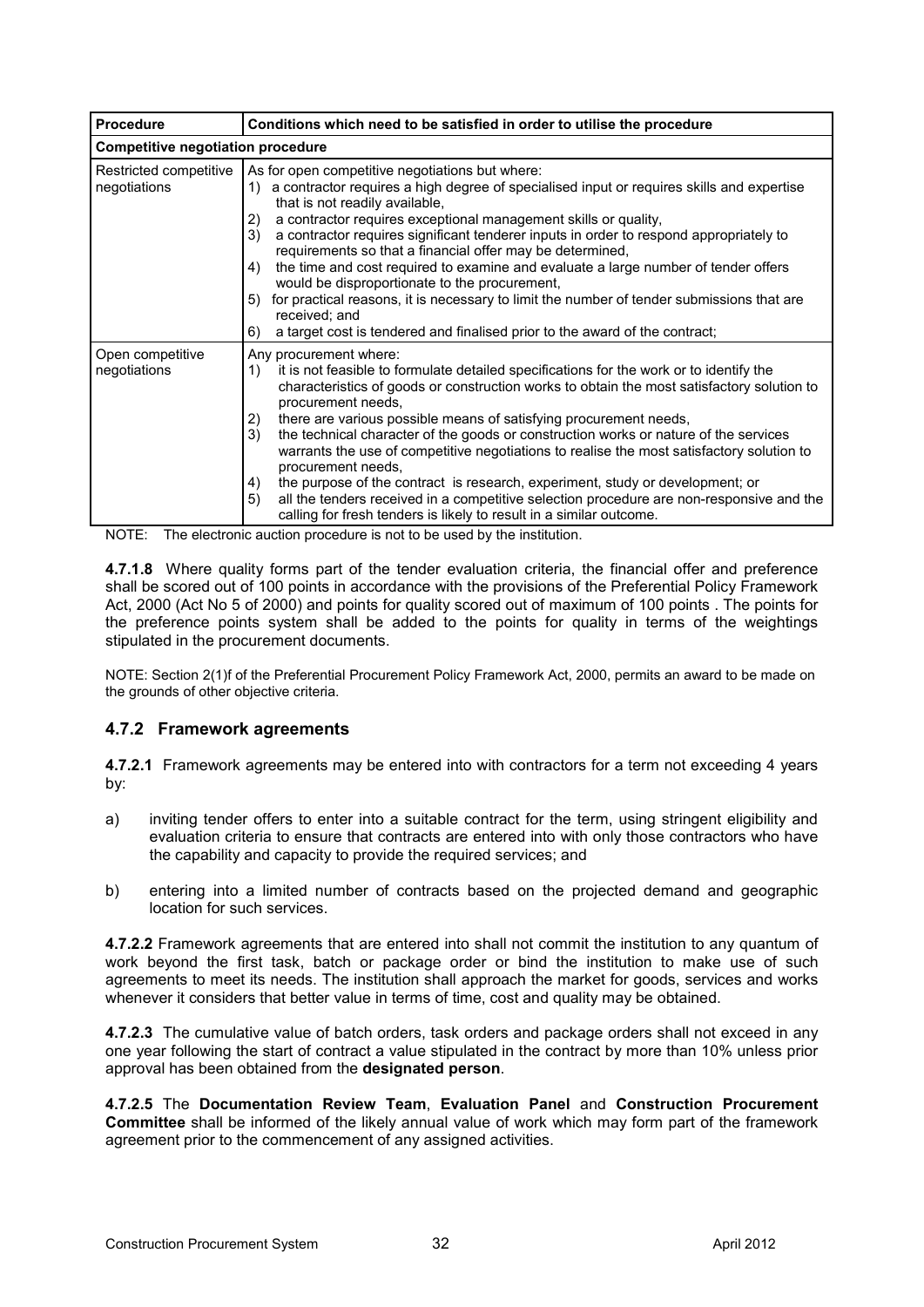| Procedure | Conditions which need to be satisfied in order to utilise the procedure |
|---|---|
| **Competitive negotiation procedure** | |
| Restricted competitive negotiations | As for open competitive negotiations but where:<br>1) a contractor requires a high degree of specialised input or requires skills and expertise that is not readily available,<br>2) a contractor requires exceptional management skills or quality,<br>3) a contractor requires significant tenderer inputs in order to respond appropriately to requirements so that a financial offer may be determined,<br>4) the time and cost required to examine and evaluate a large number of tender offers would be disproportionate to the procurement,<br>5) for practical reasons, it is necessary to limit the number of tender submissions that are received; and<br>6) a target cost is tendered and finalised prior to the award of the contract; |
| Open competitive negotiations | Any procurement where:<br>1) it is not feasible to formulate detailed specifications for the work or to identify the characteristics of goods or construction works to obtain the most satisfactory solution to procurement needs,<br>2) there are various possible means of satisfying procurement needs,<br>3) the technical character of the goods or construction works or nature of the services warrants the use of competitive negotiations to realise the most satisfactory solution to procurement needs,<br>4) the purpose of the contract is research, experiment, study or development; or<br>5) all the tenders received in a competitive selection procedure are non-responsive and the calling for fresh tenders is likely to result in a similar outcome. |

NOTE: The electronic auction procedure is not to be used by the institution.

**4.7.1.8** Where quality forms part of the tender evaluation criteria, the financial offer and preference shall be scored out of 100 points in accordance with the provisions of the Preferential Policy Framework Act, 2000 (Act No 5 of 2000) and points for quality scored out of maximum of 100 points . The points for the preference points system shall be added to the points for quality in terms of the weightings stipulated in the procurement documents.

NOTE: Section 2(1)f of the Preferential Procurement Policy Framework Act, 2000, permits an award to be made on the grounds of other objective criteria.

### 4.7.2 Framework agreements

**4.7.2.1** Framework agreements may be entered into with contractors for a term not exceeding 4 years by:

a) inviting tender offers to enter into a suitable contract for the term, using stringent eligibility and evaluation criteria to ensure that contracts are entered into with only those contractors who have the capability and capacity to provide the required services; and

b) entering into a limited number of contracts based on the projected demand and geographic location for such services.

**4.7.2.2** Framework agreements that are entered into shall not commit the institution to any quantum of work beyond the first task, batch or package order or bind the institution to make use of such agreements to meet its needs. The institution shall approach the market for goods, services and works whenever it considers that better value in terms of time, cost and quality may be obtained.

**4.7.2.3** The cumulative value of batch orders, task orders and package orders shall not exceed in any one year following the start of contract a value stipulated in the contract by more than 10% unless prior approval has been obtained from the **designated person**.

**4.7.2.5** The **Documentation Review Team**, **Evaluation Panel** and **Construction Procurement Committee** shall be informed of the likely annual value of work which may form part of the framework agreement prior to the commencement of any assigned activities.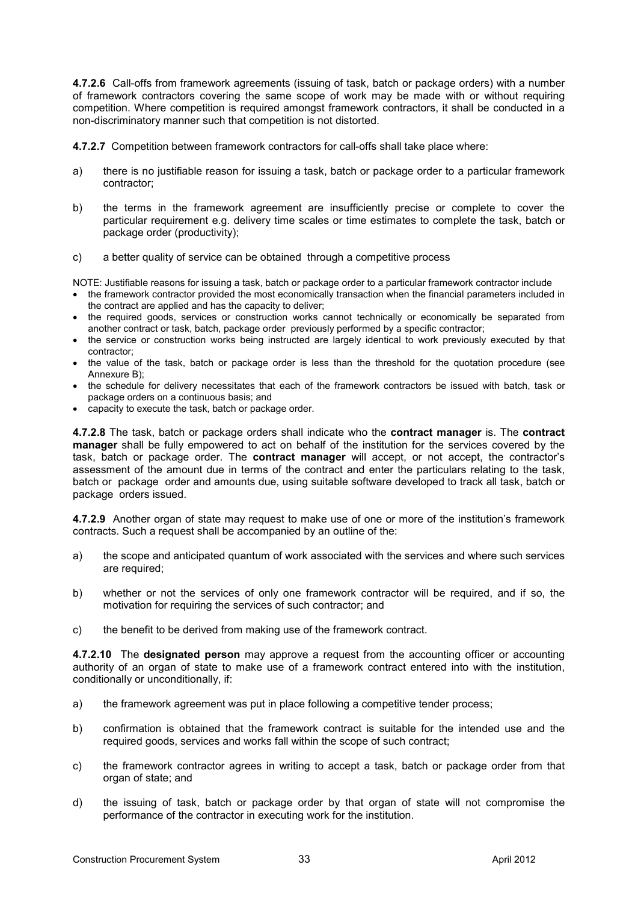**4.7.2.6** Call-offs from framework agreements (issuing of task, batch or package orders) with a number of framework contractors covering the same scope of work may be made with or without requiring competition. Where competition is required amongst framework contractors, it shall be conducted in a non-discriminatory manner such that competition is not distorted.

**4.7.2.7** Competition between framework contractors for call-offs shall take place where:

a) there is no justifiable reason for issuing a task, batch or package order to a particular framework contractor;

b) the terms in the framework agreement are insufficiently precise or complete to cover the particular requirement e.g. delivery time scales or time estimates to complete the task, batch or package order (productivity);

c) a better quality of service can be obtained through a competitive process

NOTE: Justifiable reasons for issuing a task, batch or package order to a particular framework contractor include

- the framework contractor provided the most economically transaction when the financial parameters included in the contract are applied and has the capacity to deliver;
- the required goods, services or construction works cannot technically or economically be separated from another contract or task, batch, package order previously performed by a specific contractor;
- the service or construction works being instructed are largely identical to work previously executed by that contractor;
- the value of the task, batch or package order is less than the threshold for the quotation procedure (see Annexure B);
- the schedule for delivery necessitates that each of the framework contractors be issued with batch, task or package orders on a continuous basis; and
- capacity to execute the task, batch or package order.

**4.7.2.8** The task, batch or package orders shall indicate who the **contract manager** is. The **contract manager** shall be fully empowered to act on behalf of the institution for the services covered by the task, batch or package order. The **contract manager** will accept, or not accept, the contractor's assessment of the amount due in terms of the contract and enter the particulars relating to the task, batch or package order and amounts due, using suitable software developed to track all task, batch or package orders issued.

**4.7.2.9** Another organ of state may request to make use of one or more of the institution's framework contracts. Such a request shall be accompanied by an outline of the:

a) the scope and anticipated quantum of work associated with the services and where such services are required;

b) whether or not the services of only one framework contractor will be required, and if so, the motivation for requiring the services of such contractor; and

c) the benefit to be derived from making use of the framework contract.

**4.7.2.10** The **designated person** may approve a request from the accounting officer or accounting authority of an organ of state to make use of a framework contract entered into with the institution, conditionally or unconditionally, if:

a) the framework agreement was put in place following a competitive tender process;

b) confirmation is obtained that the framework contract is suitable for the intended use and the required goods, services and works fall within the scope of such contract;

c) the framework contractor agrees in writing to accept a task, batch or package order from that organ of state; and

d) the issuing of task, batch or package order by that organ of state will not compromise the performance of the contractor in executing work for the institution.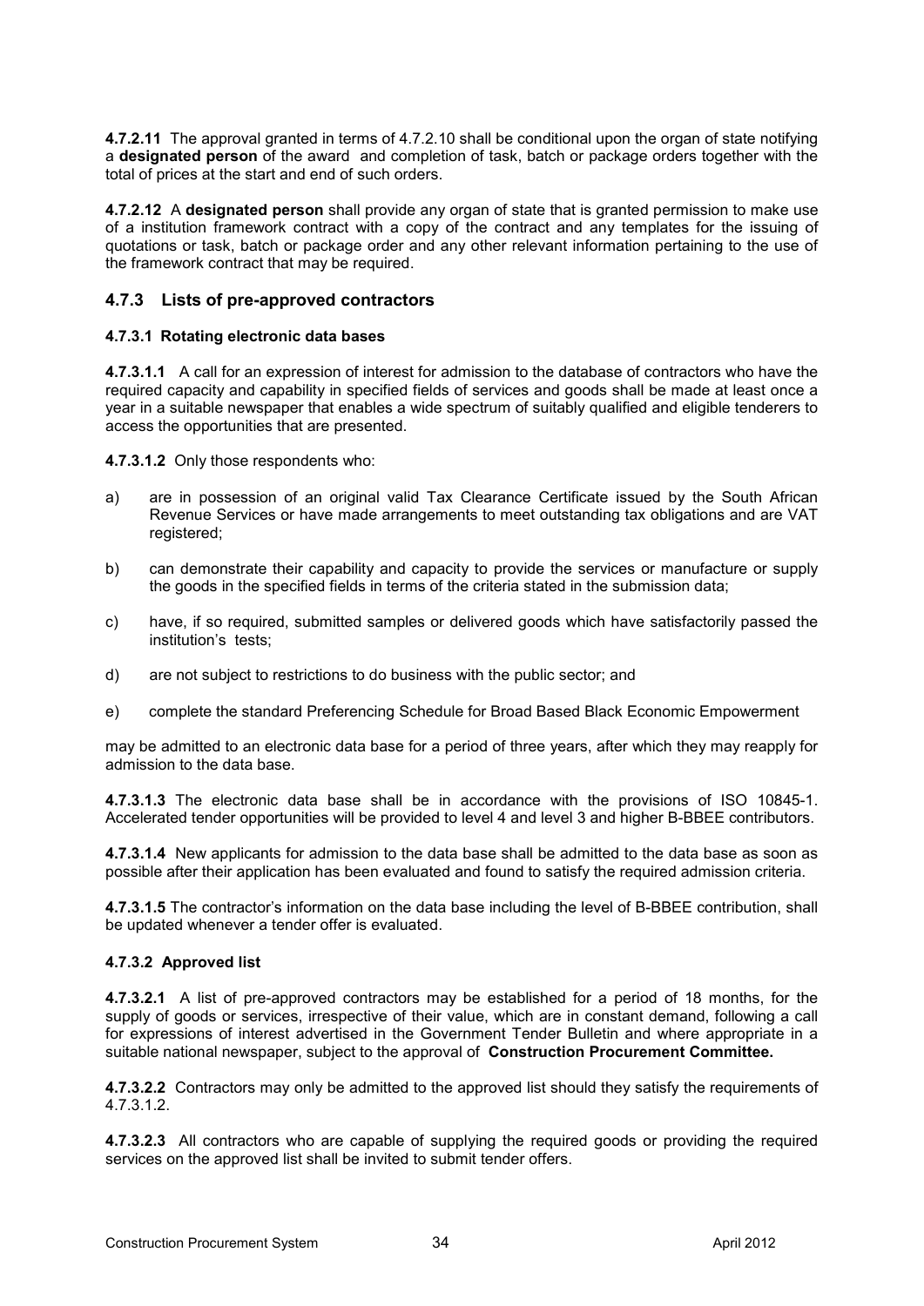**4.7.2.11** The approval granted in terms of 4.7.2.10 shall be conditional upon the organ of state notifying a **designated person** of the award and completion of task, batch or package orders together with the total of prices at the start and end of such orders.

**4.7.2.12** A **designated person** shall provide any organ of state that is granted permission to make use of a institution framework contract with a copy of the contract and any templates for the issuing of quotations or task, batch or package order and any other relevant information pertaining to the use of the framework contract that may be required.

### 4.7.3 Lists of pre-approved contractors

#### 4.7.3.1 Rotating electronic data bases

**4.7.3.1.1** A call for an expression of interest for admission to the database of contractors who have the required capacity and capability in specified fields of services and goods shall be made at least once a year in a suitable newspaper that enables a wide spectrum of suitably qualified and eligible tenderers to access the opportunities that are presented.

**4.7.3.1.2** Only those respondents who:

a) are in possession of an original valid Tax Clearance Certificate issued by the South African Revenue Services or have made arrangements to meet outstanding tax obligations and are VAT registered;

b) can demonstrate their capability and capacity to provide the services or manufacture or supply the goods in the specified fields in terms of the criteria stated in the submission data;

c) have, if so required, submitted samples or delivered goods which have satisfactorily passed the institution's tests;

d) are not subject to restrictions to do business with the public sector; and

e) complete the standard Preferencing Schedule for Broad Based Black Economic Empowerment

may be admitted to an electronic data base for a period of three years, after which they may reapply for admission to the data base.

**4.7.3.1.3** The electronic data base shall be in accordance with the provisions of ISO 10845-1. Accelerated tender opportunities will be provided to level 4 and level 3 and higher B-BBEE contributors.

**4.7.3.1.4** New applicants for admission to the data base shall be admitted to the data base as soon as possible after their application has been evaluated and found to satisfy the required admission criteria.

**4.7.3.1.5** The contractor's information on the data base including the level of B-BBEE contribution, shall be updated whenever a tender offer is evaluated.

#### 4.7.3.2 Approved list

**4.7.3.2.1** A list of pre-approved contractors may be established for a period of 18 months, for the supply of goods or services, irrespective of their value, which are in constant demand, following a call for expressions of interest advertised in the Government Tender Bulletin and where appropriate in a suitable national newspaper, subject to the approval of **Construction Procurement Committee.**

**4.7.3.2.2** Contractors may only be admitted to the approved list should they satisfy the requirements of 4.7.3.1.2.

**4.7.3.2.3** All contractors who are capable of supplying the required goods or providing the required services on the approved list shall be invited to submit tender offers.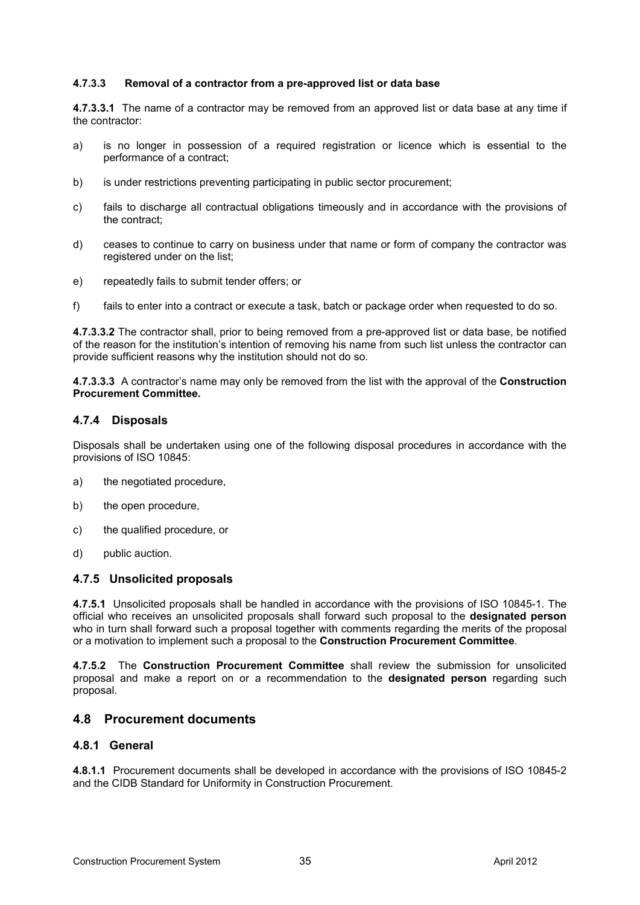#### 4.7.3.3 Removal of a contractor from a pre-approved list or data base

**4.7.3.3.1** The name of a contractor may be removed from an approved list or data base at any time if the contractor:

a) is no longer in possession of a required registration or licence which is essential to the performance of a contract;

b) is under restrictions preventing participating in public sector procurement;

c) fails to discharge all contractual obligations timeously and in accordance with the provisions of the contract;

d) ceases to continue to carry on business under that name or form of company the contractor was registered under on the list;

e) repeatedly fails to submit tender offers; or

f) fails to enter into a contract or execute a task, batch or package order when requested to do so.

**4.7.3.3.2** The contractor shall, prior to being removed from a pre-approved list or data base, be notified of the reason for the institution's intention of removing his name from such list unless the contractor can provide sufficient reasons why the institution should not do so.

**4.7.3.3.3** A contractor's name may only be removed from the list with the approval of the **Construction Procurement Committee.**

### 4.7.4 Disposals

Disposals shall be undertaken using one of the following disposal procedures in accordance with the provisions of ISO 10845:

a) the negotiated procedure,

b) the open procedure,

c) the qualified procedure, or

d) public auction.

### 4.7.5 Unsolicited proposals

**4.7.5.1** Unsolicited proposals shall be handled in accordance with the provisions of ISO 10845-1. The official who receives an unsolicited proposals shall forward such proposal to the **designated person** who in turn shall forward such a proposal together with comments regarding the merits of the proposal or a motivation to implement such a proposal to the **Construction Procurement Committee**.

**4.7.5.2** The **Construction Procurement Committee** shall review the submission for unsolicited proposal and make a report on or a recommendation to the **designated person** regarding such proposal.

## 4.8 Procurement documents

### 4.8.1 General

**4.8.1.1** Procurement documents shall be developed in accordance with the provisions of ISO 10845-2 and the CIDB Standard for Uniformity in Construction Procurement.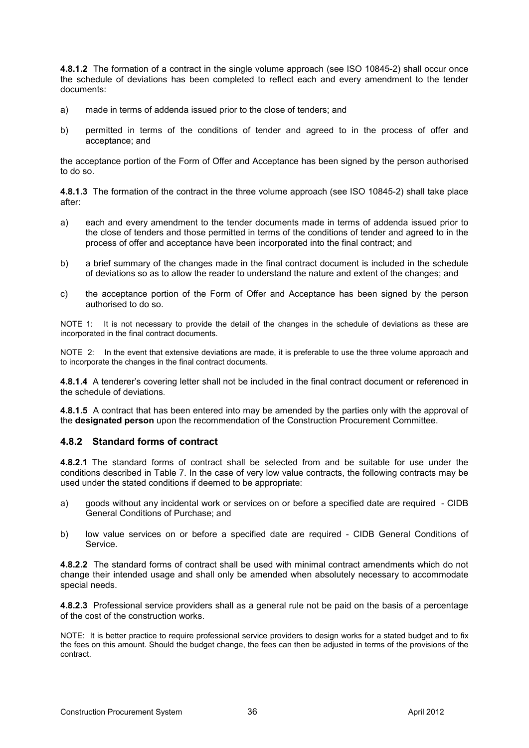**4.8.1.2** The formation of a contract in the single volume approach (see ISO 10845-2) shall occur once the schedule of deviations has been completed to reflect each and every amendment to the tender documents:

a) made in terms of addenda issued prior to the close of tenders; and

b) permitted in terms of the conditions of tender and agreed to in the process of offer and acceptance; and

the acceptance portion of the Form of Offer and Acceptance has been signed by the person authorised to do so.

**4.8.1.3** The formation of the contract in the three volume approach (see ISO 10845-2) shall take place after:

a) each and every amendment to the tender documents made in terms of addenda issued prior to the close of tenders and those permitted in terms of the conditions of tender and agreed to in the process of offer and acceptance have been incorporated into the final contract; and

b) a brief summary of the changes made in the final contract document is included in the schedule of deviations so as to allow the reader to understand the nature and extent of the changes; and

c) the acceptance portion of the Form of Offer and Acceptance has been signed by the person authorised to do so.

NOTE 1: It is not necessary to provide the detail of the changes in the schedule of deviations as these are incorporated in the final contract documents.

NOTE 2: In the event that extensive deviations are made, it is preferable to use the three volume approach and to incorporate the changes in the final contract documents.

**4.8.1.4** A tenderer's covering letter shall not be included in the final contract document or referenced in the schedule of deviations.

**4.8.1.5** A contract that has been entered into may be amended by the parties only with the approval of the **designated person** upon the recommendation of the Construction Procurement Committee.

### 4.8.2 Standard forms of contract

**4.8.2.1** The standard forms of contract shall be selected from and be suitable for use under the conditions described in Table 7. In the case of very low value contracts, the following contracts may be used under the stated conditions if deemed to be appropriate:

a) goods without any incidental work or services on or before a specified date are required - CIDB General Conditions of Purchase; and

b) low value services on or before a specified date are required - CIDB General Conditions of Service.

**4.8.2.2** The standard forms of contract shall be used with minimal contract amendments which do not change their intended usage and shall only be amended when absolutely necessary to accommodate special needs.

**4.8.2.3** Professional service providers shall as a general rule not be paid on the basis of a percentage of the cost of the construction works.

NOTE: It is better practice to require professional service providers to design works for a stated budget and to fix the fees on this amount. Should the budget change, the fees can then be adjusted in terms of the provisions of the contract.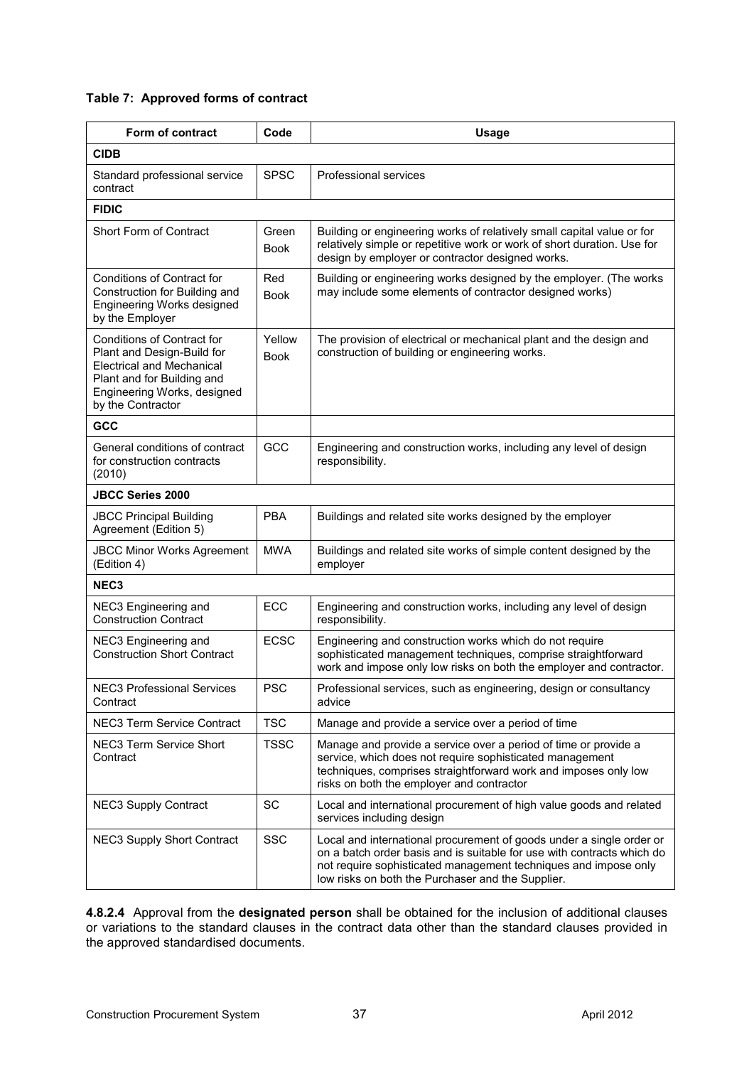**Table 7: Approved forms of contract**

| Form of contract | Code | Usage |
|---|---|---|
| **CIDB** | | |
| Standard professional service contract | SPSC | Professional services |
| **FIDIC** | | |
| Short Form of Contract | Green Book | Building or engineering works of relatively small capital value or for relatively simple or repetitive work or work of short duration. Use for design by employer or contractor designed works. |
| Conditions of Contract for Construction for Building and Engineering Works designed by the Employer | Red Book | Building or engineering works designed by the employer. (The works may include some elements of contractor designed works) |
| Conditions of Contract for Plant and Design-Build for Electrical and Mechanical Plant and for Building and Engineering Works, designed by the Contractor | Yellow Book | The provision of electrical or mechanical plant and the design and construction of building or engineering works. |
| **GCC** | | |
| General conditions of contract for construction contracts (2010) | GCC | Engineering and construction works, including any level of design responsibility. |
| **JBCC Series 2000** | | |
| JBCC Principal Building Agreement (Edition 5) | PBA | Buildings and related site works designed by the employer |
| JBCC Minor Works Agreement (Edition 4) | MWA | Buildings and related site works of simple content designed by the employer |
| **NEC3** | | |
| NEC3 Engineering and Construction Contract | ECC | Engineering and construction works, including any level of design responsibility. |
| NEC3 Engineering and Construction Short Contract | ECSC | Engineering and construction works which do not require sophisticated management techniques, comprise straightforward work and impose only low risks on both the employer and contractor. |
| NEC3 Professional Services Contract | PSC | Professional services, such as engineering, design or consultancy advice |
| NEC3 Term Service Contract | TSC | Manage and provide a service over a period of time |
| NEC3 Term Service Short Contract | TSSC | Manage and provide a service over a period of time or provide a service, which does not require sophisticated management techniques, comprises straightforward work and imposes only low risks on both the employer and contractor |
| NEC3 Supply Contract | SC | Local and international procurement of high value goods and related services including design |
| NEC3 Supply Short Contract | SSC | Local and international procurement of goods under a single order or on a batch order basis and is suitable for use with contracts which do not require sophisticated management techniques and impose only low risks on both the Purchaser and the Supplier. |

**4.8.2.4** Approval from the **designated person** shall be obtained for the inclusion of additional clauses or variations to the standard clauses in the contract data other than the standard clauses provided in the approved standardised documents.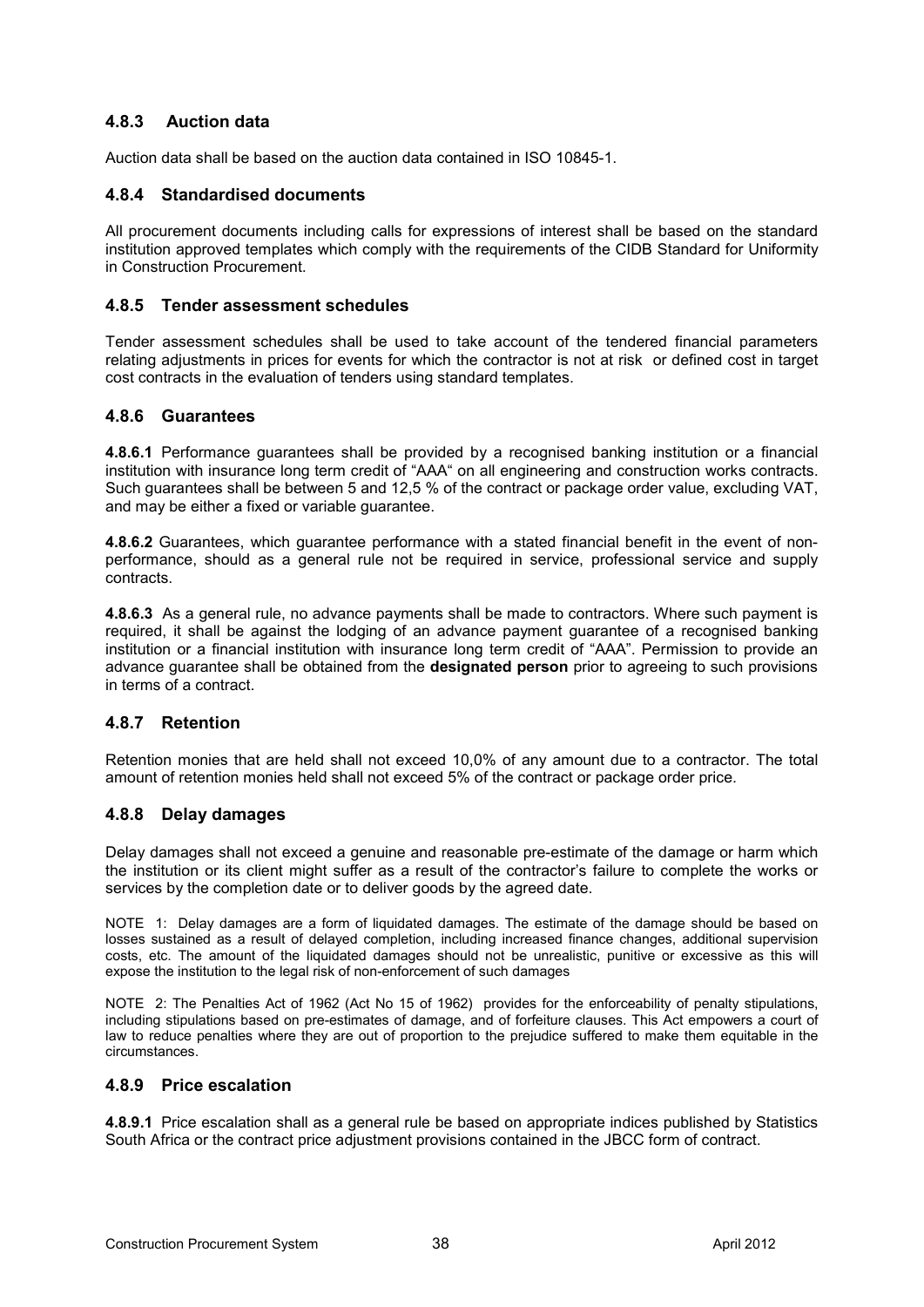### 4.8.3 Auction data

Auction data shall be based on the auction data contained in ISO 10845-1.

### 4.8.4 Standardised documents

All procurement documents including calls for expressions of interest shall be based on the standard institution approved templates which comply with the requirements of the CIDB Standard for Uniformity in Construction Procurement.

### 4.8.5 Tender assessment schedules

Tender assessment schedules shall be used to take account of the tendered financial parameters relating adjustments in prices for events for which the contractor is not at risk or defined cost in target cost contracts in the evaluation of tenders using standard templates.

### 4.8.6 Guarantees

**4.8.6.1** Performance guarantees shall be provided by a recognised banking institution or a financial institution with insurance long term credit of "AAA" on all engineering and construction works contracts. Such guarantees shall be between 5 and 12,5 % of the contract or package order value, excluding VAT, and may be either a fixed or variable guarantee.

**4.8.6.2** Guarantees, which guarantee performance with a stated financial benefit in the event of non-performance, should as a general rule not be required in service, professional service and supply contracts.

**4.8.6.3** As a general rule, no advance payments shall be made to contractors. Where such payment is required, it shall be against the lodging of an advance payment guarantee of a recognised banking institution or a financial institution with insurance long term credit of "AAA". Permission to provide an advance guarantee shall be obtained from the **designated person** prior to agreeing to such provisions in terms of a contract.

### 4.8.7 Retention

Retention monies that are held shall not exceed 10,0% of any amount due to a contractor. The total amount of retention monies held shall not exceed 5% of the contract or package order price.

### 4.8.8 Delay damages

Delay damages shall not exceed a genuine and reasonable pre-estimate of the damage or harm which the institution or its client might suffer as a result of the contractor's failure to complete the works or services by the completion date or to deliver goods by the agreed date.

NOTE 1: Delay damages are a form of liquidated damages. The estimate of the damage should be based on losses sustained as a result of delayed completion, including increased finance changes, additional supervision costs, etc. The amount of the liquidated damages should not be unrealistic, punitive or excessive as this will expose the institution to the legal risk of non-enforcement of such damages

NOTE 2: The Penalties Act of 1962 (Act No 15 of 1962) provides for the enforceability of penalty stipulations, including stipulations based on pre-estimates of damage, and of forfeiture clauses. This Act empowers a court of law to reduce penalties where they are out of proportion to the prejudice suffered to make them equitable in the circumstances.

### 4.8.9 Price escalation

**4.8.9.1** Price escalation shall as a general rule be based on appropriate indices published by Statistics South Africa or the contract price adjustment provisions contained in the JBCC form of contract.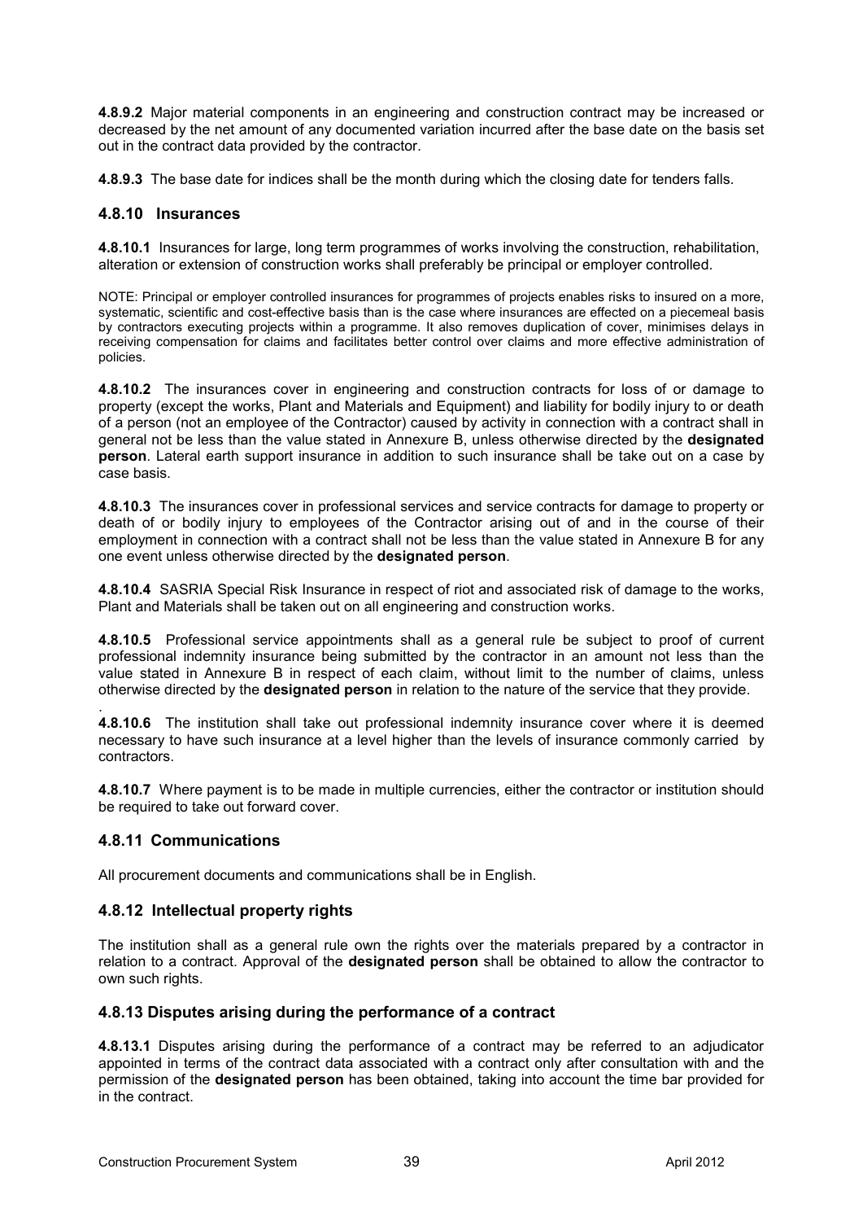**4.8.9.2** Major material components in an engineering and construction contract may be increased or decreased by the net amount of any documented variation incurred after the base date on the basis set out in the contract data provided by the contractor.

**4.8.9.3** The base date for indices shall be the month during which the closing date for tenders falls.

### 4.8.10 Insurances

**4.8.10.1** Insurances for large, long term programmes of works involving the construction, rehabilitation, alteration or extension of construction works shall preferably be principal or employer controlled.

NOTE: Principal or employer controlled insurances for programmes of projects enables risks to insured on a more, systematic, scientific and cost-effective basis than is the case where insurances are effected on a piecemeal basis by contractors executing projects within a programme. It also removes duplication of cover, minimises delays in receiving compensation for claims and facilitates better control over claims and more effective administration of policies.

**4.8.10.2** The insurances cover in engineering and construction contracts for loss of or damage to property (except the works, Plant and Materials and Equipment) and liability for bodily injury to or death of a person (not an employee of the Contractor) caused by activity in connection with a contract shall in general not be less than the value stated in Annexure B, unless otherwise directed by the **designated person**. Lateral earth support insurance in addition to such insurance shall be take out on a case by case basis.

**4.8.10.3** The insurances cover in professional services and service contracts for damage to property or death of or bodily injury to employees of the Contractor arising out of and in the course of their employment in connection with a contract shall not be less than the value stated in Annexure B for any one event unless otherwise directed by the **designated person**.

**4.8.10.4** SASRIA Special Risk Insurance in respect of riot and associated risk of damage to the works, Plant and Materials shall be taken out on all engineering and construction works.

**4.8.10.5** Professional service appointments shall as a general rule be subject to proof of current professional indemnity insurance being submitted by the contractor in an amount not less than the value stated in Annexure B in respect of each claim, without limit to the number of claims, unless otherwise directed by the **designated person** in relation to the nature of the service that they provide.

.
**4.8.10.6** The institution shall take out professional indemnity insurance cover where it is deemed necessary to have such insurance at a level higher than the levels of insurance commonly carried by contractors.

**4.8.10.7** Where payment is to be made in multiple currencies, either the contractor or institution should be required to take out forward cover.

### 4.8.11 Communications

All procurement documents and communications shall be in English.

### 4.8.12 Intellectual property rights

The institution shall as a general rule own the rights over the materials prepared by a contractor in relation to a contract. Approval of the **designated person** shall be obtained to allow the contractor to own such rights.

### 4.8.13 Disputes arising during the performance of a contract

**4.8.13.1** Disputes arising during the performance of a contract may be referred to an adjudicator appointed in terms of the contract data associated with a contract only after consultation with and the permission of the **designated person** has been obtained, taking into account the time bar provided for in the contract.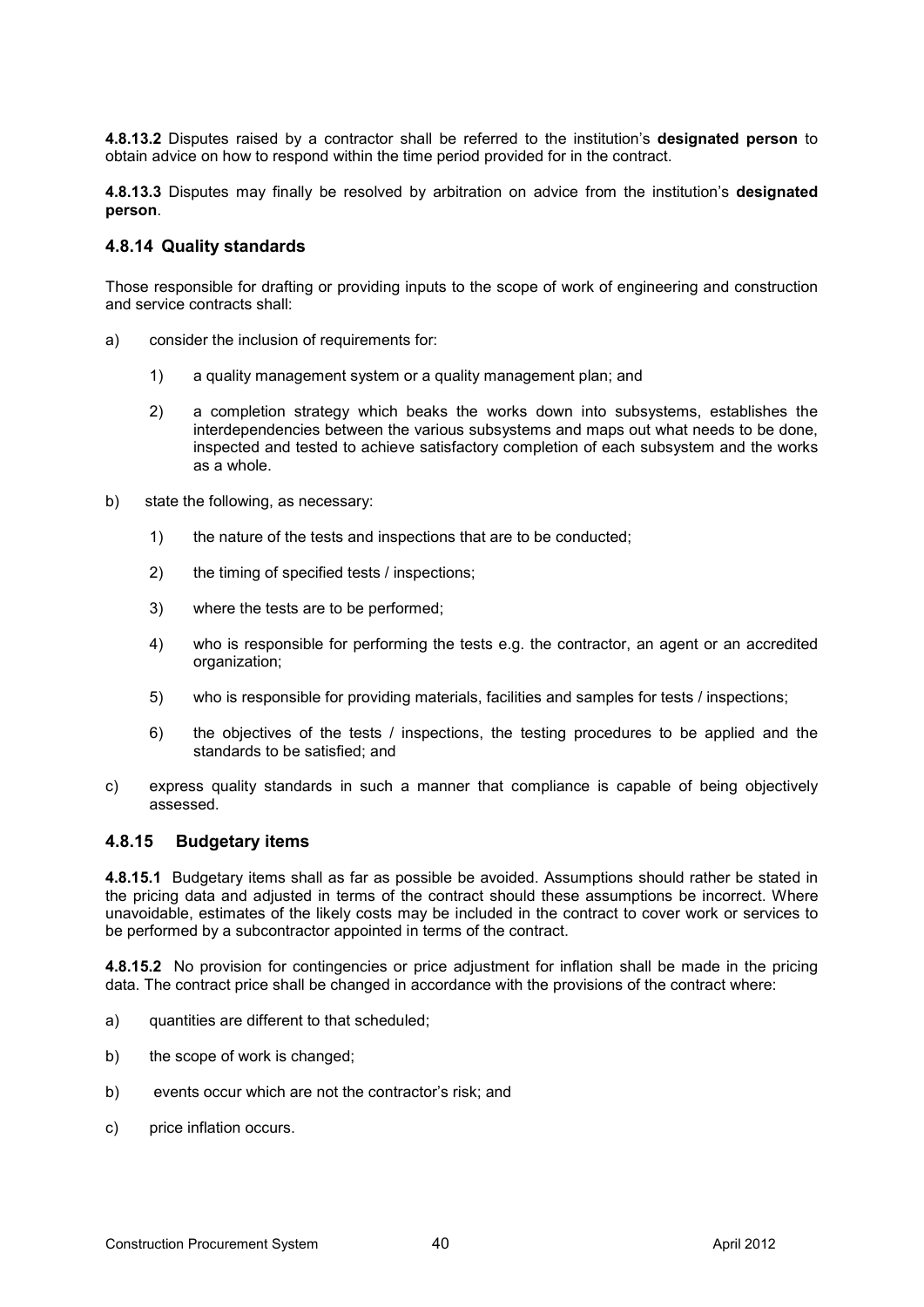**4.8.13.2** Disputes raised by a contractor shall be referred to the institution's **designated person** to obtain advice on how to respond within the time period provided for in the contract.

**4.8.13.3** Disputes may finally be resolved by arbitration on advice from the institution's **designated person**.

### 4.8.14 Quality standards

Those responsible for drafting or providing inputs to the scope of work of engineering and construction and service contracts shall:

a) consider the inclusion of requirements for:

   1) a quality management system or a quality management plan; and

   2) a completion strategy which beaks the works down into subsystems, establishes the interdependencies between the various subsystems and maps out what needs to be done, inspected and tested to achieve satisfactory completion of each subsystem and the works as a whole.

b) state the following, as necessary:

   1) the nature of the tests and inspections that are to be conducted;

   2) the timing of specified tests / inspections;

   3) where the tests are to be performed;

   4) who is responsible for performing the tests e.g. the contractor, an agent or an accredited organization;

   5) who is responsible for providing materials, facilities and samples for tests / inspections;

   6) the objectives of the tests / inspections, the testing procedures to be applied and the standards to be satisfied; and

c) express quality standards in such a manner that compliance is capable of being objectively assessed.

### 4.8.15 Budgetary items

**4.8.15.1** Budgetary items shall as far as possible be avoided. Assumptions should rather be stated in the pricing data and adjusted in terms of the contract should these assumptions be incorrect. Where unavoidable, estimates of the likely costs may be included in the contract to cover work or services to be performed by a subcontractor appointed in terms of the contract.

**4.8.15.2** No provision for contingencies or price adjustment for inflation shall be made in the pricing data. The contract price shall be changed in accordance with the provisions of the contract where:

a) quantities are different to that scheduled;

b) the scope of work is changed;

b) events occur which are not the contractor's risk; and

c) price inflation occurs.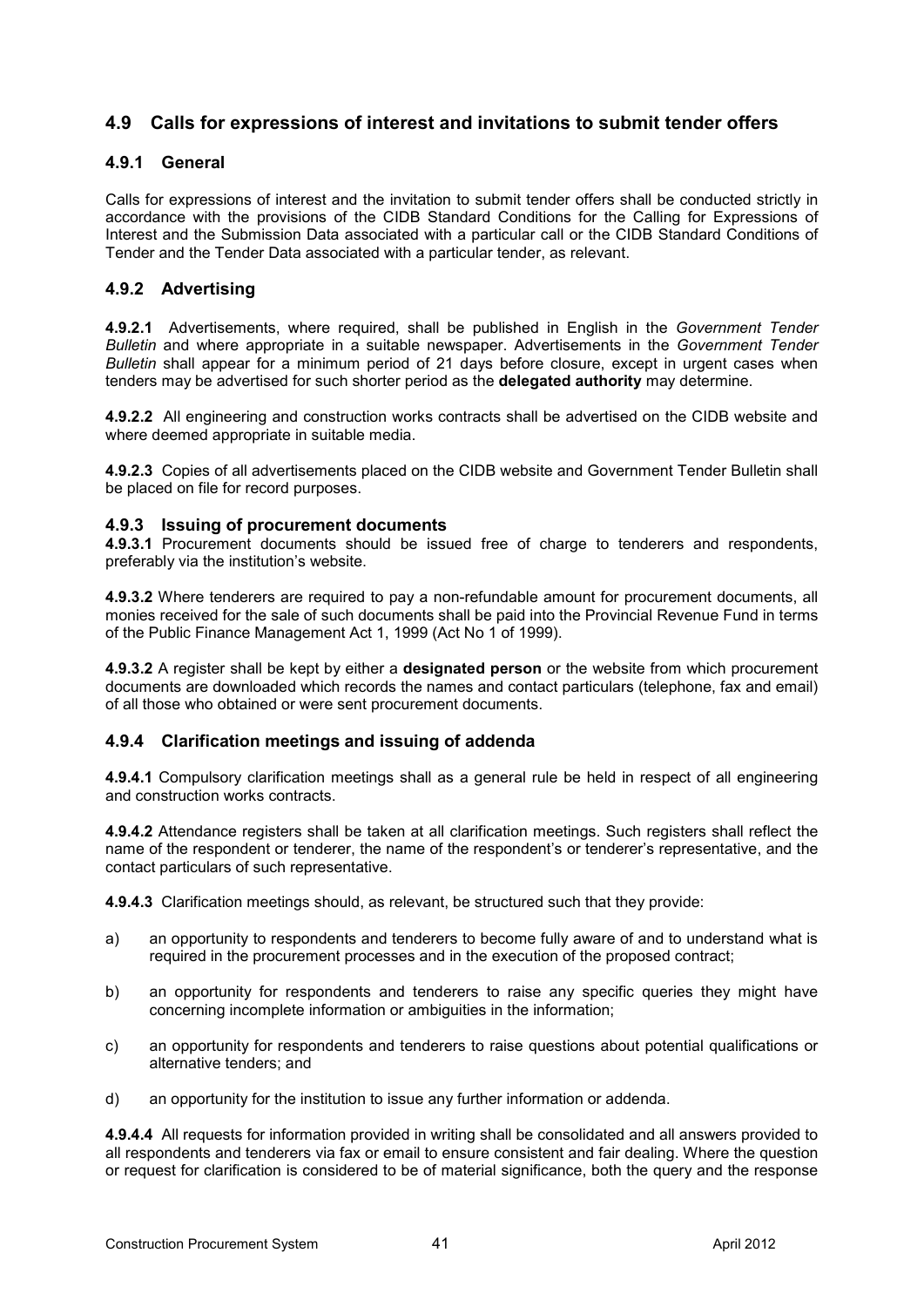## 4.9 Calls for expressions of interest and invitations to submit tender offers

### 4.9.1 General

Calls for expressions of interest and the invitation to submit tender offers shall be conducted strictly in accordance with the provisions of the CIDB Standard Conditions for the Calling for Expressions of Interest and the Submission Data associated with a particular call or the CIDB Standard Conditions of Tender and the Tender Data associated with a particular tender, as relevant.

### 4.9.2 Advertising

**4.9.2.1** Advertisements, where required, shall be published in English in the *Government Tender Bulletin* and where appropriate in a suitable newspaper. Advertisements in the *Government Tender Bulletin* shall appear for a minimum period of 21 days before closure, except in urgent cases when tenders may be advertised for such shorter period as the **delegated authority** may determine.

**4.9.2.2** All engineering and construction works contracts shall be advertised on the CIDB website and where deemed appropriate in suitable media.

**4.9.2.3** Copies of all advertisements placed on the CIDB website and Government Tender Bulletin shall be placed on file for record purposes.

### 4.9.3 Issuing of procurement documents

**4.9.3.1** Procurement documents should be issued free of charge to tenderers and respondents, preferably via the institution's website.

**4.9.3.2** Where tenderers are required to pay a non-refundable amount for procurement documents, all monies received for the sale of such documents shall be paid into the Provincial Revenue Fund in terms of the Public Finance Management Act 1, 1999 (Act No 1 of 1999).

**4.9.3.2** A register shall be kept by either a **designated person** or the website from which procurement documents are downloaded which records the names and contact particulars (telephone, fax and email) of all those who obtained or were sent procurement documents.

### 4.9.4 Clarification meetings and issuing of addenda

**4.9.4.1** Compulsory clarification meetings shall as a general rule be held in respect of all engineering and construction works contracts.

**4.9.4.2** Attendance registers shall be taken at all clarification meetings. Such registers shall reflect the name of the respondent or tenderer, the name of the respondent's or tenderer's representative, and the contact particulars of such representative.

**4.9.4.3** Clarification meetings should, as relevant, be structured such that they provide:

a) an opportunity to respondents and tenderers to become fully aware of and to understand what is required in the procurement processes and in the execution of the proposed contract;

b) an opportunity for respondents and tenderers to raise any specific queries they might have concerning incomplete information or ambiguities in the information;

c) an opportunity for respondents and tenderers to raise questions about potential qualifications or alternative tenders; and

d) an opportunity for the institution to issue any further information or addenda.

**4.9.4.4** All requests for information provided in writing shall be consolidated and all answers provided to all respondents and tenderers via fax or email to ensure consistent and fair dealing. Where the question or request for clarification is considered to be of material significance, both the query and the response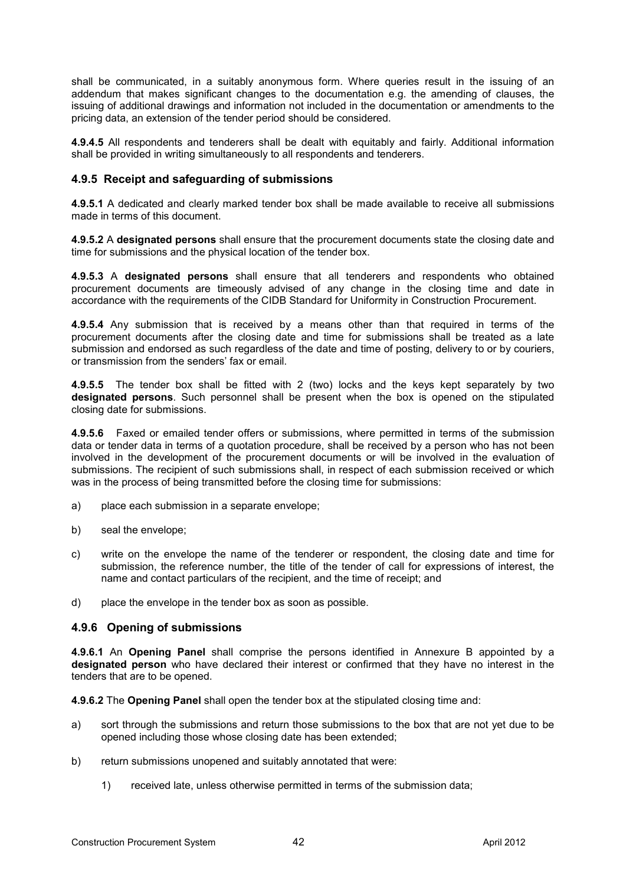shall be communicated, in a suitably anonymous form. Where queries result in the issuing of an addendum that makes significant changes to the documentation e.g. the amending of clauses, the issuing of additional drawings and information not included in the documentation or amendments to the pricing data, an extension of the tender period should be considered.

**4.9.4.5** All respondents and tenderers shall be dealt with equitably and fairly. Additional information shall be provided in writing simultaneously to all respondents and tenderers.

### 4.9.5 Receipt and safeguarding of submissions

**4.9.5.1** A dedicated and clearly marked tender box shall be made available to receive all submissions made in terms of this document.

**4.9.5.2** A **designated persons** shall ensure that the procurement documents state the closing date and time for submissions and the physical location of the tender box.

**4.9.5.3** A **designated persons** shall ensure that all tenderers and respondents who obtained procurement documents are timeously advised of any change in the closing time and date in accordance with the requirements of the CIDB Standard for Uniformity in Construction Procurement.

**4.9.5.4** Any submission that is received by a means other than that required in terms of the procurement documents after the closing date and time for submissions shall be treated as a late submission and endorsed as such regardless of the date and time of posting, delivery to or by couriers, or transmission from the senders' fax or email.

**4.9.5.5** The tender box shall be fitted with 2 (two) locks and the keys kept separately by two **designated persons**. Such personnel shall be present when the box is opened on the stipulated closing date for submissions.

**4.9.5.6** Faxed or emailed tender offers or submissions, where permitted in terms of the submission data or tender data in terms of a quotation procedure, shall be received by a person who has not been involved in the development of the procurement documents or will be involved in the evaluation of submissions. The recipient of such submissions shall, in respect of each submission received or which was in the process of being transmitted before the closing time for submissions:

a) place each submission in a separate envelope;

b) seal the envelope;

c) write on the envelope the name of the tenderer or respondent, the closing date and time for submission, the reference number, the title of the tender of call for expressions of interest, the name and contact particulars of the recipient, and the time of receipt; and

d) place the envelope in the tender box as soon as possible.

### 4.9.6 Opening of submissions

**4.9.6.1** An **Opening Panel** shall comprise the persons identified in Annexure B appointed by a **designated person** who have declared their interest or confirmed that they have no interest in the tenders that are to be opened.

**4.9.6.2** The **Opening Panel** shall open the tender box at the stipulated closing time and:

a) sort through the submissions and return those submissions to the box that are not yet due to be opened including those whose closing date has been extended;

b) return submissions unopened and suitably annotated that were:

   1) received late, unless otherwise permitted in terms of the submission data;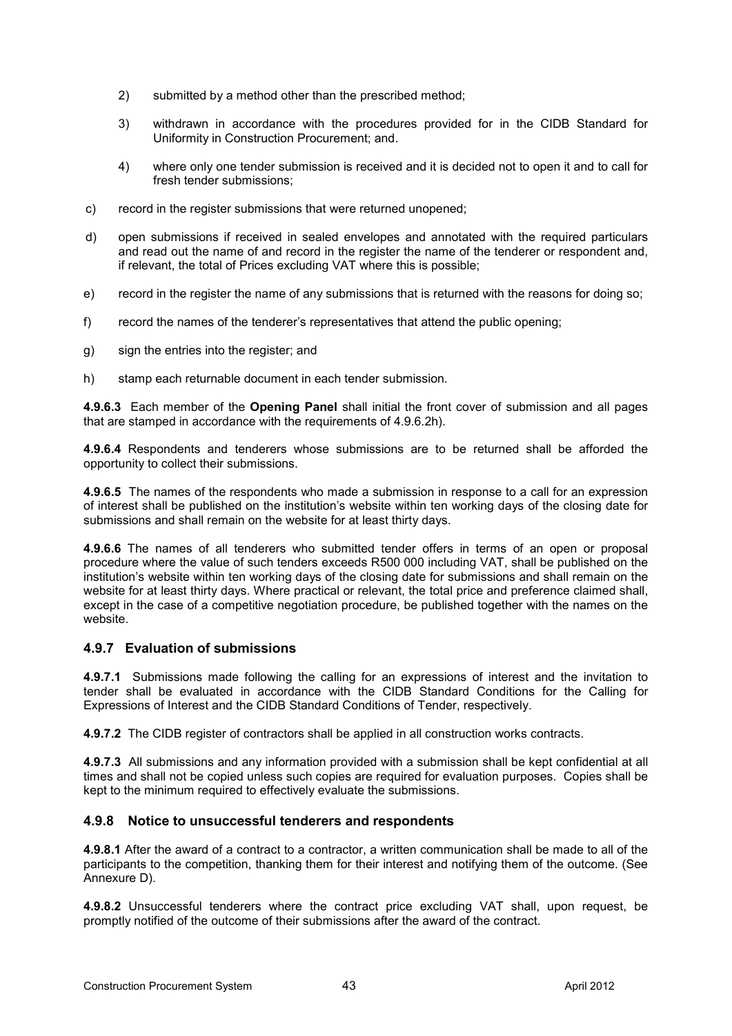2) submitted by a method other than the prescribed method;

3) withdrawn in accordance with the procedures provided for in the CIDB Standard for Uniformity in Construction Procurement; and.

4) where only one tender submission is received and it is decided not to open it and to call for fresh tender submissions;

c) record in the register submissions that were returned unopened;

d) open submissions if received in sealed envelopes and annotated with the required particulars and read out the name of and record in the register the name of the tenderer or respondent and, if relevant, the total of Prices excluding VAT where this is possible;

e) record in the register the name of any submissions that is returned with the reasons for doing so;

f) record the names of the tenderer's representatives that attend the public opening;

g) sign the entries into the register; and

h) stamp each returnable document in each tender submission.

**4.9.6.3** Each member of the **Opening Panel** shall initial the front cover of submission and all pages that are stamped in accordance with the requirements of 4.9.6.2h).

**4.9.6.4** Respondents and tenderers whose submissions are to be returned shall be afforded the opportunity to collect their submissions.

**4.9.6.5** The names of the respondents who made a submission in response to a call for an expression of interest shall be published on the institution's website within ten working days of the closing date for submissions and shall remain on the website for at least thirty days.

**4.9.6.6** The names of all tenderers who submitted tender offers in terms of an open or proposal procedure where the value of such tenders exceeds R500 000 including VAT, shall be published on the institution's website within ten working days of the closing date for submissions and shall remain on the website for at least thirty days. Where practical or relevant, the total price and preference claimed shall, except in the case of a competitive negotiation procedure, be published together with the names on the website.

### 4.9.7 Evaluation of submissions

**4.9.7.1** Submissions made following the calling for an expressions of interest and the invitation to tender shall be evaluated in accordance with the CIDB Standard Conditions for the Calling for Expressions of Interest and the CIDB Standard Conditions of Tender, respectively.

**4.9.7.2** The CIDB register of contractors shall be applied in all construction works contracts.

**4.9.7.3** All submissions and any information provided with a submission shall be kept confidential at all times and shall not be copied unless such copies are required for evaluation purposes. Copies shall be kept to the minimum required to effectively evaluate the submissions.

### 4.9.8 Notice to unsuccessful tenderers and respondents

**4.9.8.1** After the award of a contract to a contractor, a written communication shall be made to all of the participants to the competition, thanking them for their interest and notifying them of the outcome. (See Annexure D).

**4.9.8.2** Unsuccessful tenderers where the contract price excluding VAT shall, upon request, be promptly notified of the outcome of their submissions after the award of the contract.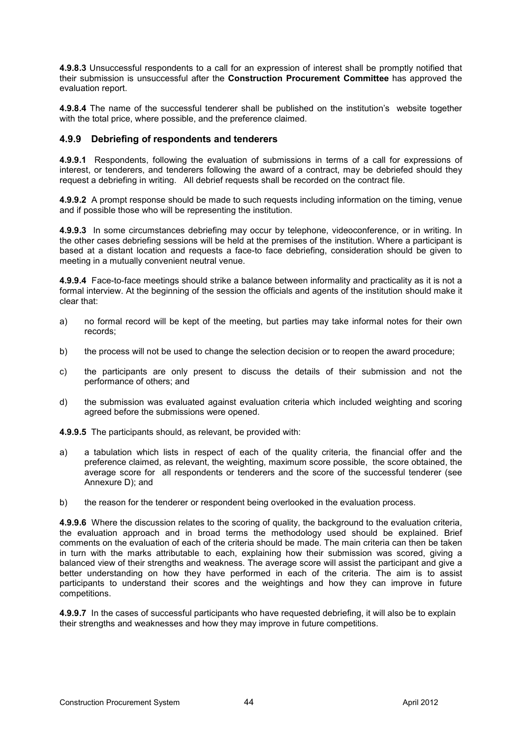**4.9.8.3** Unsuccessful respondents to a call for an expression of interest shall be promptly notified that their submission is unsuccessful after the **Construction Procurement Committee** has approved the evaluation report.

**4.9.8.4** The name of the successful tenderer shall be published on the institution's website together with the total price, where possible, and the preference claimed.

### 4.9.9 Debriefing of respondents and tenderers

**4.9.9.1** Respondents, following the evaluation of submissions in terms of a call for expressions of interest, or tenderers, and tenderers following the award of a contract, may be debriefed should they request a debriefing in writing. All debrief requests shall be recorded on the contract file.

**4.9.9.2** A prompt response should be made to such requests including information on the timing, venue and if possible those who will be representing the institution.

**4.9.9.3** In some circumstances debriefing may occur by telephone, videoconference, or in writing. In the other cases debriefing sessions will be held at the premises of the institution. Where a participant is based at a distant location and requests a face-to face debriefing, consideration should be given to meeting in a mutually convenient neutral venue.

**4.9.9.4** Face-to-face meetings should strike a balance between informality and practicality as it is not a formal interview. At the beginning of the session the officials and agents of the institution should make it clear that:

a) no formal record will be kept of the meeting, but parties may take informal notes for their own records;

b) the process will not be used to change the selection decision or to reopen the award procedure;

c) the participants are only present to discuss the details of their submission and not the performance of others; and

d) the submission was evaluated against evaluation criteria which included weighting and scoring agreed before the submissions were opened.

**4.9.9.5** The participants should, as relevant, be provided with:

a) a tabulation which lists in respect of each of the quality criteria, the financial offer and the preference claimed, as relevant, the weighting, maximum score possible, the score obtained, the average score for all respondents or tenderers and the score of the successful tenderer (see Annexure D); and

b) the reason for the tenderer or respondent being overlooked in the evaluation process.

**4.9.9.6** Where the discussion relates to the scoring of quality, the background to the evaluation criteria, the evaluation approach and in broad terms the methodology used should be explained. Brief comments on the evaluation of each of the criteria should be made. The main criteria can then be taken in turn with the marks attributable to each, explaining how their submission was scored, giving a balanced view of their strengths and weakness. The average score will assist the participant and give a better understanding on how they have performed in each of the criteria. The aim is to assist participants to understand their scores and the weightings and how they can improve in future competitions.

**4.9.9.7** In the cases of successful participants who have requested debriefing, it will also be to explain their strengths and weaknesses and how they may improve in future competitions.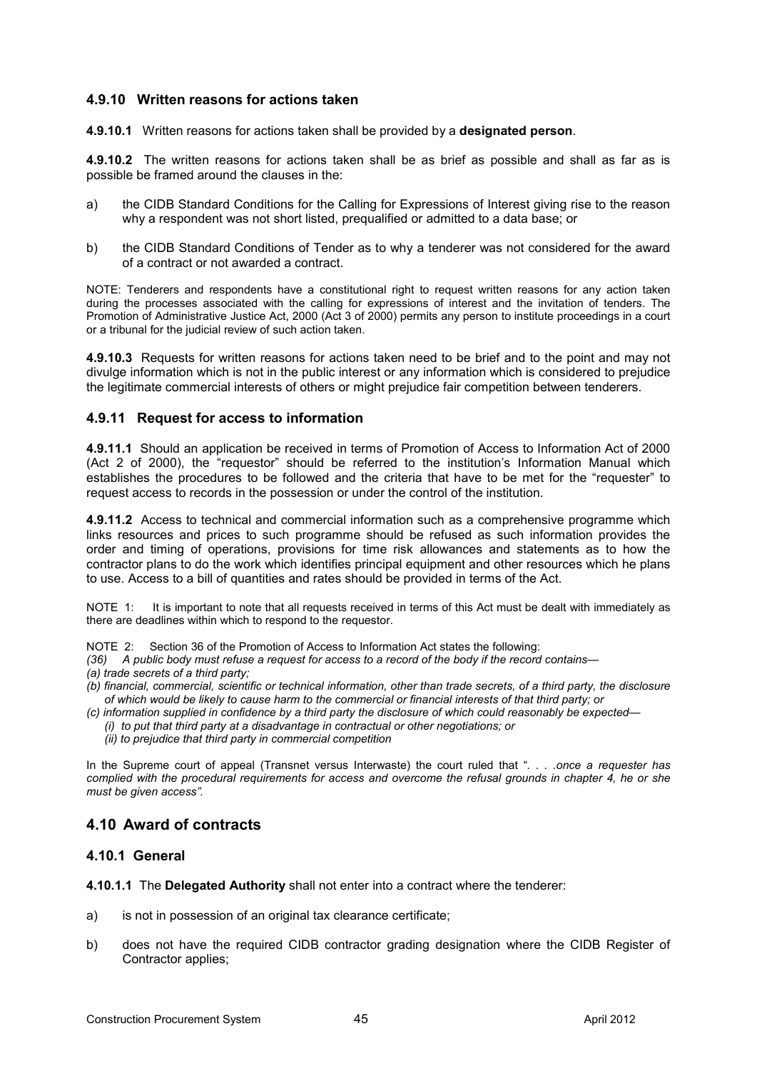### 4.9.10 Written reasons for actions taken

**4.9.10.1** Written reasons for actions taken shall be provided by a **designated person**.

**4.9.10.2** The written reasons for actions taken shall be as brief as possible and shall as far as is possible be framed around the clauses in the:

a) the CIDB Standard Conditions for the Calling for Expressions of Interest giving rise to the reason why a respondent was not short listed, prequalified or admitted to a data base; or

b) the CIDB Standard Conditions of Tender as to why a tenderer was not considered for the award of a contract or not awarded a contract.

NOTE: Tenderers and respondents have a constitutional right to request written reasons for any action taken during the processes associated with the calling for expressions of interest and the invitation of tenders. The Promotion of Administrative Justice Act, 2000 (Act 3 of 2000) permits any person to institute proceedings in a court or a tribunal for the judicial review of such action taken.

**4.9.10.3** Requests for written reasons for actions taken need to be brief and to the point and may not divulge information which is not in the public interest or any information which is considered to prejudice the legitimate commercial interests of others or might prejudice fair competition between tenderers.

### 4.9.11 Request for access to information

**4.9.11.1** Should an application be received in terms of Promotion of Access to Information Act of 2000 (Act 2 of 2000), the "requestor" should be referred to the institution's Information Manual which establishes the procedures to be followed and the criteria that have to be met for the "requester" to request access to records in the possession or under the control of the institution.

**4.9.11.2** Access to technical and commercial information such as a comprehensive programme which links resources and prices to such programme should be refused as such information provides the order and timing of operations, provisions for time risk allowances and statements as to how the contractor plans to do the work which identifies principal equipment and other resources which he plans to use. Access to a bill of quantities and rates should be provided in terms of the Act.

NOTE 1: It is important to note that all requests received in terms of this Act must be dealt with immediately as there are deadlines within which to respond to the requestor.

NOTE 2: Section 36 of the Promotion of Access to Information Act states the following:

*(36) A public body must refuse a request for access to a record of the body if the record contains—*

*(a) trade secrets of a third party;*

*(b) financial, commercial, scientific or technical information, other than trade secrets, of a third party, the disclosure of which would be likely to cause harm to the commercial or financial interests of that third party; or*

*(c) information supplied in confidence by a third party the disclosure of which could reasonably be expected—*

*(i) to put that third party at a disadvantage in contractual or other negotiations; or*

*(ii) to prejudice that third party in commercial competition*

In the Supreme court of appeal (Transnet versus Interwaste) the court ruled that "*. . . .once a requester has complied with the procedural requirements for access and overcome the refusal grounds in chapter 4, he or she must be given access".*

## 4.10 Award of contracts

### 4.10.1 General

**4.10.1.1** The **Delegated Authority** shall not enter into a contract where the tenderer:

a) is not in possession of an original tax clearance certificate;

b) does not have the required CIDB contractor grading designation where the CIDB Register of Contractor applies;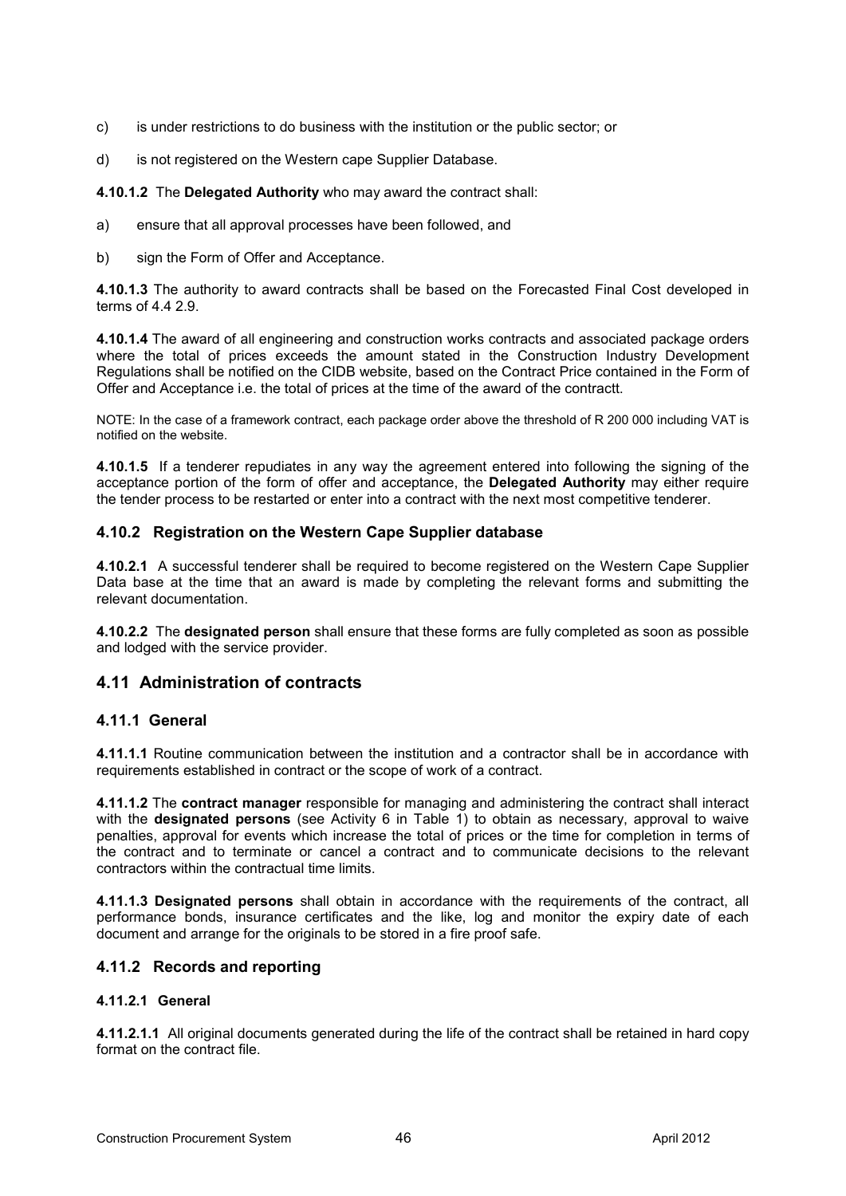c) is under restrictions to do business with the institution or the public sector; or

d) is not registered on the Western cape Supplier Database.

**4.10.1.2** The **Delegated Authority** who may award the contract shall:

a) ensure that all approval processes have been followed, and

b) sign the Form of Offer and Acceptance.

**4.10.1.3** The authority to award contracts shall be based on the Forecasted Final Cost developed in terms of 4.4 2.9.

**4.10.1.4** The award of all engineering and construction works contracts and associated package orders where the total of prices exceeds the amount stated in the Construction Industry Development Regulations shall be notified on the CIDB website, based on the Contract Price contained in the Form of Offer and Acceptance i.e. the total of prices at the time of the award of the contractt.

NOTE: In the case of a framework contract, each package order above the threshold of R 200 000 including VAT is notified on the website.

**4.10.1.5** If a tenderer repudiates in any way the agreement entered into following the signing of the acceptance portion of the form of offer and acceptance, the **Delegated Authority** may either require the tender process to be restarted or enter into a contract with the next most competitive tenderer.

### 4.10.2 Registration on the Western Cape Supplier database

**4.10.2.1** A successful tenderer shall be required to become registered on the Western Cape Supplier Data base at the time that an award is made by completing the relevant forms and submitting the relevant documentation.

**4.10.2.2** The **designated person** shall ensure that these forms are fully completed as soon as possible and lodged with the service provider.

## 4.11 Administration of contracts

### 4.11.1 General

**4.11.1.1** Routine communication between the institution and a contractor shall be in accordance with requirements established in contract or the scope of work of a contract.

**4.11.1.2** The **contract manager** responsible for managing and administering the contract shall interact with the **designated persons** (see Activity 6 in Table 1) to obtain as necessary, approval to waive penalties, approval for events which increase the total of prices or the time for completion in terms of the contract and to terminate or cancel a contract and to communicate decisions to the relevant contractors within the contractual time limits.

**4.11.1.3 Designated persons** shall obtain in accordance with the requirements of the contract, all performance bonds, insurance certificates and the like, log and monitor the expiry date of each document and arrange for the originals to be stored in a fire proof safe.

### 4.11.2 Records and reporting

#### 4.11.2.1 General

**4.11.2.1.1** All original documents generated during the life of the contract shall be retained in hard copy format on the contract file.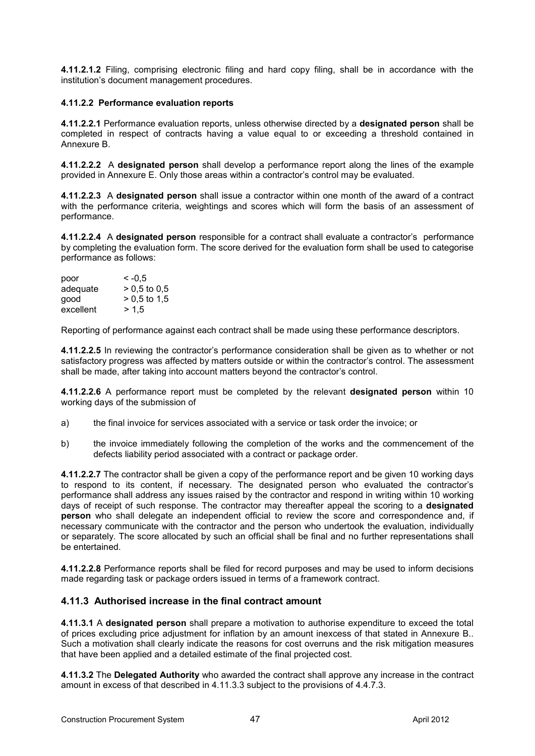**4.11.2.1.2** Filing, comprising electronic filing and hard copy filing, shall be in accordance with the institution's document management procedures.

#### 4.11.2.2 Performance evaluation reports

**4.11.2.2.1** Performance evaluation reports, unless otherwise directed by a **designated person** shall be completed in respect of contracts having a value equal to or exceeding a threshold contained in Annexure B.

**4.11.2.2.2** A **designated person** shall develop a performance report along the lines of the example provided in Annexure E. Only those areas within a contractor's control may be evaluated.

**4.11.2.2.3** A **designated person** shall issue a contractor within one month of the award of a contract with the performance criteria, weightings and scores which will form the basis of an assessment of performance.

**4.11.2.2.4** A **designated person** responsible for a contract shall evaluate a contractor's performance by completing the evaluation form. The score derived for the evaluation form shall be used to categorise performance as follows:

| | |
|---|---|
| poor | < -0,5 |
| adequate | > 0,5 to 0,5 |
| good | > 0,5 to 1,5 |
| excellent | > 1,5 |

Reporting of performance against each contract shall be made using these performance descriptors.

**4.11.2.2.5** In reviewing the contractor's performance consideration shall be given as to whether or not satisfactory progress was affected by matters outside or within the contractor's control. The assessment shall be made, after taking into account matters beyond the contractor's control.

**4.11.2.2.6** A performance report must be completed by the relevant **designated person** within 10 working days of the submission of

a) the final invoice for services associated with a service or task order the invoice; or

b) the invoice immediately following the completion of the works and the commencement of the defects liability period associated with a contract or package order.

**4.11.2.2.7** The contractor shall be given a copy of the performance report and be given 10 working days to respond to its content, if necessary. The designated person who evaluated the contractor's performance shall address any issues raised by the contractor and respond in writing within 10 working days of receipt of such response. The contractor may thereafter appeal the scoring to a **designated person** who shall delegate an independent official to review the score and correspondence and, if necessary communicate with the contractor and the person who undertook the evaluation, individually or separately. The score allocated by such an official shall be final and no further representations shall be entertained.

**4.11.2.2.8** Performance reports shall be filed for record purposes and may be used to inform decisions made regarding task or package orders issued in terms of a framework contract.

### 4.11.3 Authorised increase in the final contract amount

**4.11.3.1** A **designated person** shall prepare a motivation to authorise expenditure to exceed the total of prices excluding price adjustment for inflation by an amount inexcess of that stated in Annexure B.. Such a motivation shall clearly indicate the reasons for cost overruns and the risk mitigation measures that have been applied and a detailed estimate of the final projected cost.

**4.11.3.2** The **Delegated Authority** who awarded the contract shall approve any increase in the contract amount in excess of that described in 4.11.3.3 subject to the provisions of 4.4.7.3.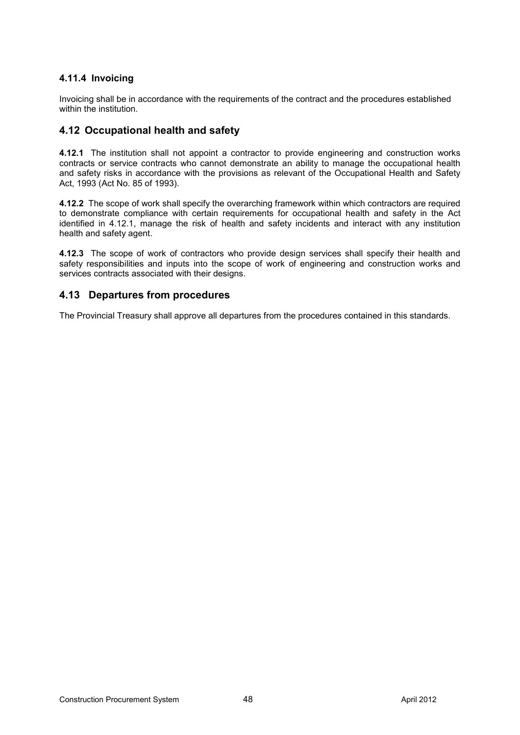#### 4.11.4 Invoicing

Invoicing shall be in accordance with the requirements of the contract and the procedures established within the institution.

### 4.12 Occupational health and safety

**4.12.1** The institution shall not appoint a contractor to provide engineering and construction works contracts or service contracts who cannot demonstrate an ability to manage the occupational health and safety risks in accordance with the provisions as relevant of the Occupational Health and Safety Act, 1993 (Act No. 85 of 1993).

**4.12.2** The scope of work shall specify the overarching framework within which contractors are required to demonstrate compliance with certain requirements for occupational health and safety in the Act identified in 4.12.1, manage the risk of health and safety incidents and interact with any institution health and safety agent.

**4.12.3** The scope of work of contractors who provide design services shall specify their health and safety responsibilities and inputs into the scope of work of engineering and construction works and services contracts associated with their designs.

### 4.13 Departures from procedures

The Provincial Treasury shall approve all departures from the procedures contained in this standards.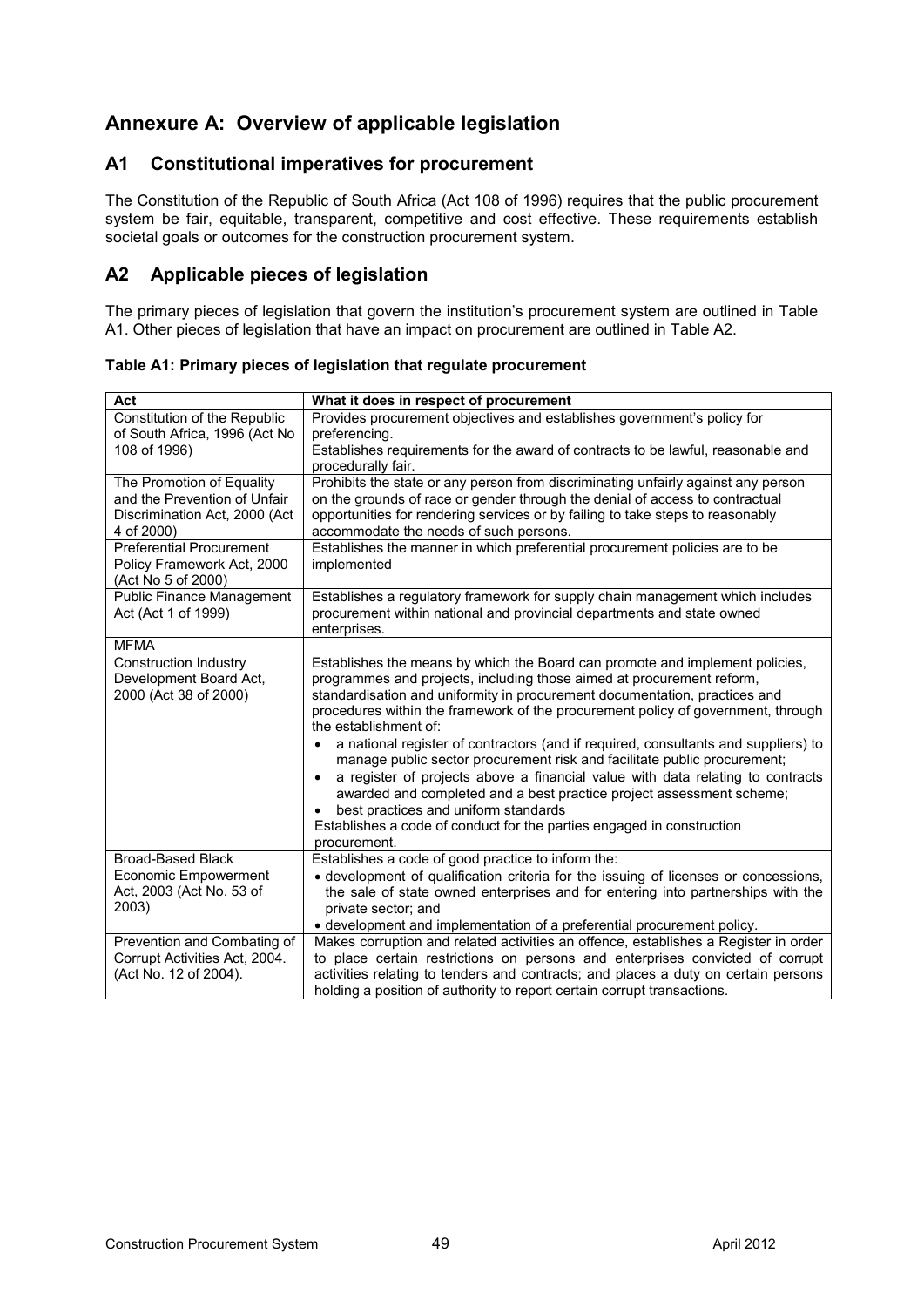## Annexure A: Overview of applicable legislation

### A1 Constitutional imperatives for procurement

The Constitution of the Republic of South Africa (Act 108 of 1996) requires that the public procurement system be fair, equitable, transparent, competitive and cost effective. These requirements establish societal goals or outcomes for the construction procurement system.

### A2 Applicable pieces of legislation

The primary pieces of legislation that govern the institution's procurement system are outlined in Table A1. Other pieces of legislation that have an impact on procurement are outlined in Table A2.

**Table A1: Primary pieces of legislation that regulate procurement**

| Act | What it does in respect of procurement |
|---|---|
| Constitution of the Republic of South Africa, 1996 (Act No 108 of 1996) | Provides procurement objectives and establishes government's policy for preferencing.<br>Establishes requirements for the award of contracts to be lawful, reasonable and procedurally fair. |
| The Promotion of Equality and the Prevention of Unfair Discrimination Act, 2000 (Act 4 of 2000) | Prohibits the state or any person from discriminating unfairly against any person on the grounds of race or gender through the denial of access to contractual opportunities for rendering services or by failing to take steps to reasonably accommodate the needs of such persons. |
| Preferential Procurement Policy Framework Act, 2000 (Act No 5 of 2000) | Establishes the manner in which preferential procurement policies are to be implemented |
| Public Finance Management Act (Act 1 of 1999) | Establishes a regulatory framework for supply chain management which includes procurement within national and provincial departments and state owned enterprises. |
| MFMA | |
| Construction Industry Development Board Act, 2000 (Act 38 of 2000) | Establishes the means by which the Board can promote and implement policies, programmes and projects, including those aimed at procurement reform, standardisation and uniformity in procurement documentation, practices and procedures within the framework of the procurement policy of government, through the establishment of:<br>• a national register of contractors (and if required, consultants and suppliers) to manage public sector procurement risk and facilitate public procurement;<br>• a register of projects above a financial value with data relating to contracts awarded and completed and a best practice project assessment scheme;<br>• best practices and uniform standards<br>Establishes a code of conduct for the parties engaged in construction procurement. |
| Broad-Based Black Economic Empowerment Act, 2003 (Act No. 53 of 2003) | Establishes a code of good practice to inform the:<br>• development of qualification criteria for the issuing of licenses or concessions, the sale of state owned enterprises and for entering into partnerships with the private sector; and<br>• development and implementation of a preferential procurement policy. |
| Prevention and Combating of Corrupt Activities Act, 2004. (Act No. 12 of 2004). | Makes corruption and related activities an offence, establishes a Register in order to place certain restrictions on persons and enterprises convicted of corrupt activities relating to tenders and contracts; and places a duty on certain persons holding a position of authority to report certain corrupt transactions. |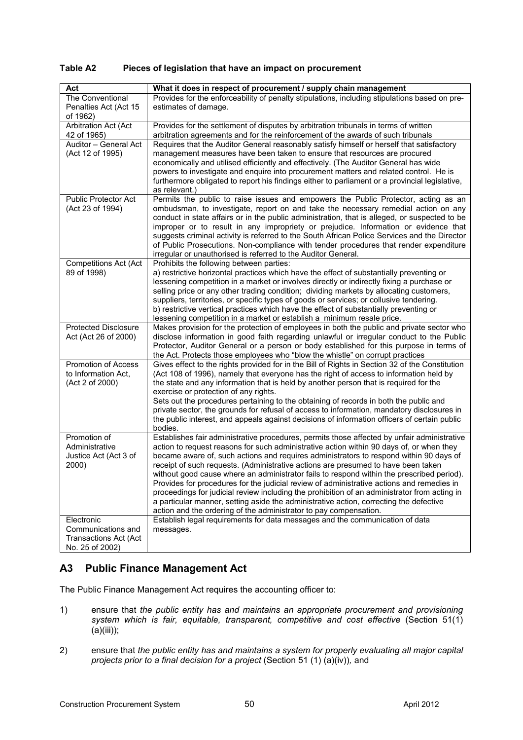**Table A2 Pieces of legislation that have an impact on procurement**

| Act | What it does in respect of procurement / supply chain management |
|---|---|
| The Conventional Penalties Act (Act 15 of 1962) | Provides for the enforceability of penalty stipulations, including stipulations based on pre-estimates of damage. |
| Arbitration Act (Act 42 of 1965) | Provides for the settlement of disputes by arbitration tribunals in terms of written arbitration agreements and for the reinforcement of the awards of such tribunals |
| Auditor – General Act (Act 12 of 1995) | Requires that the Auditor General reasonably satisfy himself or herself that satisfactory management measures have been taken to ensure that resources are procured economically and utilised efficiently and effectively. (The Auditor General has wide powers to investigate and enquire into procurement matters and related control. He is furthermore obligated to report his findings either to parliament or a provincial legislative, as relevant.) |
| Public Protector Act (Act 23 of 1994) | Permits the public to raise issues and empowers the Public Protector, acting as an ombudsman, to investigate, report on and take the necessary remedial action on any conduct in state affairs or in the public administration, that is alleged, or suspected to be improper or to result in any impropriety or prejudice. Information or evidence that suggests criminal activity is referred to the South African Police Services and the Director of Public Prosecutions. Non-compliance with tender procedures that render expenditure irregular or unauthorised is referred to the Auditor General. |
| Competitions Act (Act 89 of 1998) | Prohibits the following between parties:<br>a) restrictive horizontal practices which have the effect of substantially preventing or lessening competition in a market or involves directly or indirectly fixing a purchase or selling price or any other trading condition; dividing markets by allocating customers, suppliers, territories, or specific types of goods or services; or collusive tendering.<br>b) restrictive vertical practices which have the effect of substantially preventing or lessening competition in a market or establish a minimum resale price. |
| Protected Disclosure Act (Act 26 of 2000) | Makes provision for the protection of employees in both the public and private sector who disclose information in good faith regarding unlawful or irregular conduct to the Public Protector, Auditor General or a person or body established for this purpose in terms of the Act. Protects those employees who "blow the whistle" on corrupt practices |
| Promotion of Access to Information Act, (Act 2 of 2000) | Gives effect to the rights provided for in the Bill of Rights in Section 32 of the Constitution (Act 108 of 1996), namely that everyone has the right of access to information held by the state and any information that is held by another person that is required for the exercise or protection of any rights.<br>Sets out the procedures pertaining to the obtaining of records in both the public and private sector, the grounds for refusal of access to information, mandatory disclosures in the public interest, and appeals against decisions of information officers of certain public bodies. |
| Promotion of Administrative Justice Act (Act 3 of 2000) | Establishes fair administrative procedures, permits those affected by unfair administrative action to request reasons for such administrative action within 90 days of, or when they became aware of, such actions and requires administrators to respond within 90 days of receipt of such requests. (Administrative actions are presumed to have been taken without good cause where an administrator fails to respond within the prescribed period). Provides for procedures for the judicial review of administrative actions and remedies in proceedings for judicial review including the prohibition of an administrator from acting in a particular manner, setting aside the administrative action, correcting the defective action and the ordering of the administrator to pay compensation. |
| Electronic Communications and Transactions Act (Act No. 25 of 2002) | Establish legal requirements for data messages and the communication of data messages. |

## A3 Public Finance Management Act

The Public Finance Management Act requires the accounting officer to:

1) ensure that *the public entity has and maintains an appropriate procurement and provisioning system which is fair, equitable, transparent, competitive and cost effective* (Section 51(1) (a)(iii));

2) ensure that *the public entity has and maintains a system for properly evaluating all major capital projects prior to a final decision for a project* (Section 51 (1) (a)(iv)), and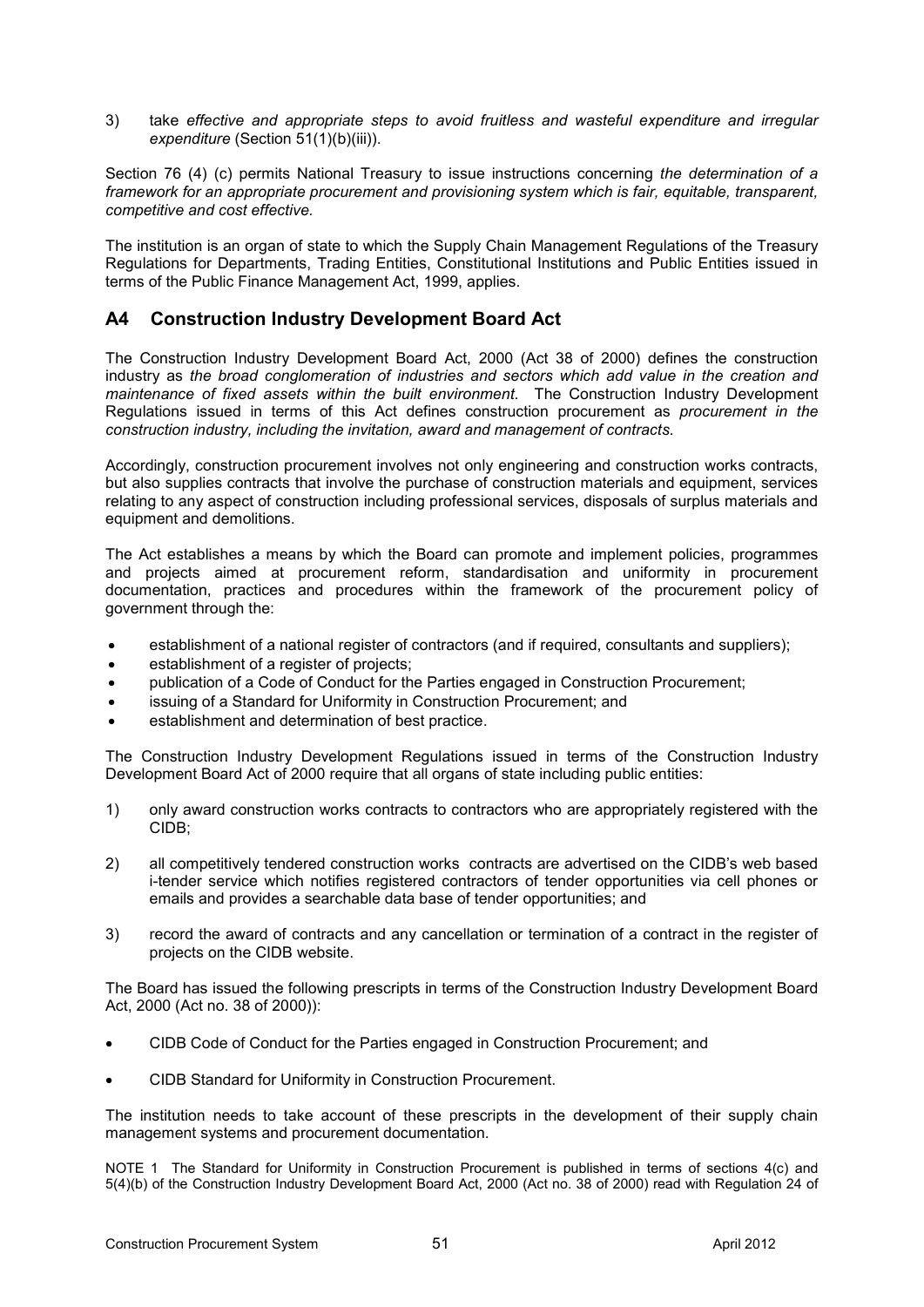3) take *effective and appropriate steps to avoid fruitless and wasteful expenditure and irregular expenditure* (Section 51(1)(b)(iii)).

Section 76 (4) (c) permits National Treasury to issue instructions concerning *the determination of a framework for an appropriate procurement and provisioning system which is fair, equitable, transparent, competitive and cost effective.*

The institution is an organ of state to which the Supply Chain Management Regulations of the Treasury Regulations for Departments, Trading Entities, Constitutional Institutions and Public Entities issued in terms of the Public Finance Management Act, 1999, applies.

## A4 Construction Industry Development Board Act

The Construction Industry Development Board Act, 2000 (Act 38 of 2000) defines the construction industry as *the broad conglomeration of industries and sectors which add value in the creation and maintenance of fixed assets within the built environment.* The Construction Industry Development Regulations issued in terms of this Act defines construction procurement as *procurement in the construction industry, including the invitation, award and management of contracts.*

Accordingly, construction procurement involves not only engineering and construction works contracts, but also supplies contracts that involve the purchase of construction materials and equipment, services relating to any aspect of construction including professional services, disposals of surplus materials and equipment and demolitions.

The Act establishes a means by which the Board can promote and implement policies, programmes and projects aimed at procurement reform, standardisation and uniformity in procurement documentation, practices and procedures within the framework of the procurement policy of government through the:

- establishment of a national register of contractors (and if required, consultants and suppliers);
- establishment of a register of projects;
- publication of a Code of Conduct for the Parties engaged in Construction Procurement;
- issuing of a Standard for Uniformity in Construction Procurement; and
- establishment and determination of best practice.

The Construction Industry Development Regulations issued in terms of the Construction Industry Development Board Act of 2000 require that all organs of state including public entities:

1) only award construction works contracts to contractors who are appropriately registered with the CIDB;

2) all competitively tendered construction works contracts are advertised on the CIDB's web based i-tender service which notifies registered contractors of tender opportunities via cell phones or emails and provides a searchable data base of tender opportunities; and

3) record the award of contracts and any cancellation or termination of a contract in the register of projects on the CIDB website.

The Board has issued the following prescripts in terms of the Construction Industry Development Board Act, 2000 (Act no. 38 of 2000)):

- CIDB Code of Conduct for the Parties engaged in Construction Procurement; and

- CIDB Standard for Uniformity in Construction Procurement.

The institution needs to take account of these prescripts in the development of their supply chain management systems and procurement documentation.

NOTE 1 The Standard for Uniformity in Construction Procurement is published in terms of sections 4(c) and 5(4)(b) of the Construction Industry Development Board Act, 2000 (Act no. 38 of 2000) read with Regulation 24 of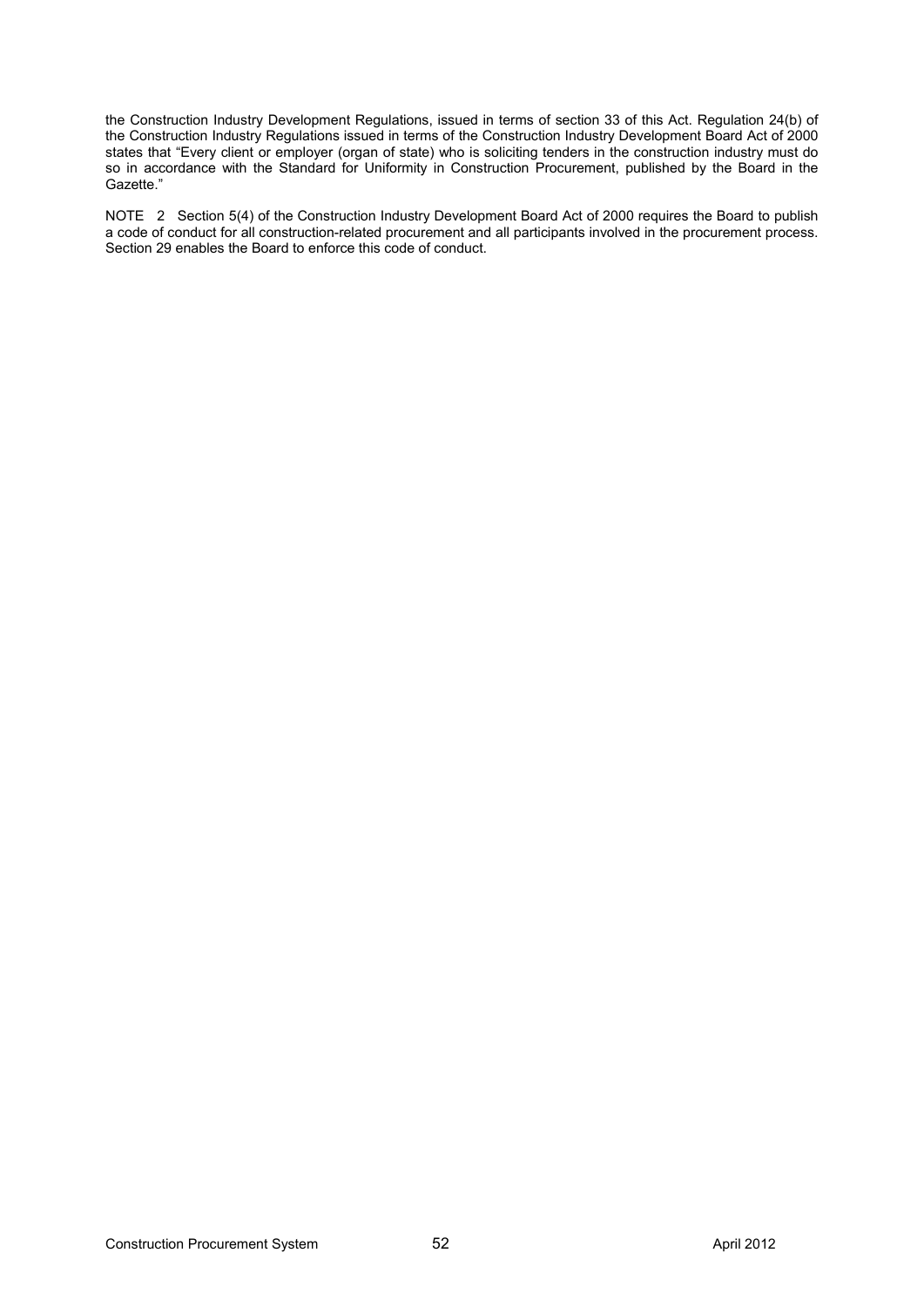the Construction Industry Development Regulations, issued in terms of section 33 of this Act. Regulation 24(b) of the Construction Industry Regulations issued in terms of the Construction Industry Development Board Act of 2000 states that "Every client or employer (organ of state) who is soliciting tenders in the construction industry must do so in accordance with the Standard for Uniformity in Construction Procurement, published by the Board in the Gazette."

NOTE 2 Section 5(4) of the Construction Industry Development Board Act of 2000 requires the Board to publish a code of conduct for all construction-related procurement and all participants involved in the procurement process. Section 29 enables the Board to enforce this code of conduct.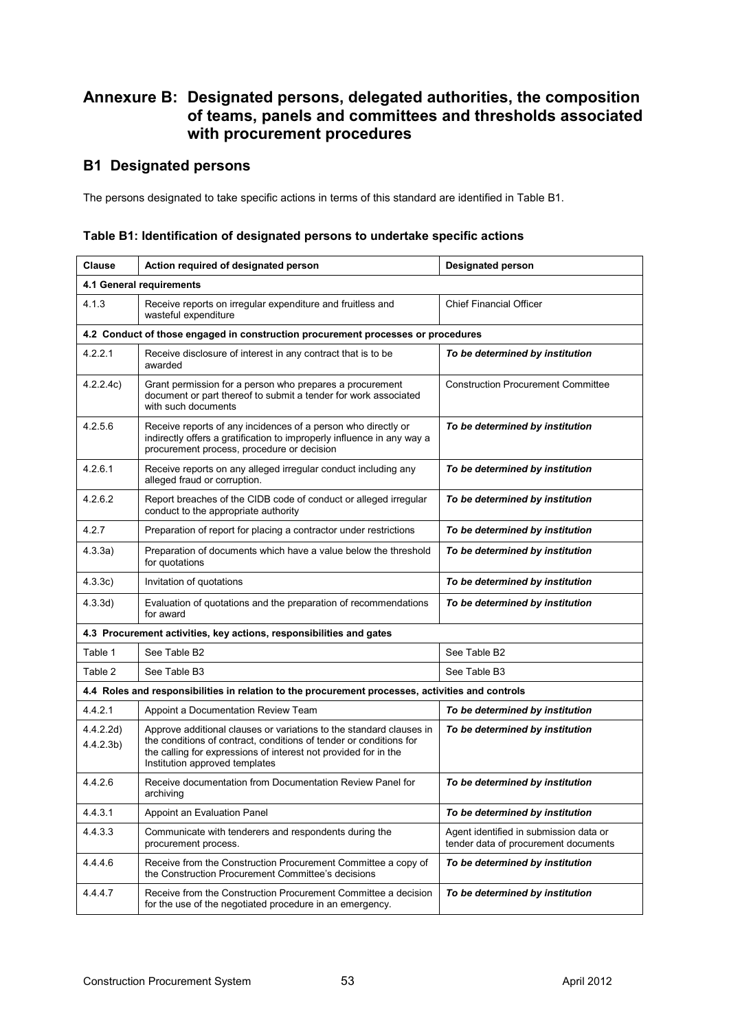# Annexure B: Designated persons, delegated authorities, the composition of teams, panels and committees and thresholds associated with procurement procedures

## B1 Designated persons

The persons designated to take specific actions in terms of this standard are identified in Table B1.

**Table B1: Identification of designated persons to undertake specific actions**

| Clause | Action required of designated person | Designated person |
|---|---|---|
| **4.1 General requirements** | | |
| 4.1.3 | Receive reports on irregular expenditure and fruitless and wasteful expenditure | Chief Financial Officer |
| **4.2 Conduct of those engaged in construction procurement processes or procedures** | | |
| 4.2.2.1 | Receive disclosure of interest in any contract that is to be awarded | ***To be determined by institution*** |
| 4.2.2.4c) | Grant permission for a person who prepares a procurement document or part thereof to submit a tender for work associated with such documents | Construction Procurement Committee |
| 4.2.5.6 | Receive reports of any incidences of a person who directly or indirectly offers a gratification to improperly influence in any way a procurement process, procedure or decision | ***To be determined by institution*** |
| 4.2.6.1 | Receive reports on any alleged irregular conduct including any alleged fraud or corruption. | ***To be determined by institution*** |
| 4.2.6.2 | Report breaches of the CIDB code of conduct or alleged irregular conduct to the appropriate authority | ***To be determined by institution*** |
| 4.2.7 | Preparation of report for placing a contractor under restrictions | ***To be determined by institution*** |
| 4.3.3a) | Preparation of documents which have a value below the threshold for quotations | ***To be determined by institution*** |
| 4.3.3c) | Invitation of quotations | ***To be determined by institution*** |
| 4.3.3d) | Evaluation of quotations and the preparation of recommendations for award | ***To be determined by institution*** |
| **4.3 Procurement activities, key actions, responsibilities and gates** | | |
| Table 1 | See Table B2 | See Table B2 |
| Table 2 | See Table B3 | See Table B3 |
| **4.4 Roles and responsibilities in relation to the procurement processes, activities and controls** | | |
| 4.4.2.1 | Appoint a Documentation Review Team | ***To be determined by institution*** |
| 4.4.2.2d) 4.4.2.3b) | Approve additional clauses or variations to the standard clauses in the conditions of contract, conditions of tender or conditions for the calling for expressions of interest not provided for in the Institution approved templates | ***To be determined by institution*** |
| 4.4.2.6 | Receive documentation from Documentation Review Panel for archiving | ***To be determined by institution*** |
| 4.4.3.1 | Appoint an Evaluation Panel | ***To be determined by institution*** |
| 4.4.3.3 | Communicate with tenderers and respondents during the procurement process. | Agent identified in submission data or tender data of procurement documents |
| 4.4.4.6 | Receive from the Construction Procurement Committee a copy of the Construction Procurement Committee's decisions | ***To be determined by institution*** |
| 4.4.4.7 | Receive from the Construction Procurement Committee a decision for the use of the negotiated procedure in an emergency. | ***To be determined by institution*** |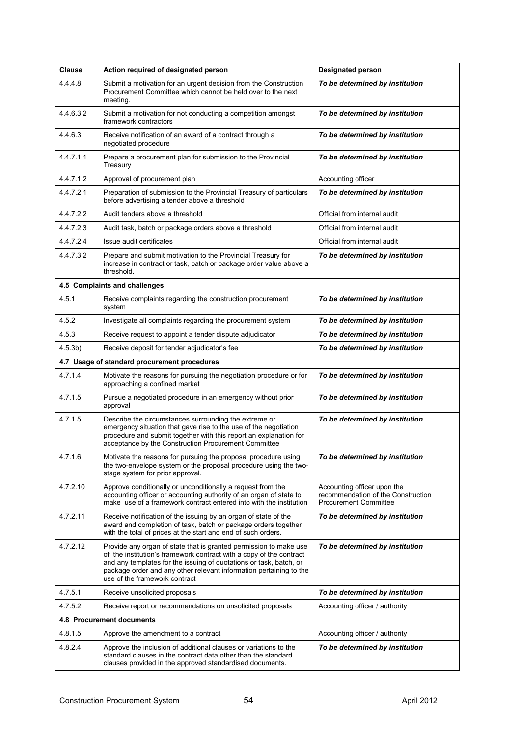| Clause | Action required of designated person | Designated person |
|---|---|---|
| 4.4.4.8 | Submit a motivation for an urgent decision from the Construction Procurement Committee which cannot be held over to the next meeting. | ***To be determined by institution*** |
| 4.4.6.3.2 | Submit a motivation for not conducting a competition amongst framework contractors | ***To be determined by institution*** |
| 4.4.6.3 | Receive notification of an award of a contract through a negotiated procedure | ***To be determined by institution*** |
| 4.4.7.1.1 | Prepare a procurement plan for submission to the Provincial Treasury | ***To be determined by institution*** |
| 4.4.7.1.2 | Approval of procurement plan | Accounting officer |
| 4.4.7.2.1 | Preparation of submission to the Provincial Treasury of particulars before advertising a tender above a threshold | ***To be determined by institution*** |
| 4.4.7.2.2 | Audit tenders above a threshold | Official from internal audit |
| 4.4.7.2.3 | Audit task, batch or package orders above a threshold | Official from internal audit |
| 4.4.7.2.4 | Issue audit certificates | Official from internal audit |
| 4.4.7.3.2 | Prepare and submit motivation to the Provincial Treasury for increase in contract or task, batch or package order value above a threshold. | ***To be determined by institution*** |
| **4.5 Complaints and challenges** | | |
| 4.5.1 | Receive complaints regarding the construction procurement system | ***To be determined by institution*** |
| 4.5.2 | Investigate all complaints regarding the procurement system | ***To be determined by institution*** |
| 4.5.3 | Receive request to appoint a tender dispute adjudicator | ***To be determined by institution*** |
| 4.5.3b) | Receive deposit for tender adjudicator's fee | ***To be determined by institution*** |
| **4.7 Usage of standard procurement procedures** | | |
| 4.7.1.4 | Motivate the reasons for pursuing the negotiation procedure or for approaching a confined market | ***To be determined by institution*** |
| 4.7.1.5 | Pursue a negotiated procedure in an emergency without prior approval | ***To be determined by institution*** |
| 4.7.1.5 | Describe the circumstances surrounding the extreme or emergency situation that gave rise to the use of the negotiation procedure and submit together with this report an explanation for acceptance by the Construction Procurement Committee | ***To be determined by institution*** |
| 4.7.1.6 | Motivate the reasons for pursuing the proposal procedure using the two-envelope system or the proposal procedure using the two-stage system for prior approval. | ***To be determined by institution*** |
| 4.7.2.10 | Approve conditionally or unconditionally a request from the accounting officer or accounting authority of an organ of state to make use of a framework contract entered into with the institution | Accounting officer upon the recommendation of the Construction Procurement Committee |
| 4.7.2.11 | Receive notification of the issuing by an organ of state of the award and completion of task, batch or package orders together with the total of prices at the start and end of such orders. | ***To be determined by institution*** |
| 4.7.2.12 | Provide any organ of state that is granted permission to make use of the institution's framework contract with a copy of the contract and any templates for the issuing of quotations or task, batch, or package order and any other relevant information pertaining to the use of the framework contract | ***To be determined by institution*** |
| 4.7.5.1 | Receive unsolicited proposals | ***To be determined by institution*** |
| 4.7.5.2 | Receive report or recommendations on unsolicited proposals | Accounting officer / authority |
| **4.8 Procurement documents** | | |
| 4.8.1.5 | Approve the amendment to a contract | Accounting officer / authority |
| 4.8.2.4 | Approve the inclusion of additional clauses or variations to the standard clauses in the contract data other than the standard clauses provided in the approved standardised documents. | ***To be determined by institution*** |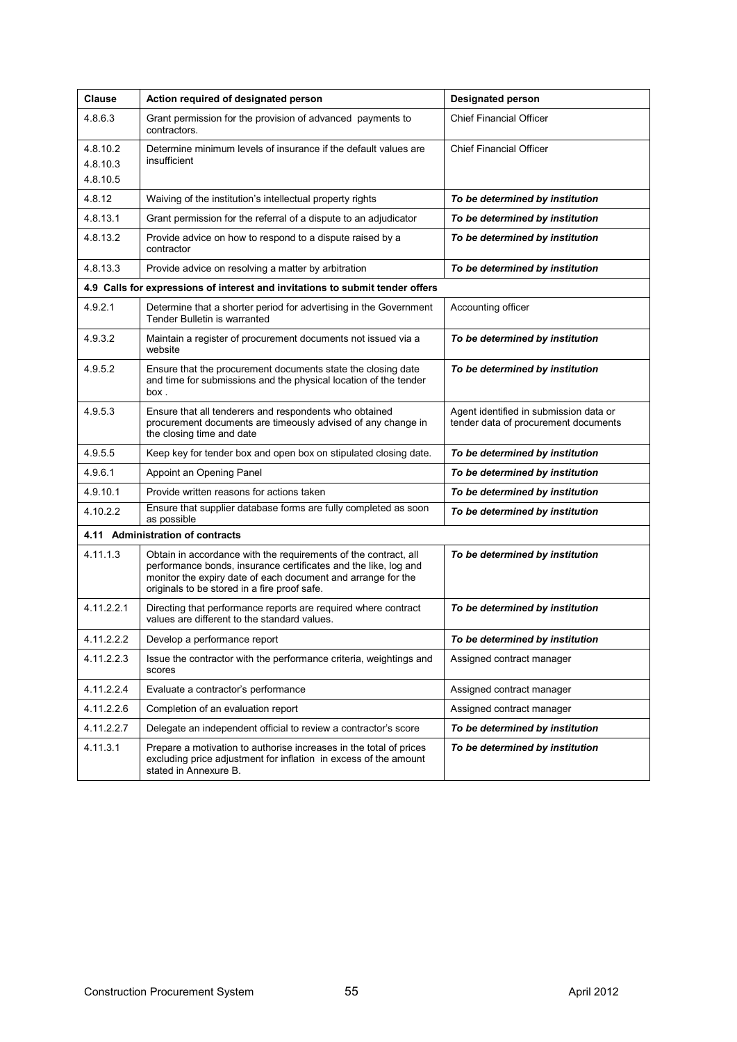| Clause | Action required of designated person | Designated person |
|---|---|---|
| 4.8.6.3 | Grant permission for the provision of advanced payments to contractors. | Chief Financial Officer |
| 4.8.10.2<br>4.8.10.3<br>4.8.10.5 | Determine minimum levels of insurance if the default values are insufficient | Chief Financial Officer |
| 4.8.12 | Waiving of the institution's intellectual property rights | ***To be determined by institution*** |
| 4.8.13.1 | Grant permission for the referral of a dispute to an adjudicator | ***To be determined by institution*** |
| 4.8.13.2 | Provide advice on how to respond to a dispute raised by a contractor | ***To be determined by institution*** |
| 4.8.13.3 | Provide advice on resolving a matter by arbitration | ***To be determined by institution*** |
| **4.9 Calls for expressions of interest and invitations to submit tender offers** | | |
| 4.9.2.1 | Determine that a shorter period for advertising in the Government Tender Bulletin is warranted | Accounting officer |
| 4.9.3.2 | Maintain a register of procurement documents not issued via a website | ***To be determined by institution*** |
| 4.9.5.2 | Ensure that the procurement documents state the closing date and time for submissions and the physical location of the tender box . | ***To be determined by institution*** |
| 4.9.5.3 | Ensure that all tenderers and respondents who obtained procurement documents are timeously advised of any change in the closing time and date | Agent identified in submission data or tender data of procurement documents |
| 4.9.5.5 | Keep key for tender box and open box on stipulated closing date. | ***To be determined by institution*** |
| 4.9.6.1 | Appoint an Opening Panel | ***To be determined by institution*** |
| 4.9.10.1 | Provide written reasons for actions taken | ***To be determined by institution*** |
| 4.10.2.2 | Ensure that supplier database forms are fully completed as soon as possible | ***To be determined by institution*** |
| **4.11 Administration of contracts** | | |
| 4.11.1.3 | Obtain in accordance with the requirements of the contract, all performance bonds, insurance certificates and the like, log and monitor the expiry date of each document and arrange for the originals to be stored in a fire proof safe. | ***To be determined by institution*** |
| 4.11.2.2.1 | Directing that performance reports are required where contract values are different to the standard values. | ***To be determined by institution*** |
| 4.11.2.2.2 | Develop a performance report | ***To be determined by institution*** |
| 4.11.2.2.3 | Issue the contractor with the performance criteria, weightings and scores | Assigned contract manager |
| 4.11.2.2.4 | Evaluate a contractor's performance | Assigned contract manager |
| 4.11.2.2.6 | Completion of an evaluation report | Assigned contract manager |
| 4.11.2.2.7 | Delegate an independent official to review a contractor's score | ***To be determined by institution*** |
| 4.11.3.1 | Prepare a motivation to authorise increases in the total of prices excluding price adjustment for inflation in excess of the amount stated in Annexure B. | ***To be determined by institution*** |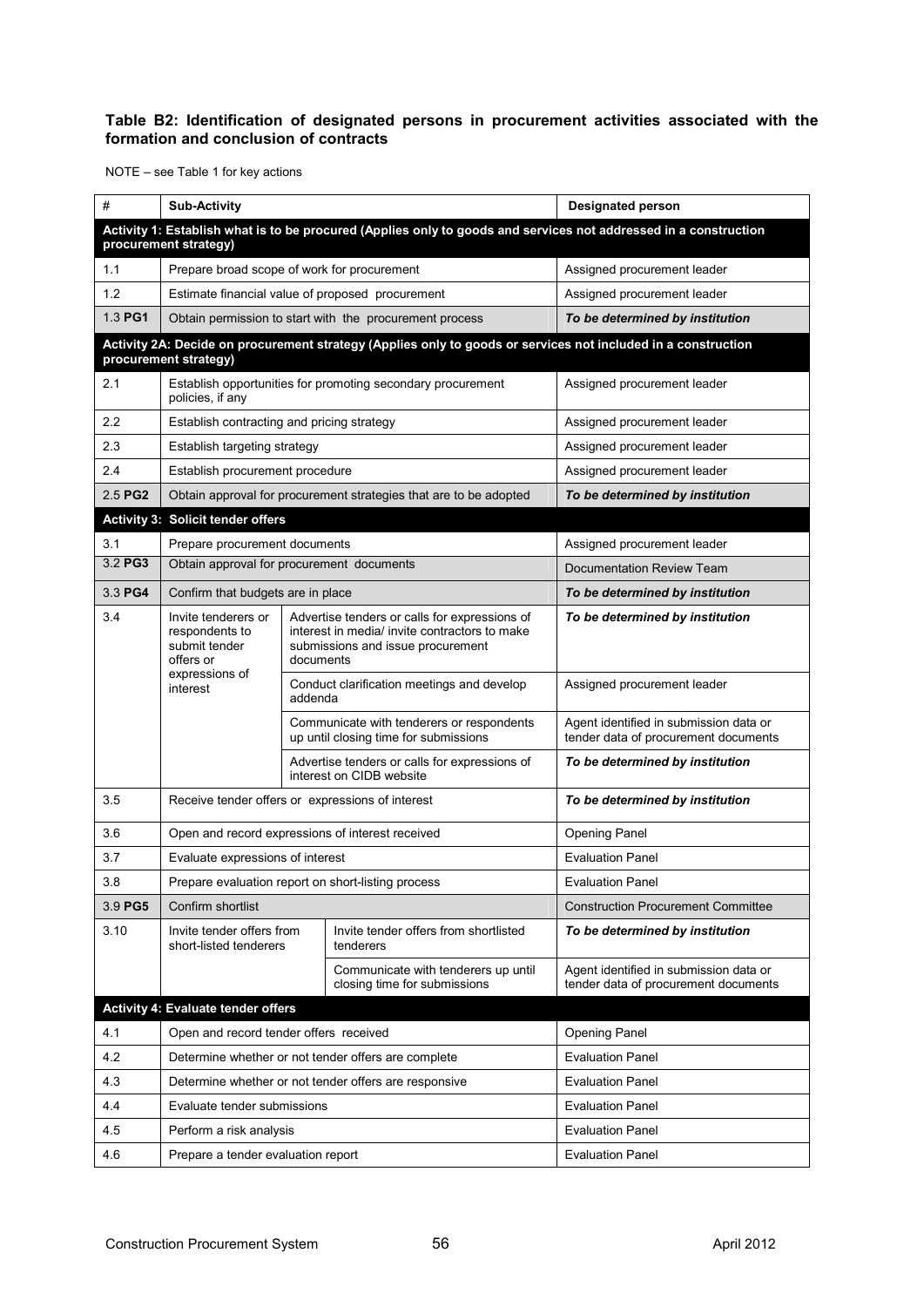**Table B2: Identification of designated persons in procurement activities associated with the formation and conclusion of contracts**

NOTE – see Table 1 for key actions

| # | Sub-Activity | | Designated person |
|---|---|---|---|
| **Activity 1: Establish what is to be procured (Applies only to goods and services not addressed in a construction procurement strategy)** | | | |
| 1.1 | Prepare broad scope of work for procurement | | Assigned procurement leader |
| 1.2 | Estimate financial value of proposed procurement | | Assigned procurement leader |
| 1.3 **PG1** | Obtain permission to start with the procurement process | | ***To be determined by institution*** |
| **Activity 2A: Decide on procurement strategy (Applies only to goods or services not included in a construction procurement strategy)** | | | |
| 2.1 | Establish opportunities for promoting secondary procurement policies, if any | | Assigned procurement leader |
| 2.2 | Establish contracting and pricing strategy | | Assigned procurement leader |
| 2.3 | Establish targeting strategy | | Assigned procurement leader |
| 2.4 | Establish procurement procedure | | Assigned procurement leader |
| 2.5 **PG2** | Obtain approval for procurement strategies that are to be adopted | | ***To be determined by institution*** |
| **Activity 3: Solicit tender offers** | | | |
| 3.1 | Prepare procurement documents | | Assigned procurement leader |
| 3.2 **PG3** | Obtain approval for procurement documents | | Documentation Review Team |
| 3.3 **PG4** | Confirm that budgets are in place | | ***To be determined by institution*** |
| 3.4 | Invite tenderers or respondents to submit tender offers or expressions of interest | Advertise tenders or calls for expressions of interest in media/ invite contractors to make submissions and issue procurement documents | ***To be determined by institution*** |
| | | Conduct clarification meetings and develop addenda | Assigned procurement leader |
| | | Communicate with tenderers or respondents up until closing time for submissions | Agent identified in submission data or tender data of procurement documents |
| | | Advertise tenders or calls for expressions of interest on CIDB website | ***To be determined by institution*** |
| 3.5 | Receive tender offers or expressions of interest | | ***To be determined by institution*** |
| 3.6 | Open and record expressions of interest received | | Opening Panel |
| 3.7 | Evaluate expressions of interest | | Evaluation Panel |
| 3.8 | Prepare evaluation report on short-listing process | | Evaluation Panel |
| 3.9 **PG5** | Confirm shortlist | | Construction Procurement Committee |
| 3.10 | Invite tender offers from short-listed tenderers | Invite tender offers from shortlisted tenderers | ***To be determined by institution*** |
| | | Communicate with tenderers up until closing time for submissions | Agent identified in submission data or tender data of procurement documents |
| **Activity 4: Evaluate tender offers** | | | |
| 4.1 | Open and record tender offers received | | Opening Panel |
| 4.2 | Determine whether or not tender offers are complete | | Evaluation Panel |
| 4.3 | Determine whether or not tender offers are responsive | | Evaluation Panel |
| 4.4 | Evaluate tender submissions | | Evaluation Panel |
| 4.5 | Perform a risk analysis | | Evaluation Panel |
| 4.6 | Prepare a tender evaluation report | | Evaluation Panel |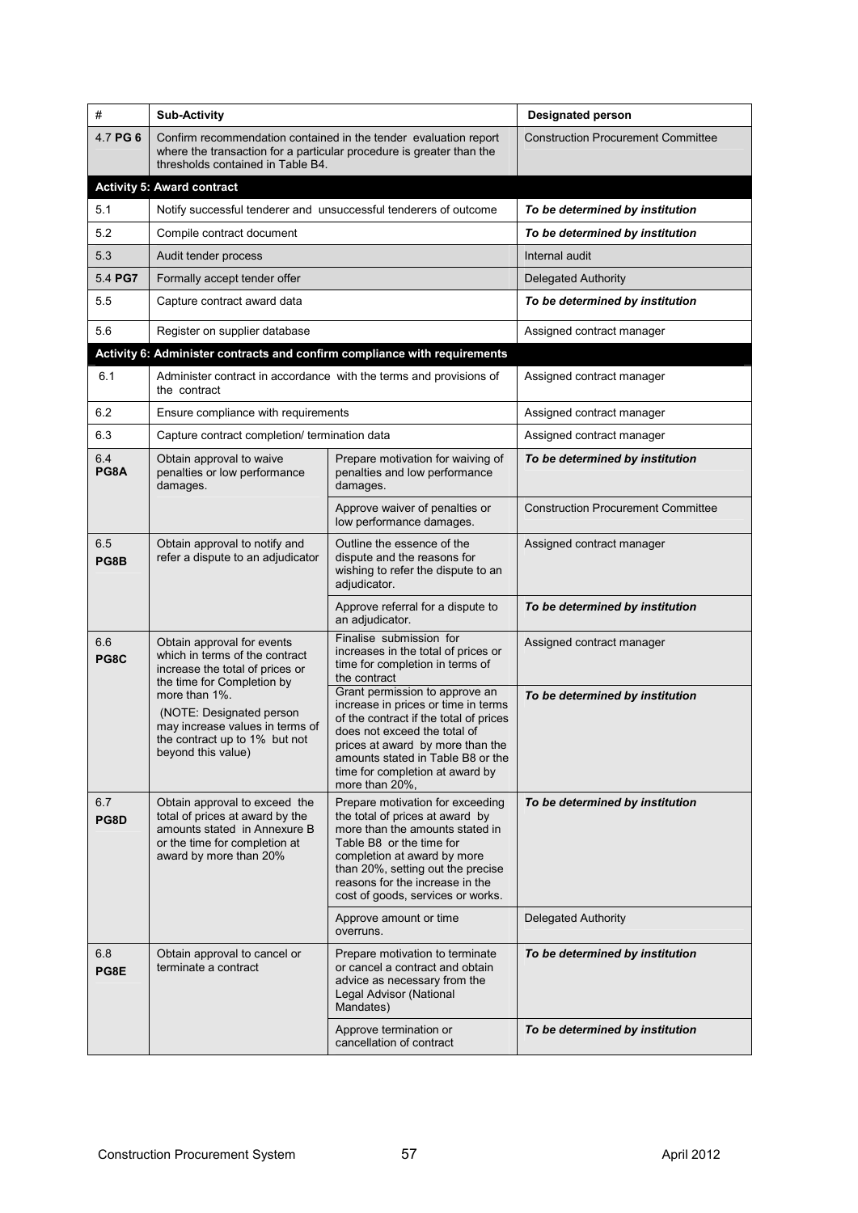| # | Sub-Activity | | Designated person |
|---|---|---|---|
| 4.7 **PG 6** | Confirm recommendation contained in the tender evaluation report where the transaction for a particular procedure is greater than the thresholds contained in Table B4. | | Construction Procurement Committee |
| **Activity 5: Award contract** | | | |
| 5.1 | Notify successful tenderer and unsuccessful tenderers of outcome | | ***To be determined by institution*** |
| 5.2 | Compile contract document | | ***To be determined by institution*** |
| 5.3 | Audit tender process | | Internal audit |
| 5.4 **PG7** | Formally accept tender offer | | Delegated Authority |
| 5.5 | Capture contract award data | | ***To be determined by institution*** |
| 5.6 | Register on supplier database | | Assigned contract manager |
| **Activity 6: Administer contracts and confirm compliance with requirements** | | | |
| 6.1 | Administer contract in accordance with the terms and provisions of the contract | | Assigned contract manager |
| 6.2 | Ensure compliance with requirements | | Assigned contract manager |
| 6.3 | Capture contract completion/ termination data | | Assigned contract manager |
| 6.4 **PG8A** | Obtain approval to waive penalties or low performance damages. | Prepare motivation for waiving of penalties and low performance damages. | ***To be determined by institution*** |
| | | Approve waiver of penalties or low performance damages. | Construction Procurement Committee |
| 6.5 **PG8B** | Obtain approval to notify and refer a dispute to an adjudicator | Outline the essence of the dispute and the reasons for wishing to refer the dispute to an adjudicator. | Assigned contract manager |
| | | Approve referral for a dispute to an adjudicator. | ***To be determined by institution*** |
| 6.6 **PG8C** | Obtain approval for events which in terms of the contract increase the total of prices or the time for Completion by more than 1%. (NOTE: Designated person may increase values in terms of the contract up to 1% but not beyond this value) | Finalise submission for increases in the total of prices or time for completion in terms of the contract | Assigned contract manager |
| | | Grant permission to approve an increase in prices or time in terms of the contract if the total of prices does not exceed the total of prices at award by more than the amounts stated in Table B8 or the time for completion at award by more than 20%, | ***To be determined by institution*** |
| 6.7 **PG8D** | Obtain approval to exceed the total of prices at award by the amounts stated in Annexure B or the time for completion at award by more than 20% | Prepare motivation for exceeding the total of prices at award by more than the amounts stated in Table B8 or the time for completion at award by more than 20%, setting out the precise reasons for the increase in the cost of goods, services or works. | ***To be determined by institution*** |
| | | Approve amount or time overruns. | Delegated Authority |
| 6.8 **PG8E** | Obtain approval to cancel or terminate a contract | Prepare motivation to terminate or cancel a contract and obtain advice as necessary from the Legal Advisor (National Mandates) | ***To be determined by institution*** |
| | | Approve termination or cancellation of contract | ***To be determined by institution*** |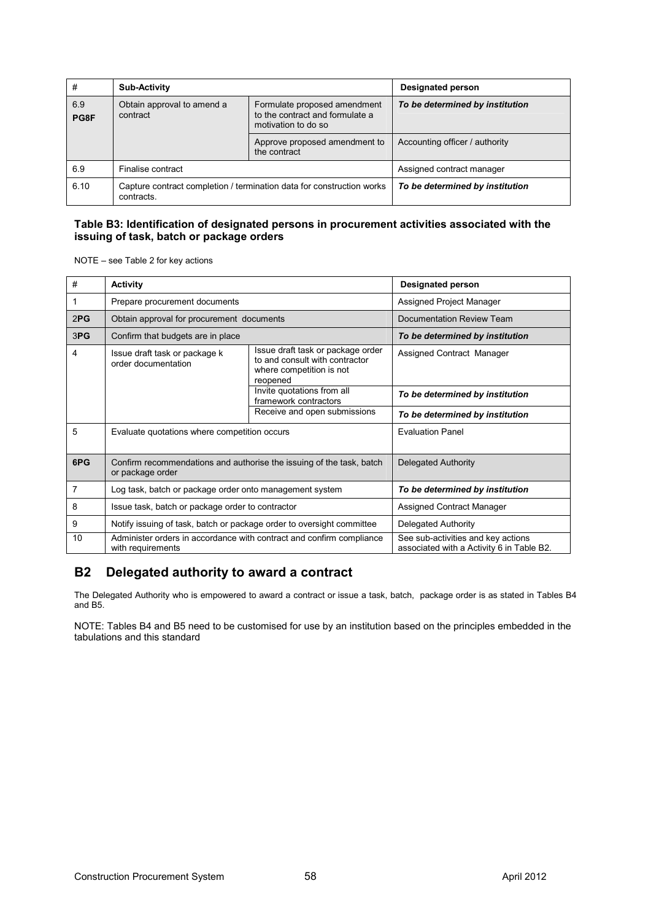| # | Sub-Activity | | Designated person |
|---|---|---|---|
| 6.9 **PG8F** | Obtain approval to amend a contract | Formulate proposed amendment to the contract and formulate a motivation to do so | ***To be determined by institution*** |
| | | Approve proposed amendment to the contract | Accounting officer / authority |
| 6.9 | Finalise contract | | Assigned contract manager |
| 6.10 | Capture contract completion / termination data for construction works contracts. | | ***To be determined by institution*** |

**Table B3: Identification of designated persons in procurement activities associated with the issuing of task, batch or package orders**

NOTE – see Table 2 for key actions

| # | Activity | | Designated person |
|---|---|---|---|
| 1 | Prepare procurement documents | | Assigned Project Manager |
| 2**PG** | Obtain approval for procurement documents | | Documentation Review Team |
| 3**PG** | Confirm that budgets are in place | | ***To be determined by institution*** |
| 4 | Issue draft task or package k order documentation | Issue draft task or package order to and consult with contractor where competition is not reopened | Assigned Contract Manager |
| | | Invite quotations from all framework contractors | ***To be determined by institution*** |
| | | Receive and open submissions | ***To be determined by institution*** |
| 5 | Evaluate quotations where competition occurs | | Evaluation Panel |
| **6PG** | Confirm recommendations and authorise the issuing of the task, batch or package order | | Delegated Authority |
| 7 | Log task, batch or package order onto management system | | ***To be determined by institution*** |
| 8 | Issue task, batch or package order to contractor | | Assigned Contract Manager |
| 9 | Notify issuing of task, batch or package order to oversight committee | | Delegated Authority |
| 10 | Administer orders in accordance with contract and confirm compliance with requirements | | See sub-activities and key actions associated with a Activity 6 in Table B2. |

## B2 Delegated authority to award a contract

The Delegated Authority who is empowered to award a contract or issue a task, batch, package order is as stated in Tables B4 and B5.

NOTE: Tables B4 and B5 need to be customised for use by an institution based on the principles embedded in the tabulations and this standard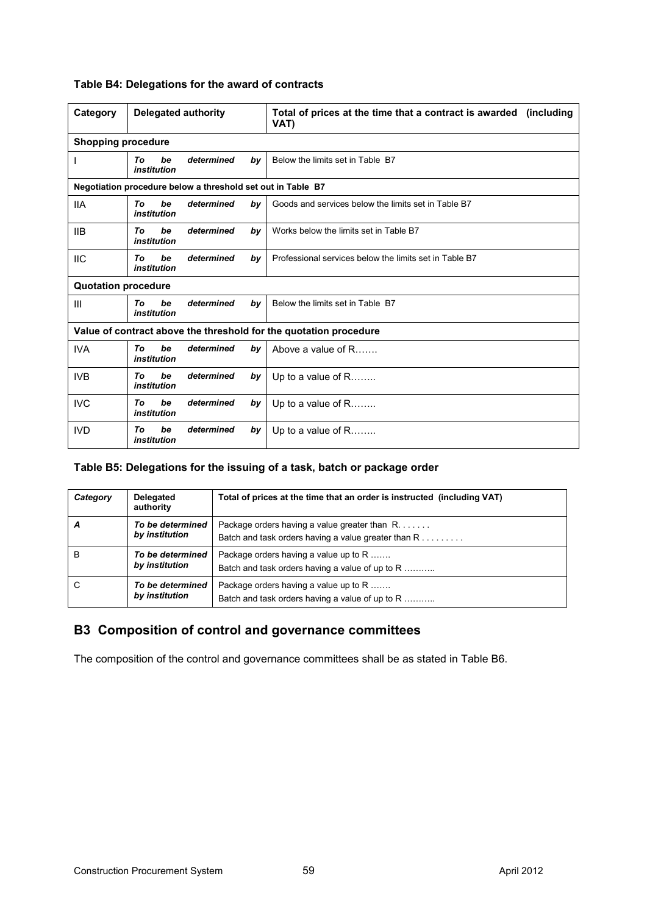**Table B4: Delegations for the award of contracts**

| Category | Delegated authority | Total of prices at the time that a contract is awarded (including VAT) |
|---|---|---|
| **Shopping procedure** | | |
| I | ***To be determined by institution*** | Below the limits set in Table B7 |
| **Negotiation procedure below a threshold set out in Table B7** | | |
| IIA | ***To be determined by institution*** | Goods and services below the limits set in Table B7 |
| IIB | ***To be determined by institution*** | Works below the limits set in Table B7 |
| IIC | ***To be determined by institution*** | Professional services below the limits set in Table B7 |
| **Quotation procedure** | | |
| III | ***To be determined by institution*** | Below the limits set in Table B7 |
| **Value of contract above the threshold for the quotation procedure** | | |
| IVA | ***To be determined by institution*** | Above a value of R……. |
| IVB | ***To be determined by institution*** | Up to a value of R…….. |
| IVC | ***To be determined by institution*** | Up to a value of R…….. |
| IVD | ***To be determined by institution*** | Up to a value of R…….. |

**Table B5: Delegations for the issuing of a task, batch or package order**

| *Category* | Delegated authority | Total of prices at the time that an order is instructed (including VAT) |
|---|---|---|
| ***A*** | ***To be determined by institution*** | Package orders having a value greater than R. . . . . . .<br>Batch and task orders having a value greater than R . . . . . . . . . |
| B | ***To be determined by institution*** | Package orders having a value up to R …….<br>Batch and task orders having a value of up to R ……….. |
| C | ***To be determined by institution*** | Package orders having a value up to R …….<br>Batch and task orders having a value of up to R ……….. |

## B3 Composition of control and governance committees

The composition of the control and governance committees shall be as stated in Table B6.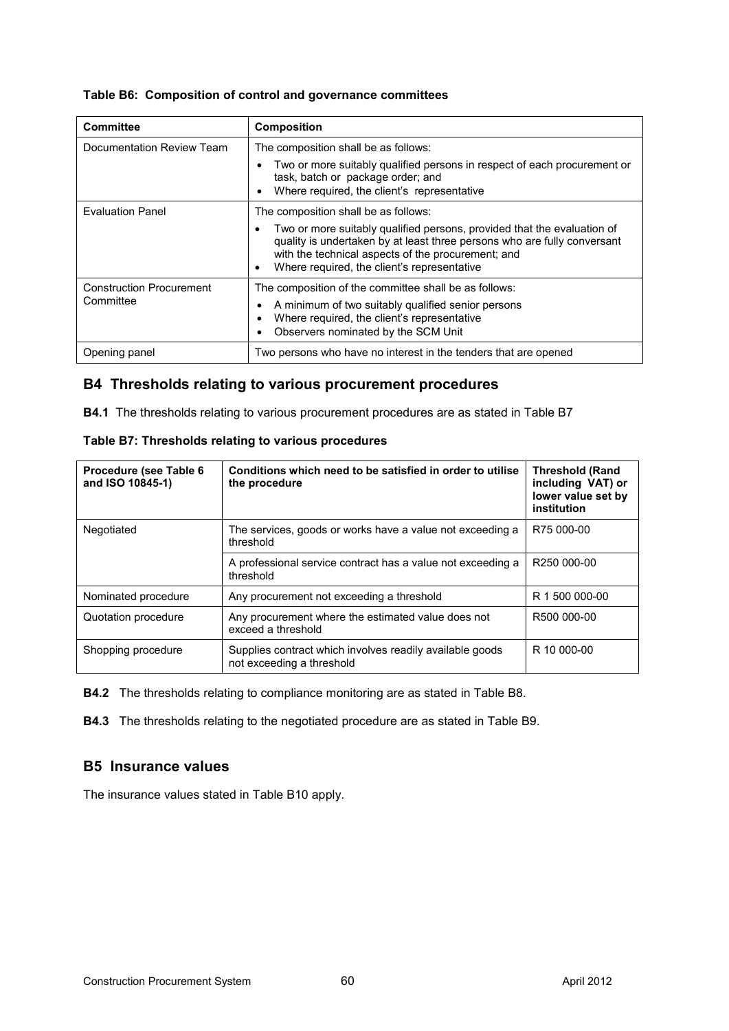**Table B6: Composition of control and governance committees**

| Committee | Composition |
|---|---|
| Documentation Review Team | The composition shall be as follows:<br>• Two or more suitably qualified persons in respect of each procurement or task, batch or package order; and<br>• Where required, the client's representative |
| Evaluation Panel | The composition shall be as follows:<br>• Two or more suitably qualified persons, provided that the evaluation of quality is undertaken by at least three persons who are fully conversant with the technical aspects of the procurement; and<br>• Where required, the client's representative |
| Construction Procurement Committee | The composition of the committee shall be as follows:<br>• A minimum of two suitably qualified senior persons<br>• Where required, the client's representative<br>• Observers nominated by the SCM Unit |
| Opening panel | Two persons who have no interest in the tenders that are opened |

## B4 Thresholds relating to various procurement procedures

**B4.1** The thresholds relating to various procurement procedures are as stated in Table B7

**Table B7: Thresholds relating to various procedures**

| Procedure (see Table 6 and ISO 10845-1) | Conditions which need to be satisfied in order to utilise the procedure | Threshold (Rand including VAT) or lower value set by institution |
|---|---|---|
| Negotiated | The services, goods or works have a value not exceeding a threshold | R75 000-00 |
| | A professional service contract has a value not exceeding a threshold | R250 000-00 |
| Nominated procedure | Any procurement not exceeding a threshold | R 1 500 000-00 |
| Quotation procedure | Any procurement where the estimated value does not exceed a threshold | R500 000-00 |
| Shopping procedure | Supplies contract which involves readily available goods not exceeding a threshold | R 10 000-00 |

**B4.2** The thresholds relating to compliance monitoring are as stated in Table B8.

**B4.3** The thresholds relating to the negotiated procedure are as stated in Table B9.

## B5 Insurance values

The insurance values stated in Table B10 apply.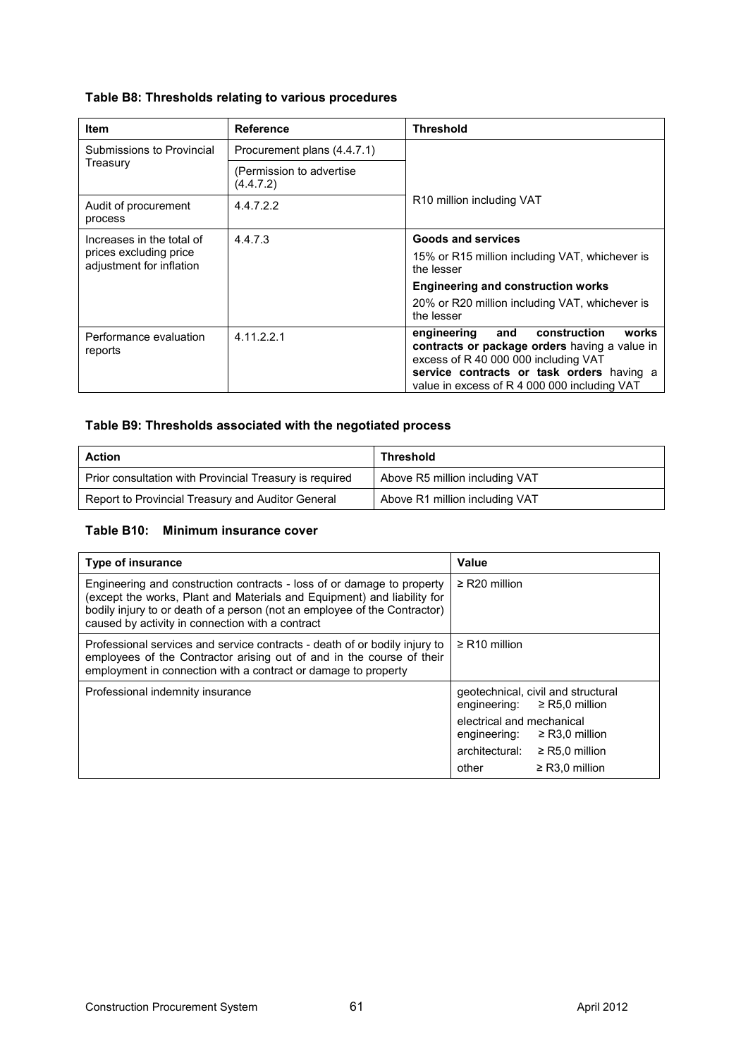#### Table B8: Thresholds relating to various procedures

| Item | Reference | Threshold |
|---|---|---|
| Submissions to Provincial Treasury | Procurement plans (4.4.7.1) | R10 million including VAT |
| | (Permission to advertise (4.4.7.2) | |
| Audit of procurement process | 4.4.7.2.2 | |
| Increases in the total of prices excluding price adjustment for inflation | 4.4.7.3 | **Goods and services**<br>15% or R15 million including VAT, whichever is the lesser<br>**Engineering and construction works**<br>20% or R20 million including VAT, whichever is the lesser |
| Performance evaluation reports | 4.11.2.2.1 | **engineering and construction works contracts or package orders** having a value in excess of R 40 000 000 including VAT<br>**service contracts or task orders** having a value in excess of R 4 000 000 including VAT |

#### Table B9: Thresholds associated with the negotiated process

| Action | Threshold |
|---|---|
| Prior consultation with Provincial Treasury is required | Above R5 million including VAT |
| Report to Provincial Treasury and Auditor General | Above R1 million including VAT |

#### Table B10: Minimum insurance cover

| Type of insurance | Value |
|---|---|
| Engineering and construction contracts - loss of or damage to property (except the works, Plant and Materials and Equipment) and liability for bodily injury to or death of a person (not an employee of the Contractor) caused by activity in connection with a contract | ≥ R20 million |
| Professional services and service contracts - death of or bodily injury to employees of the Contractor arising out of and in the course of their employment in connection with a contract or damage to property | ≥ R10 million |
| Professional indemnity insurance | geotechnical, civil and structural engineering: ≥ R5,0 million<br>electrical and mechanical engineering: ≥ R3,0 million<br>architectural: ≥ R5,0 million<br>other ≥ R3,0 million |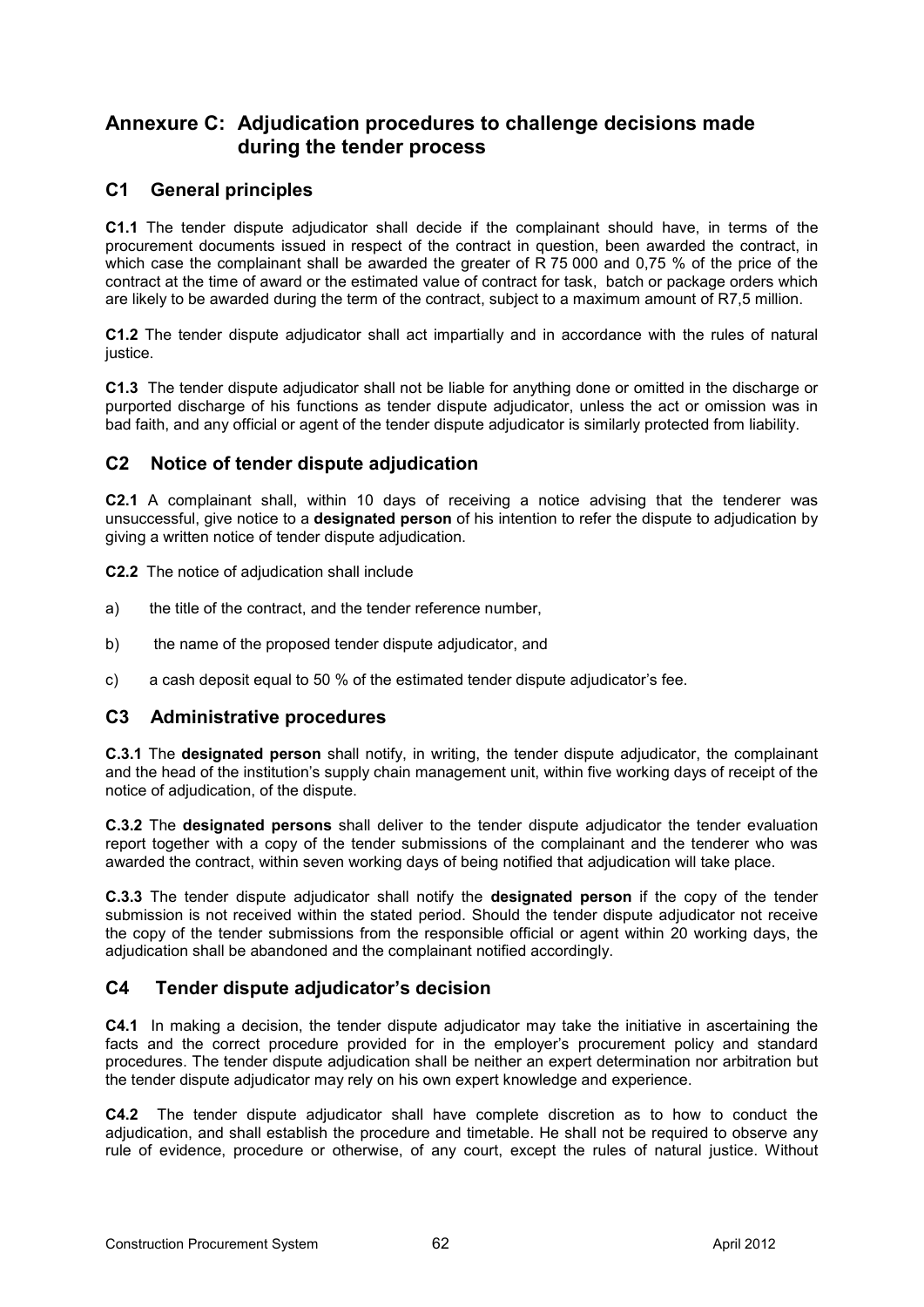# Annexure C: Adjudication procedures to challenge decisions made during the tender process

## C1 General principles

**C1.1** The tender dispute adjudicator shall decide if the complainant should have, in terms of the procurement documents issued in respect of the contract in question, been awarded the contract, in which case the complainant shall be awarded the greater of R 75 000 and 0,75 % of the price of the contract at the time of award or the estimated value of contract for task, batch or package orders which are likely to be awarded during the term of the contract, subject to a maximum amount of R7,5 million.

**C1.2** The tender dispute adjudicator shall act impartially and in accordance with the rules of natural justice.

**C1.3** The tender dispute adjudicator shall not be liable for anything done or omitted in the discharge or purported discharge of his functions as tender dispute adjudicator, unless the act or omission was in bad faith, and any official or agent of the tender dispute adjudicator is similarly protected from liability.

## C2 Notice of tender dispute adjudication

**C2.1** A complainant shall, within 10 days of receiving a notice advising that the tenderer was unsuccessful, give notice to a **designated person** of his intention to refer the dispute to adjudication by giving a written notice of tender dispute adjudication.

**C2.2** The notice of adjudication shall include

a) the title of the contract, and the tender reference number,

b) the name of the proposed tender dispute adjudicator, and

c) a cash deposit equal to 50 % of the estimated tender dispute adjudicator's fee.

## C3 Administrative procedures

**C.3.1** The **designated person** shall notify, in writing, the tender dispute adjudicator, the complainant and the head of the institution's supply chain management unit, within five working days of receipt of the notice of adjudication, of the dispute.

**C.3.2** The **designated persons** shall deliver to the tender dispute adjudicator the tender evaluation report together with a copy of the tender submissions of the complainant and the tenderer who was awarded the contract, within seven working days of being notified that adjudication will take place.

**C.3.3** The tender dispute adjudicator shall notify the **designated person** if the copy of the tender submission is not received within the stated period. Should the tender dispute adjudicator not receive the copy of the tender submissions from the responsible official or agent within 20 working days, the adjudication shall be abandoned and the complainant notified accordingly.

## C4 Tender dispute adjudicator's decision

**C4.1** In making a decision, the tender dispute adjudicator may take the initiative in ascertaining the facts and the correct procedure provided for in the employer's procurement policy and standard procedures. The tender dispute adjudication shall be neither an expert determination nor arbitration but the tender dispute adjudicator may rely on his own expert knowledge and experience.

**C4.2** The tender dispute adjudicator shall have complete discretion as to how to conduct the adjudication, and shall establish the procedure and timetable. He shall not be required to observe any rule of evidence, procedure or otherwise, of any court, except the rules of natural justice. Without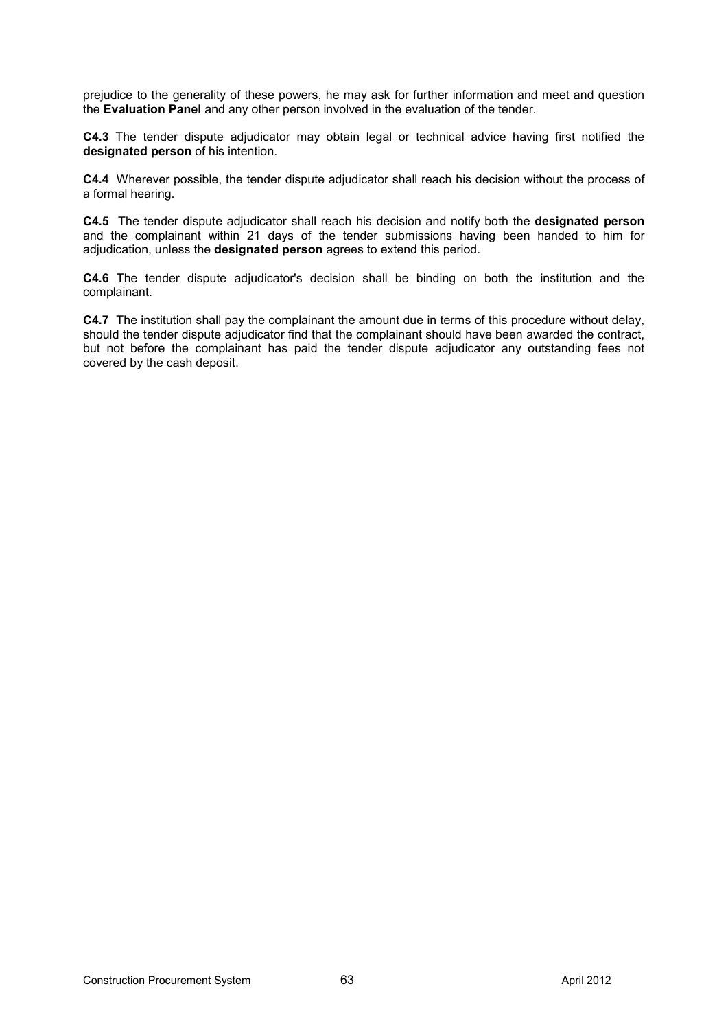prejudice to the generality of these powers, he may ask for further information and meet and question the **Evaluation Panel** and any other person involved in the evaluation of the tender.

**C4.3** The tender dispute adjudicator may obtain legal or technical advice having first notified the **designated person** of his intention.

**C4.4** Wherever possible, the tender dispute adjudicator shall reach his decision without the process of a formal hearing.

**C4.5** The tender dispute adjudicator shall reach his decision and notify both the **designated person** and the complainant within 21 days of the tender submissions having been handed to him for adjudication, unless the **designated person** agrees to extend this period.

**C4.6** The tender dispute adjudicator's decision shall be binding on both the institution and the complainant.

**C4.7** The institution shall pay the complainant the amount due in terms of this procedure without delay, should the tender dispute adjudicator find that the complainant should have been awarded the contract, but not before the complainant has paid the tender dispute adjudicator any outstanding fees not covered by the cash deposit.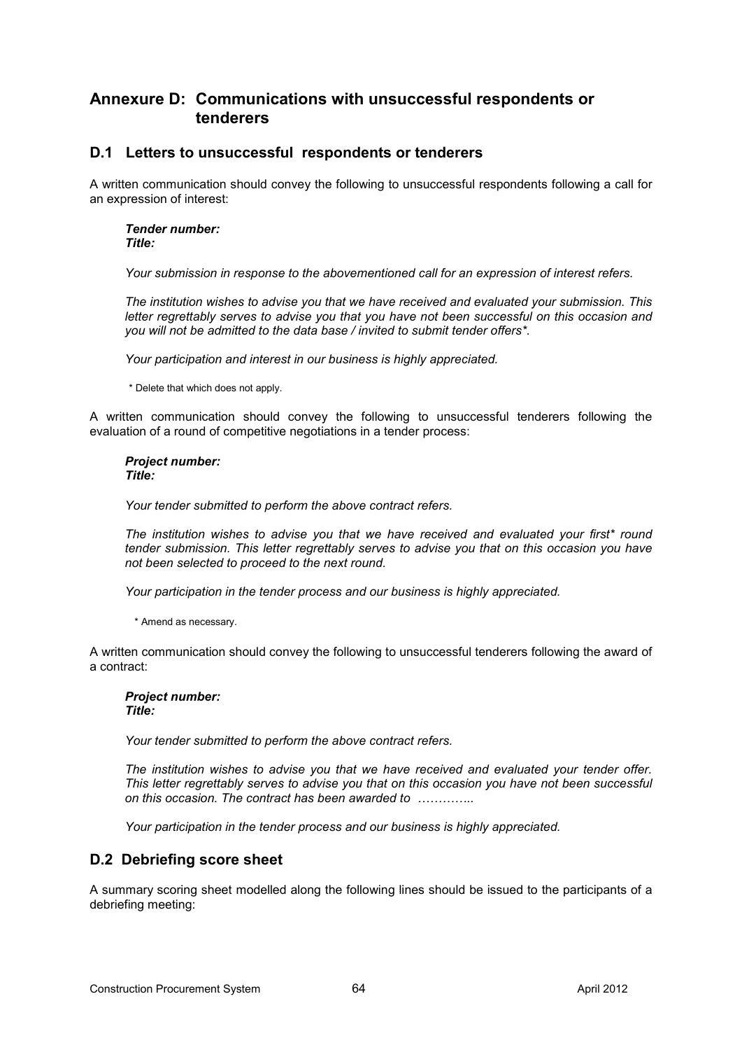# Annexure D: Communications with unsuccessful respondents or tenderers

## D.1 Letters to unsuccessful respondents or tenderers

A written communication should convey the following to unsuccessful respondents following a call for an expression of interest:

> ***Tender number:***
> ***Title:***
>
> *Your submission in response to the abovementioned call for an expression of interest refers.*
>
> *The institution wishes to advise you that we have received and evaluated your submission. This letter regrettably serves to advise you that you have not been successful on this occasion and you will not be admitted to the data base / invited to submit tender offers\*.*
>
> *Your participation and interest in our business is highly appreciated.*
>
> \* Delete that which does not apply.

A written communication should convey the following to unsuccessful tenderers following the evaluation of a round of competitive negotiations in a tender process:

> ***Project number:***
> ***Title:***
>
> *Your tender submitted to perform the above contract refers.*
>
> *The institution wishes to advise you that we have received and evaluated your first\* round tender submission. This letter regrettably serves to advise you that on this occasion you have not been selected to proceed to the next round.*
>
> *Your participation in the tender process and our business is highly appreciated.*
>
> \* Amend as necessary.

A written communication should convey the following to unsuccessful tenderers following the award of a contract:

> ***Project number:***
> ***Title:***
>
> *Your tender submitted to perform the above contract refers.*
>
> *The institution wishes to advise you that we have received and evaluated your tender offer. This letter regrettably serves to advise you that on this occasion you have not been successful on this occasion. The contract has been awarded to …………..*
>
> *Your participation in the tender process and our business is highly appreciated.*

## D.2 Debriefing score sheet

A summary scoring sheet modelled along the following lines should be issued to the participants of a debriefing meeting: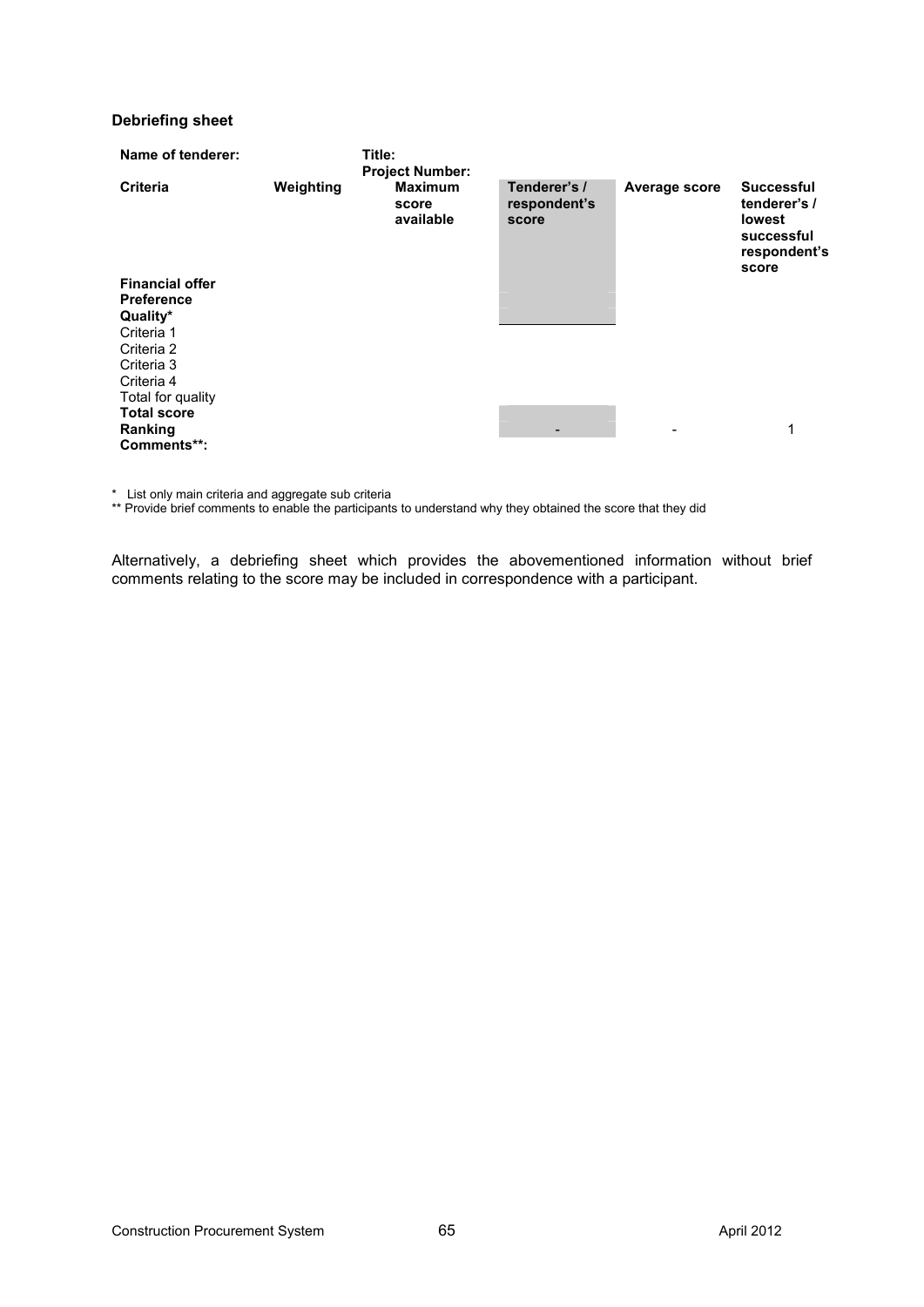**Debriefing sheet**

| **Name of tenderer:** | | **Title:** **Project Number:** | | | |
|---|---|---|---|---|---|
| **Criteria** | **Weighting** | **Maximum score available** | **Tenderer's / respondent's score** | **Average score** | **Successful tenderer's / lowest successful respondent's score** |
| **Financial offer** | | | | | |
| **Preference** | | | | | |
| **Quality*** | | | | | |
| Criteria 1 | | | | | |
| Criteria 2 | | | | | |
| Criteria 3 | | | | | |
| Criteria 4 | | | | | |
| Total for quality | | | | | |
| **Total score** | | | | | |
| **Ranking** | | | - | - | 1 |
| **Comments\*\*:** | | | | | |

\* List only main criteria and aggregate sub criteria

\*\* Provide brief comments to enable the participants to understand why they obtained the score that they did

Alternatively, a debriefing sheet which provides the abovementioned information without brief comments relating to the score may be included in correspondence with a participant.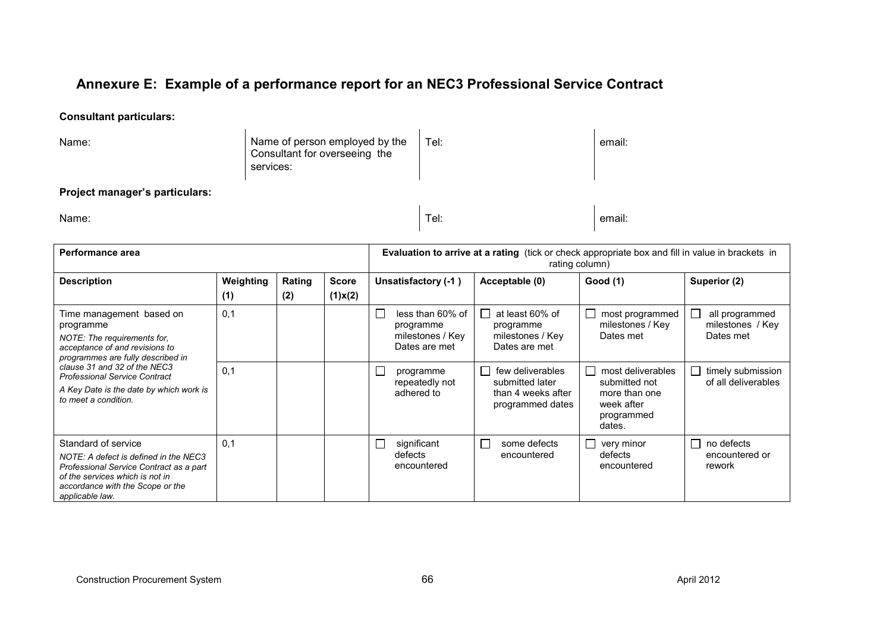## Annexure E: Example of a performance report for an NEC3 Professional Service Contract

**Consultant particulars:**

| Name: | Name of person employed by the Consultant for overseeing the services: | Tel: | email: |
|---|---|---|---|

**Project manager's particulars:**

| Name: | Tel: | email: |
|---|---|---|

| Performance area | | | | Evaluation to arrive at a rating (tick or check appropriate box and fill in value in brackets in rating column) | | | |
|---|---|---|---|---|---|---|---|
| **Description** | **Weighting (1)** | **Rating (2)** | **Score (1)x(2)** | **Unsatisfactory (-1 )** | **Acceptable (0)** | **Good (1)** | **Superior (2)** |
| Time management based on programme<br>*NOTE: The requirements for, acceptance of and revisions to programmes are fully described in clause 31 and 32 of the NEC3 Professional Service Contract*<br>*A Key Date is the date by which work is to meet a condition.* | 0,1 | | | ☐ less than 60% of programme milestones / Key Dates are met | ☐ at least 60% of programme milestones / Key Dates are met | ☐ most programmed milestones / Key Dates met | ☐ all programmed milestones / Key Dates met |
| | 0,1 | | | ☐ programme repeatedly not adhered to | ☐ few deliverables submitted later than 4 weeks after programmed dates | ☐ most deliverables submitted not more than one week after programmed dates. | ☐ timely submission of all deliverables |
| Standard of service<br>*NOTE: A defect is defined in the NEC3 Professional Service Contract as a part of the services which is not in accordance with the Scope or the applicable law.* | 0,1 | | | ☐ significant defects encountered | ☐ some defects encountered | ☐ very minor defects encountered | ☐ no defects encountered or rework |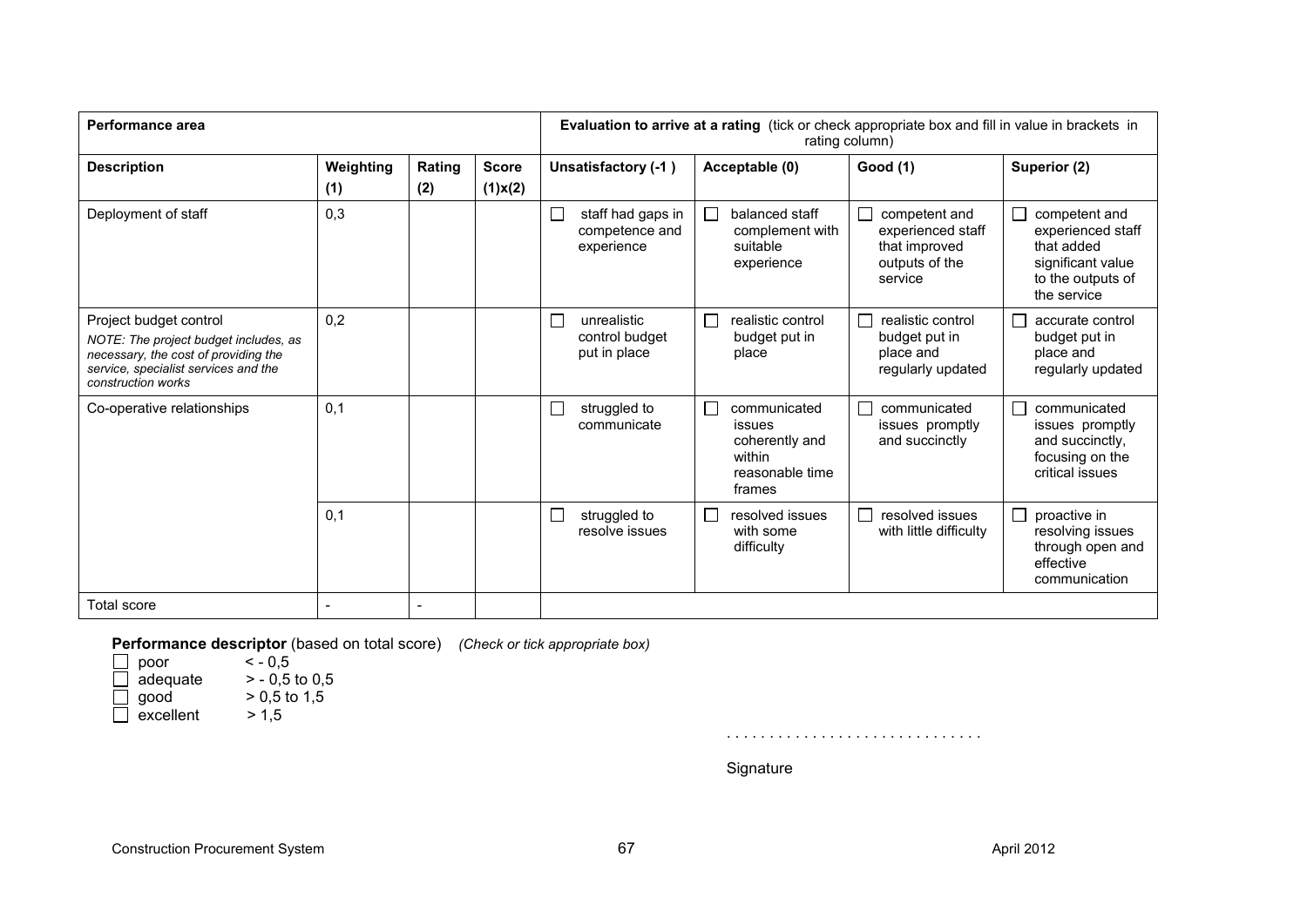| Performance area | | | | Evaluation to arrive at a rating (tick or check appropriate box and fill in value in brackets in rating column) | | | |
|---|---|---|---|---|---|---|---|
| **Description** | **Weighting (1)** | **Rating (2)** | **Score (1)x(2)** | **Unsatisfactory (-1 )** | **Acceptable (0)** | **Good (1)** | **Superior (2)** |
| Deployment of staff | 0,3 | | | ☐ staff had gaps in competence and experience | ☐ balanced staff complement with suitable experience | ☐ competent and experienced staff that improved outputs of the service | ☐ competent and experienced staff that added significant value to the outputs of the service |
| Project budget control<br>*NOTE: The project budget includes, as necessary, the cost of providing the service, specialist services and the construction works* | 0,2 | | | ☐ unrealistic control budget put in place | ☐ realistic control budget put in place | ☐ realistic control budget put in place and regularly updated | ☐ accurate control budget put in place and regularly updated |
| Co-operative relationships | 0,1 | | | ☐ struggled to communicate | ☐ communicated issues coherently and within reasonable time frames | ☐ communicated issues promptly and succinctly | ☐ communicated issues promptly and succinctly, focusing on the critical issues |
| | 0,1 | | | ☐ struggled to resolve issues | ☐ resolved issues with some difficulty | ☐ resolved issues with little difficulty | ☐ proactive in resolving issues through open and effective communication |
| Total score | - | - | | | | | |

**Performance descriptor** (based on total score) *(Check or tick appropriate box)*

- ☐ poor < - 0,5
- ☐ adequate > - 0,5 to 0,5
- ☐ good > 0,5 to 1,5
- ☐ excellent > 1,5

. . . . . . . . . . . . . . . . . . . . . . . . . . . . . .

Signature